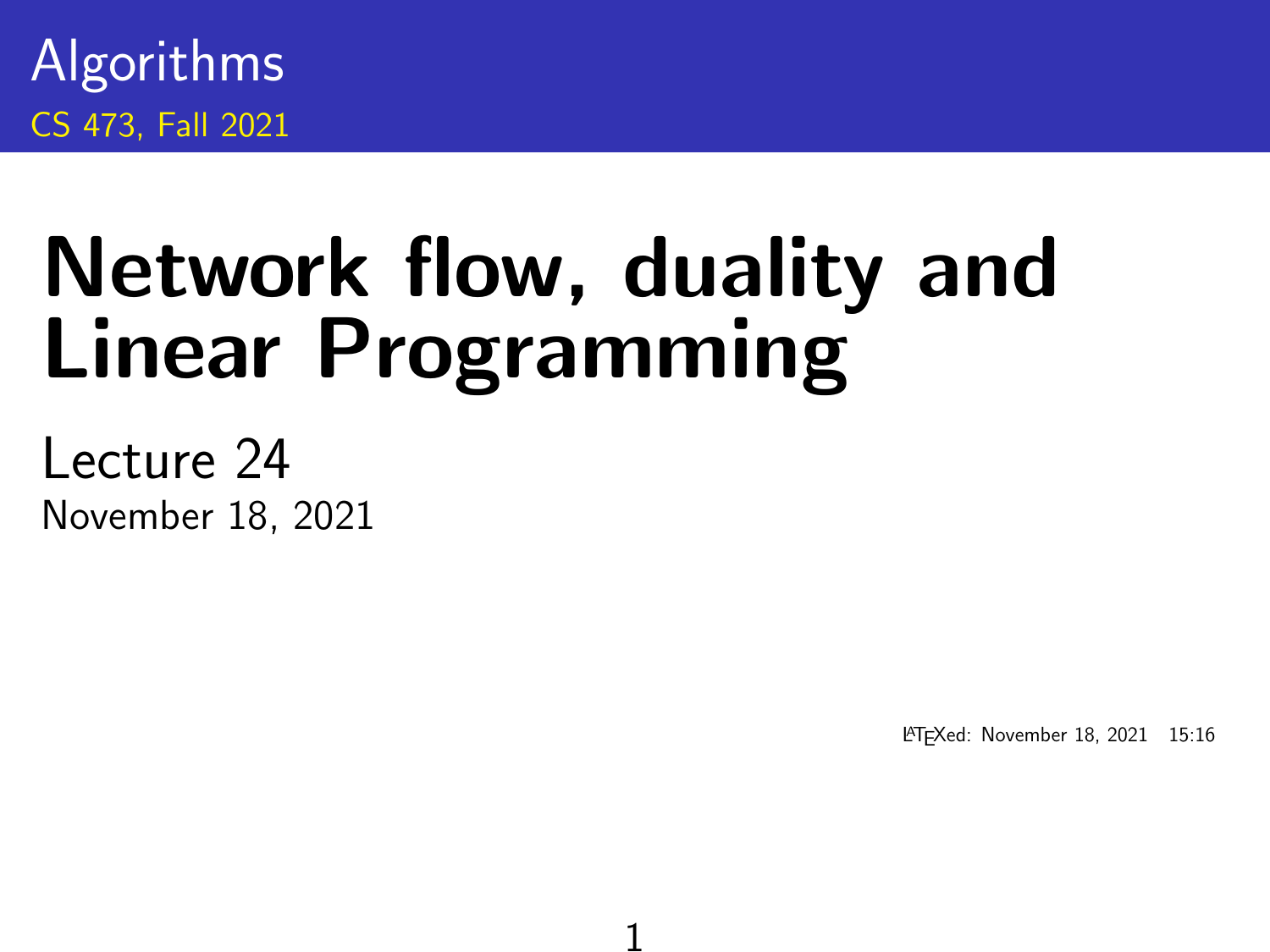Algorithms

CS 473, Fall 2021

# Network flow, duality and Linear Programming

Lecture 24

November 18, 2021

LaTeXed: November 18, 2021 15:16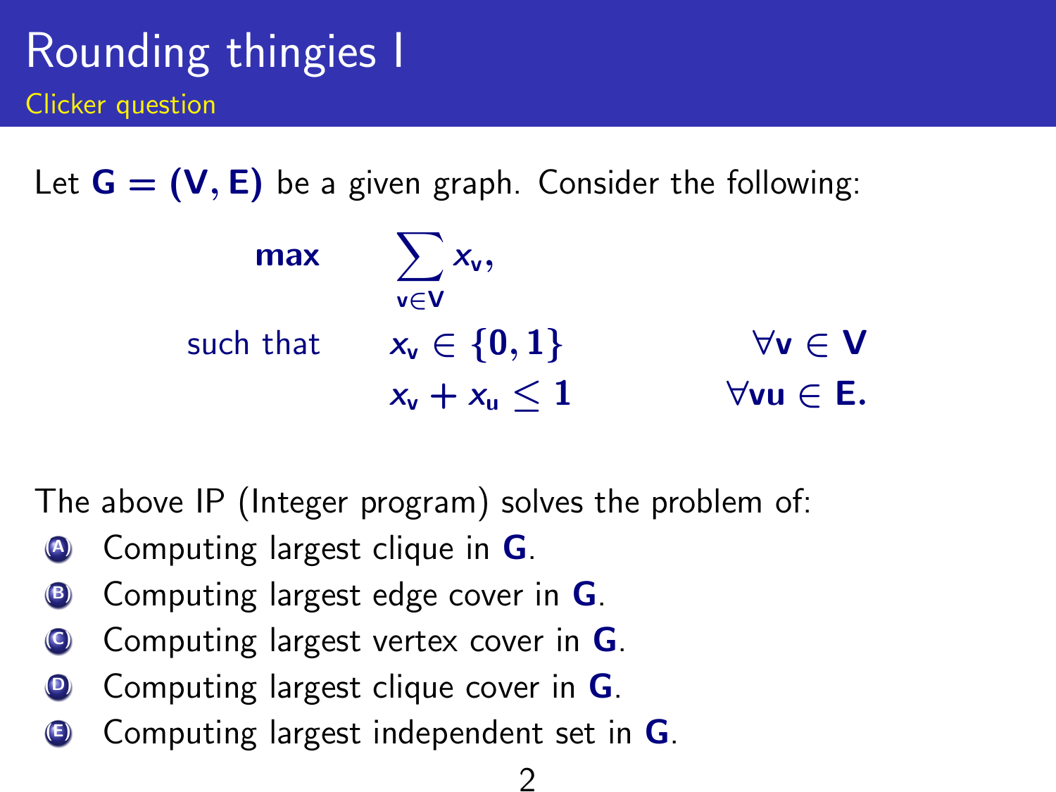# Rounding thingies I

## Clicker question

Let $\mathbf{G} = (\mathbf{V}, \mathbf{E})$ be a given graph. Consider the following:

$$
\begin{aligned}
\textbf{max} \quad & \sum_{v \in V} x_v, & \\
\text{such that} \quad & x_v \in \{0, 1\} & \forall v \in V \\
& x_v + x_u \leq 1 & \forall vu \in E.
\end{aligned}
$$

The above IP (Integer program) solves the problem of:

- (A) Computing largest clique in $\mathbf{G}$.
- (B) Computing largest edge cover in $\mathbf{G}$.
- (C) Computing largest vertex cover in $\mathbf{G}$.
- (D) Computing largest clique cover in $\mathbf{G}$.
- (E) Computing largest independent set in $\mathbf{G}$.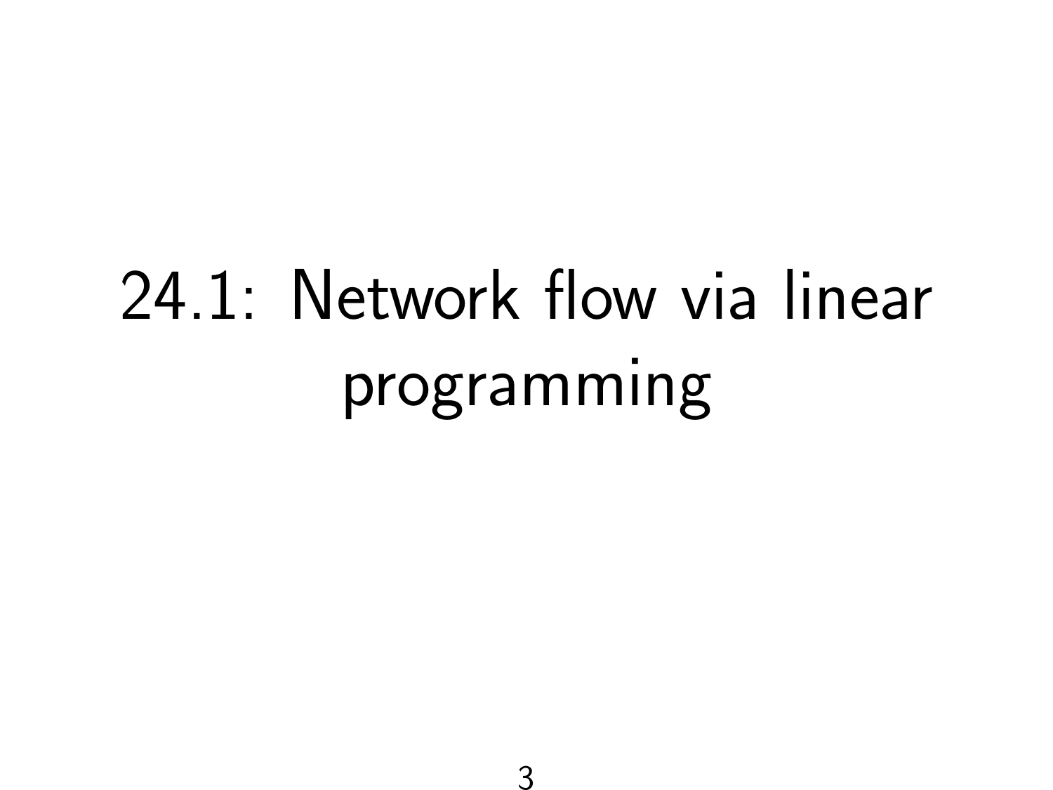# 24.1: Network flow via linear programming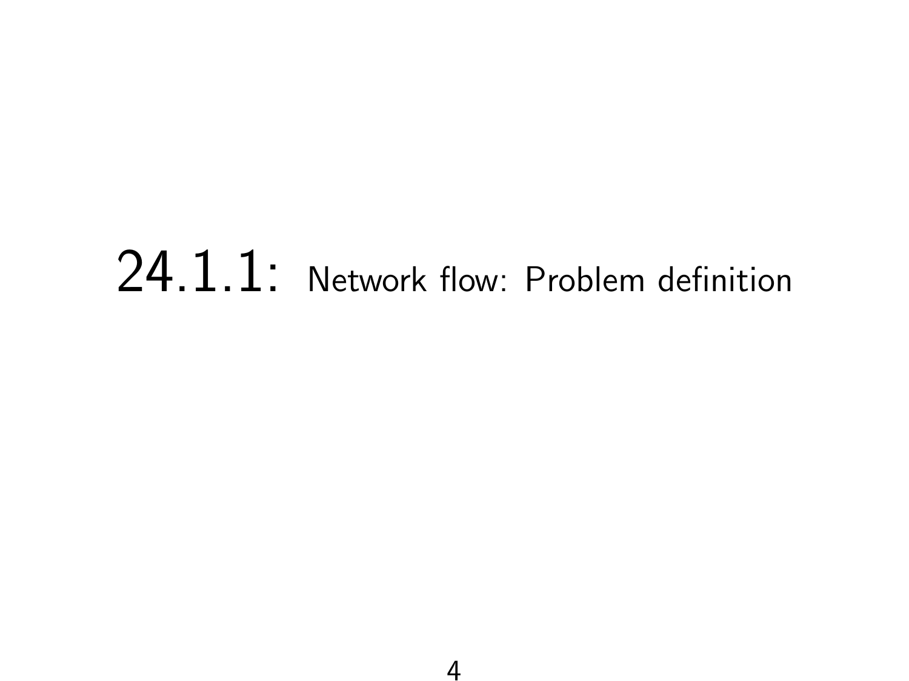# 24.1.1: Network flow: Problem definition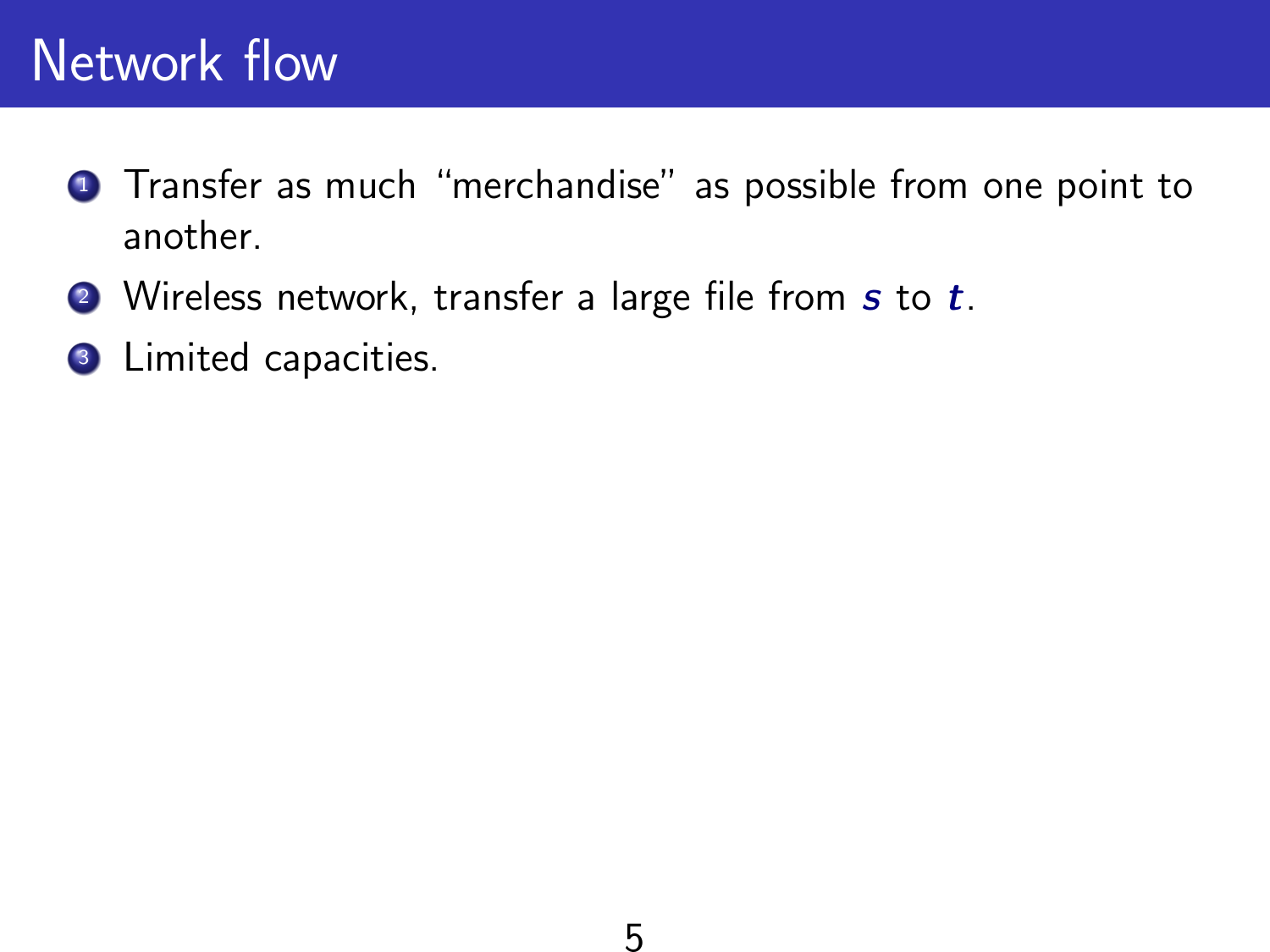# Network flow

1. Transfer as much "merchandise" as possible from one point to another.
2. Wireless network, transfer a large file from $s$ to $t$.
3. Limited capacities.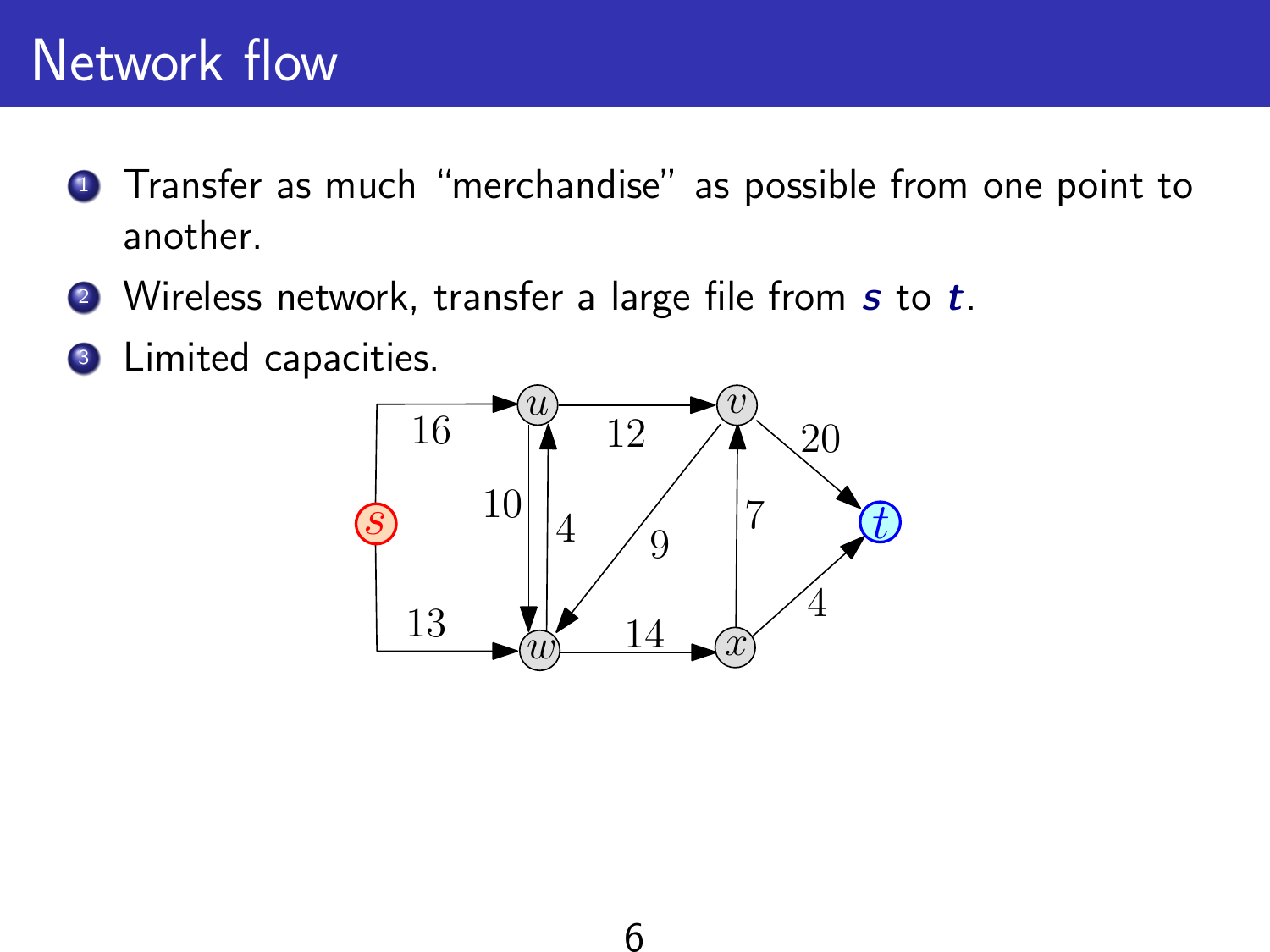# Network flow

1. Transfer as much "merchandise" as possible from one point to another.
2. Wireless network, transfer a large file from ***s*** to ***t***.
3. Limited capacities.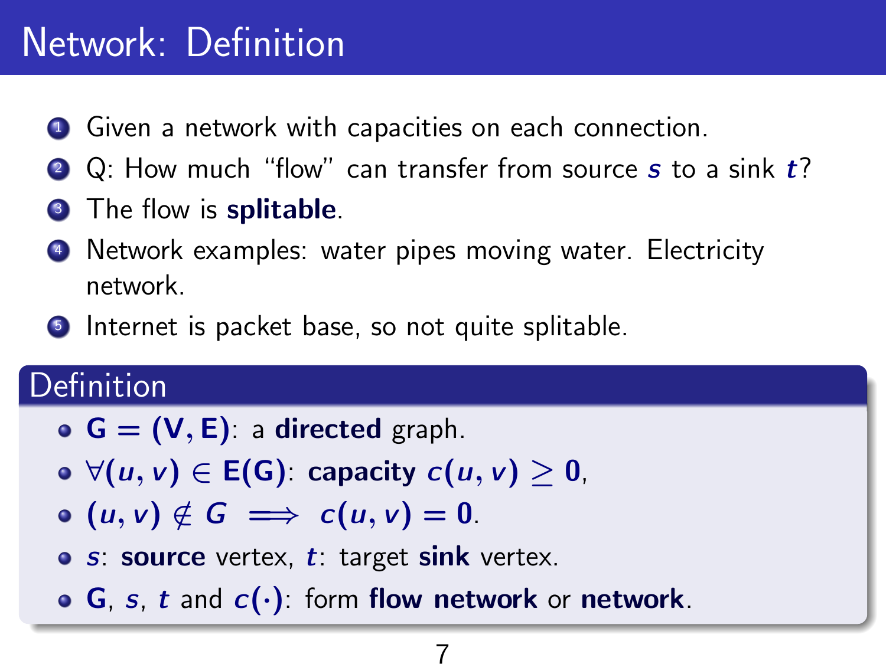# Network: Definition

1. Given a network with capacities on each connection.
2. Q: How much "flow" can transfer from source $s$ to a sink $t$?
3. The flow is **splitable**.
4. Network examples: water pipes moving water. Electricity network.
5. Internet is packet base, so not quite splitable.

## Definition

- $\mathbf{G = (V, E)}$: a **directed** graph.
- $\forall (u, v) \in \mathbf{E(G)}$: **capacity** $c(u, v) \geq 0$,
- $(u, v) \notin G \implies c(u, v) = 0$.
- $s$: **source** vertex, $t$: target **sink** vertex.
- $\mathbf{G}$, $s$, $t$ and $c(\cdot)$: form **flow network** or **network**.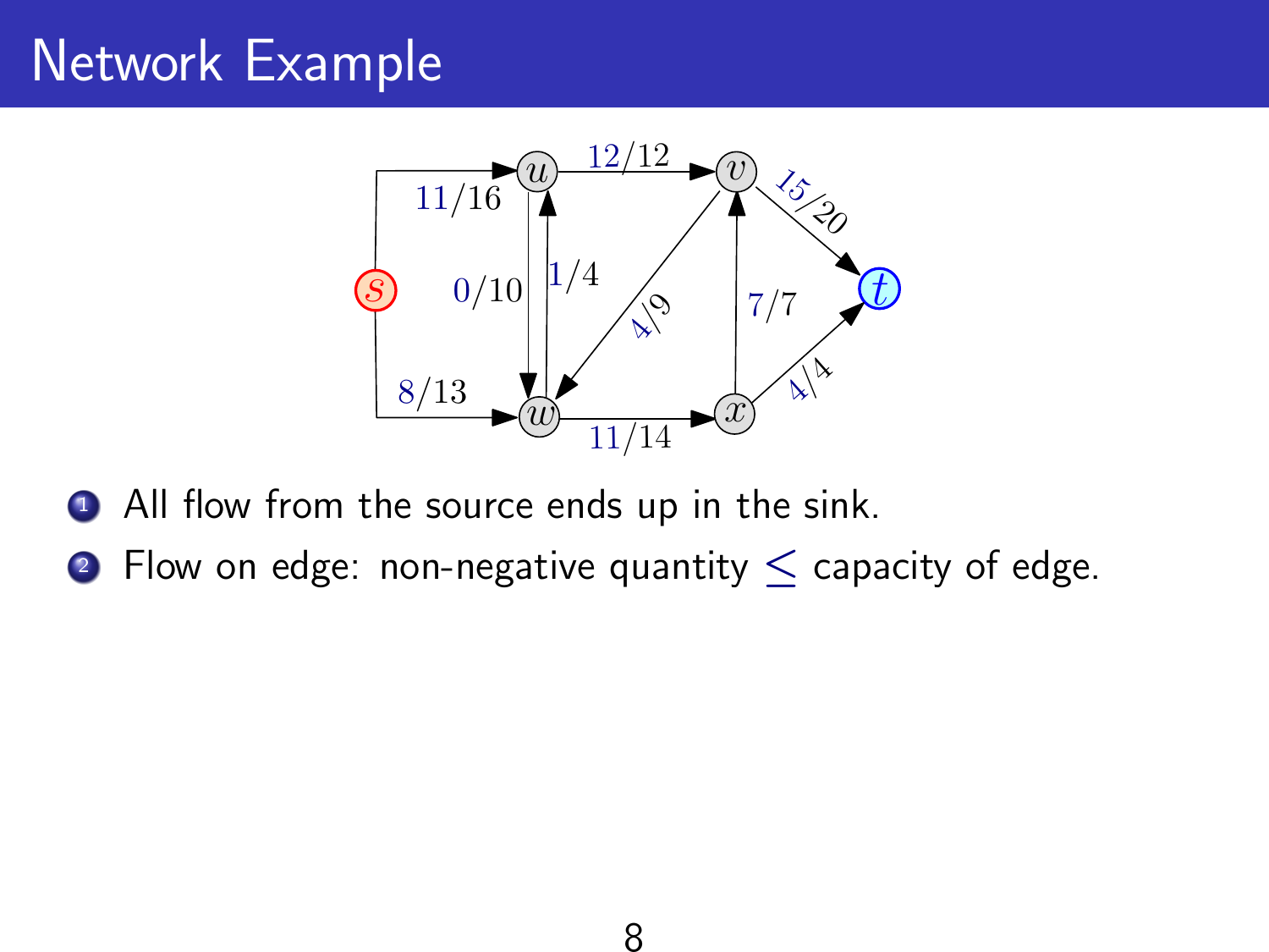# Network Example

1. All flow from the source ends up in the sink.
2. Flow on edge: non-negative quantity $\leq$ capacity of edge.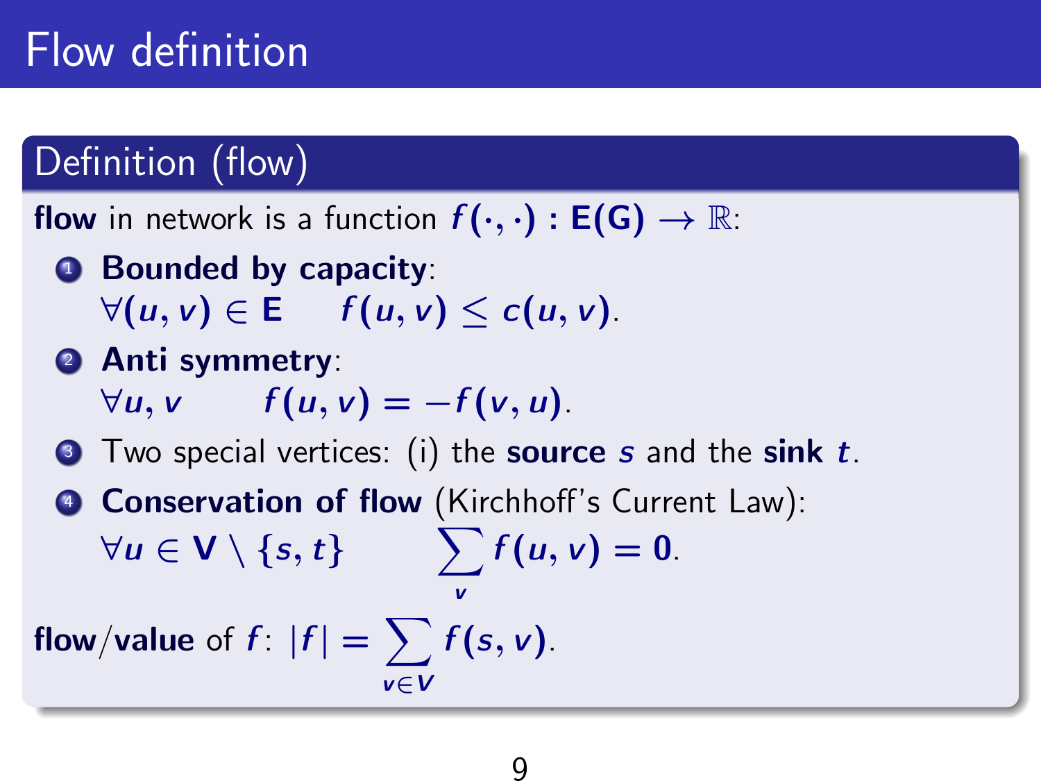# Flow definition

## Definition (flow)

**flow** in network is a function $f(\cdot,\cdot) : \mathbf{E(G)} \rightarrow \mathbb{R}$:

1. **Bounded by capacity**:
   $\forall (u, v) \in \mathbf{E} \qquad f(u, v) \leq c(u, v)$.
2. **Anti symmetry**:
   $\forall u, v \qquad f(u, v) = -f(v, u)$.
3. Two special vertices: (i) the **source** $s$ and the **sink** $t$.
4. **Conservation of flow** (Kirchhoff's Current Law):
   $\forall u \in \mathbf{V} \setminus \{s, t\} \qquad \sum_{v} f(u, v) = 0$.

**flow**/**value** of $f$: $|f| = \sum_{v \in V} f(s, v)$.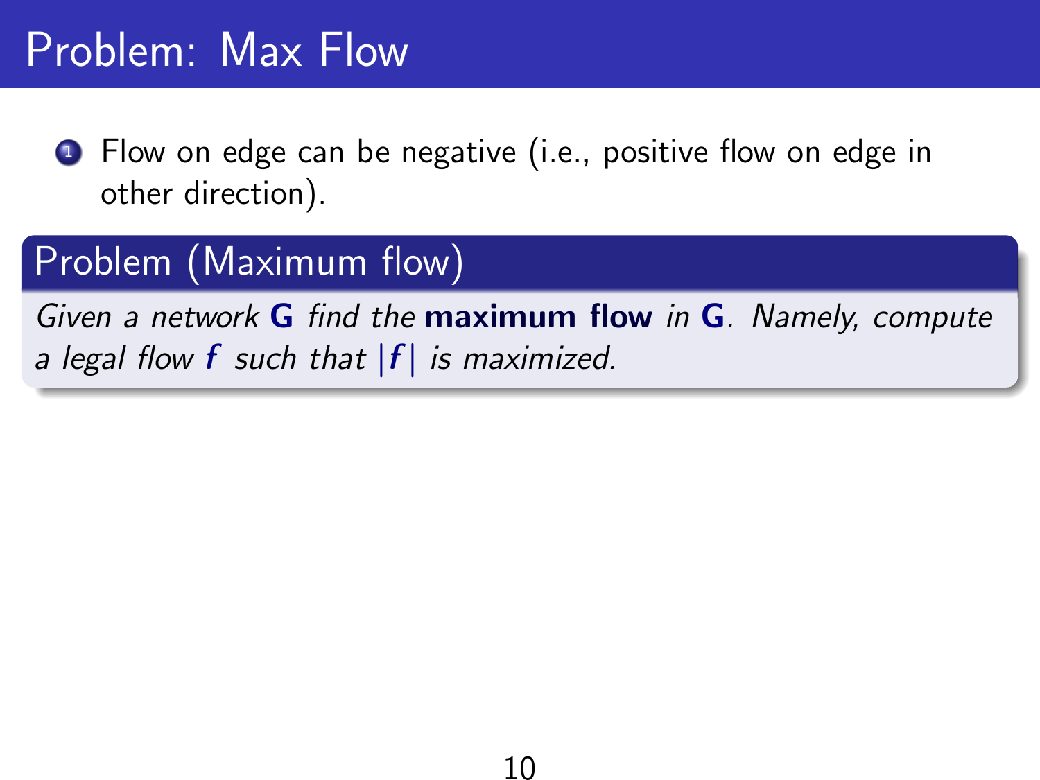# Problem: Max Flow

1. Flow on edge can be negative (i.e., positive flow on edge in other direction).

**Problem (Maximum flow)**

*Given a network* $\mathbf{G}$ *find the* **maximum flow** *in* $\mathbf{G}$*. Namely, compute a legal flow* $f$ *such that* $|f|$ *is maximized.*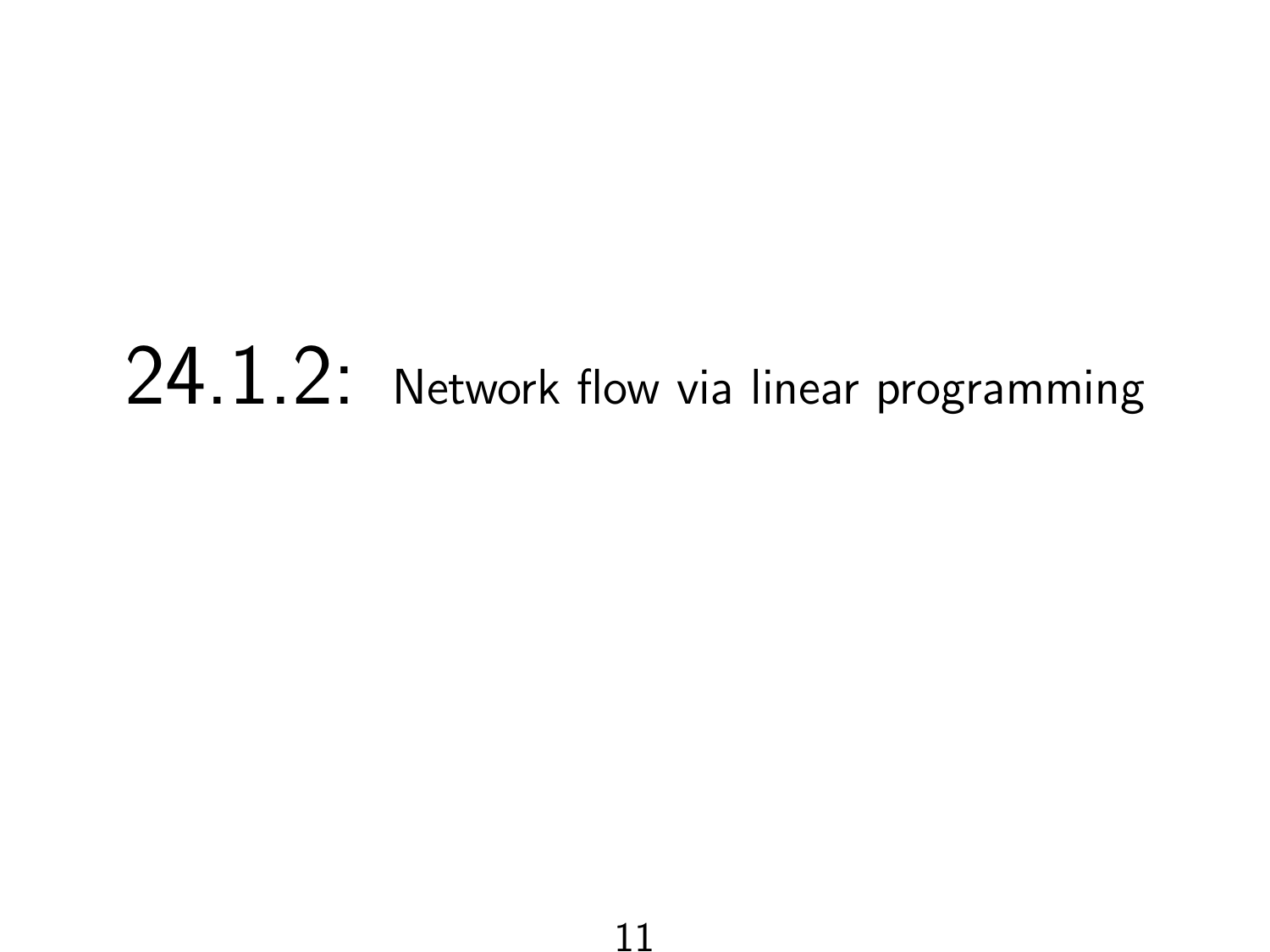# 24.1.2: Network flow via linear programming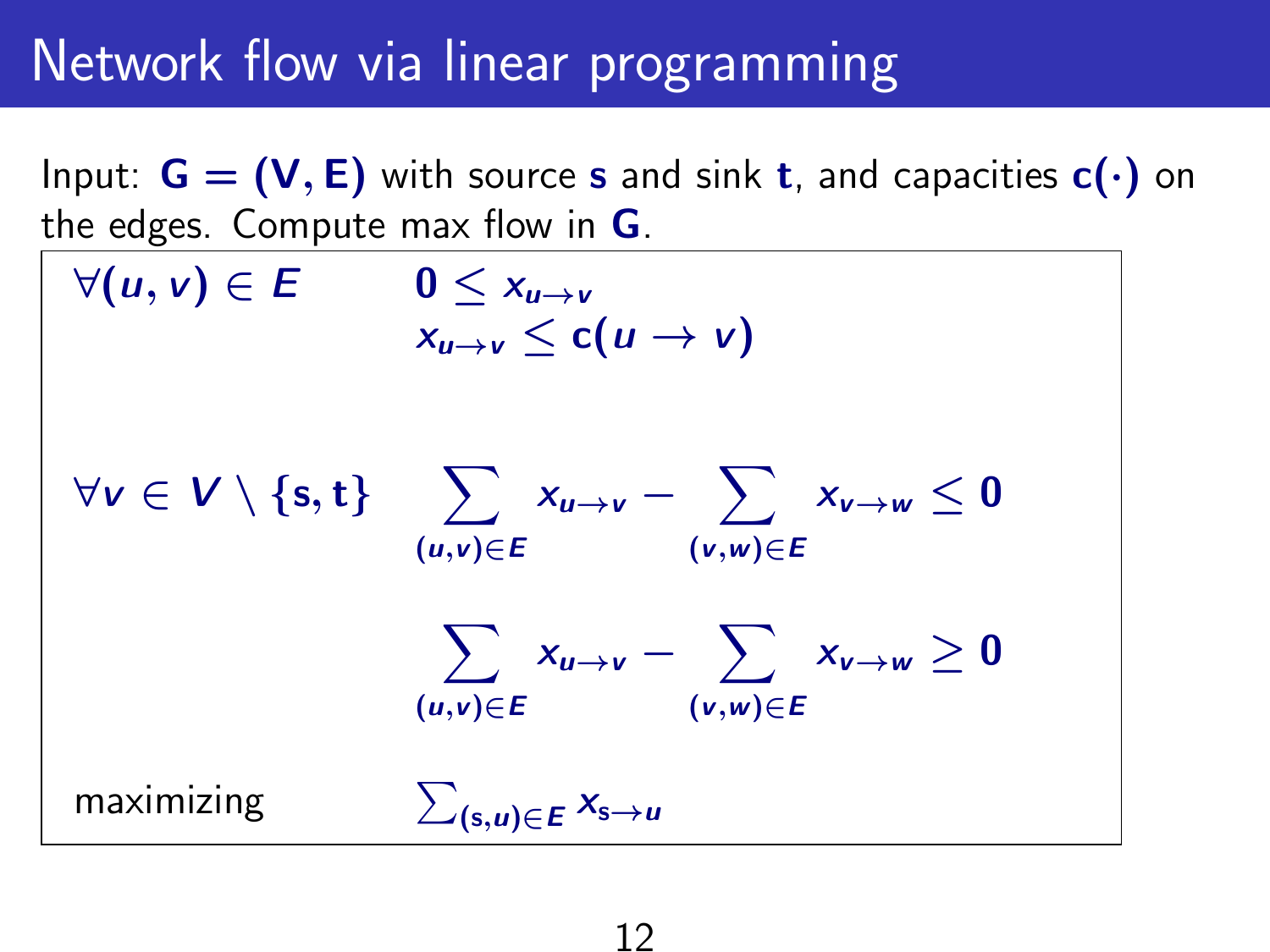# Network flow via linear programming

Input: $\mathbf{G} = (\mathbf{V}, \mathbf{E})$ with source $\mathbf{s}$ and sink $\mathbf{t}$, and capacities $\mathbf{c}(\cdot)$ on the edges. Compute max flow in $\mathbf{G}$.

$$
\begin{array}{ll}
\forall (u,v) \in E & 0 \leq x_{u \to v} \\
 & x_{u \to v} \leq c(u \to v) \\
 & \\
\forall v \in V \setminus \{s, t\} & \displaystyle\sum_{(u,v) \in E} x_{u \to v} - \sum_{(v,w) \in E} x_{v \to w} \leq 0 \\
 & \displaystyle\sum_{(u,v) \in E} x_{u \to v} - \sum_{(v,w) \in E} x_{v \to w} \geq 0 \\
\text{maximizing} & \sum_{(s,u) \in E} x_{s \to u}
\end{array}
$$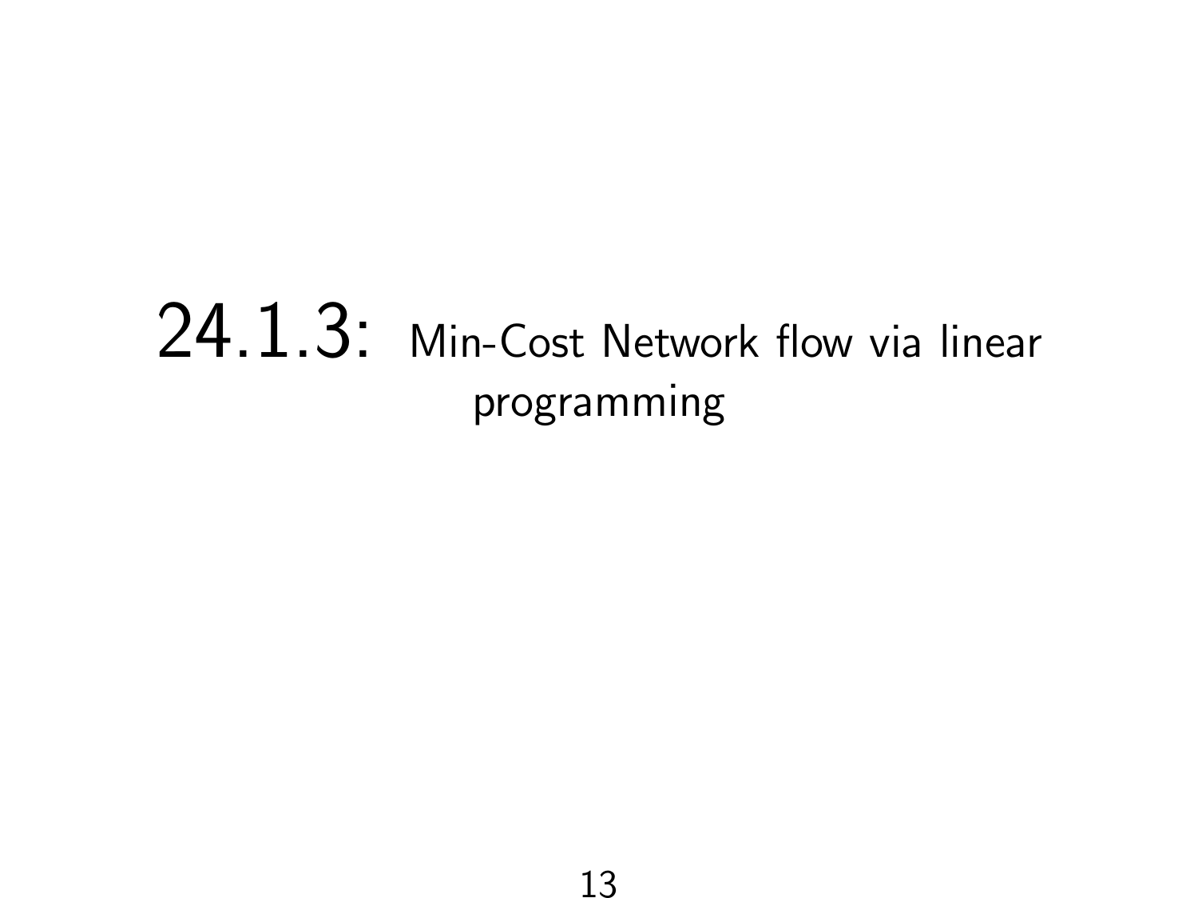# 24.1.3: Min-Cost Network flow via linear programming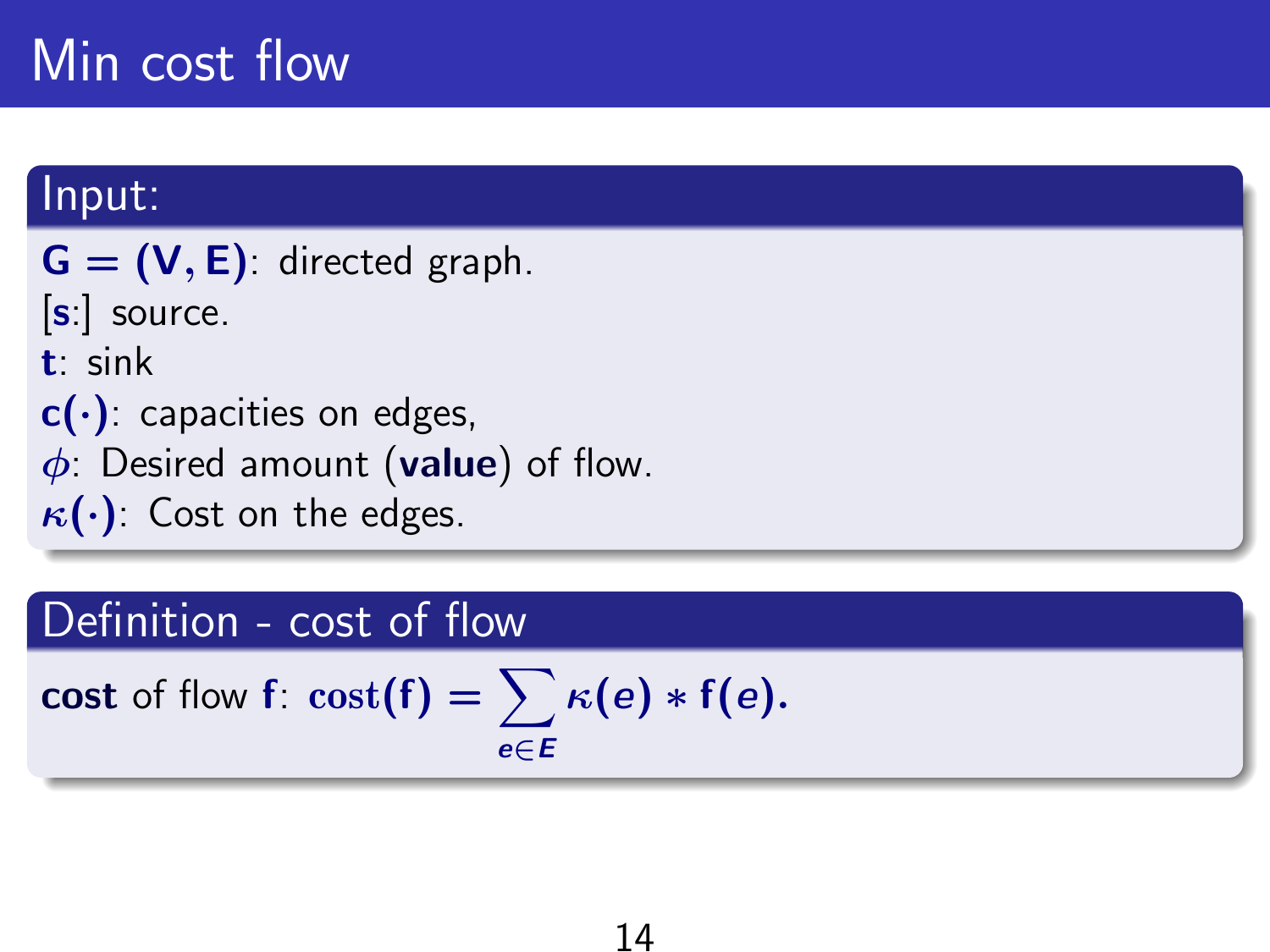# Min cost flow

## Input:

$\mathbf{G} = (\mathbf{V}, \mathbf{E})$: directed graph.
[**s**:] source.
**t**: sink
$\mathbf{c}(\cdot)$: capacities on edges,
$\phi$: Desired amount (**value**) of flow.
$\kappa(\cdot)$: Cost on the edges.

## Definition - cost of flow

**cost** of flow **f**: $\mathrm{cost}(\mathbf{f}) = \sum_{e \in E} \kappa(e) * \mathbf{f}(e).$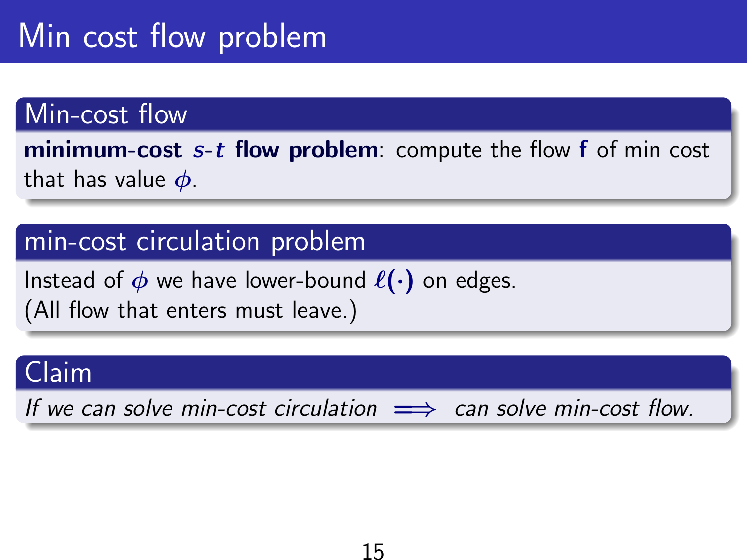# Min cost flow problem

## Min-cost flow

**minimum-cost** $s$-$t$ **flow problem**: compute the flow $\mathbf{f}$ of min cost that has value $\phi$.

## min-cost circulation problem

Instead of $\phi$ we have lower-bound $\ell(\cdot)$ on edges.
(All flow that enters must leave.)

## Claim

*If we can solve min-cost circulation* $\implies$ *can solve min-cost flow.*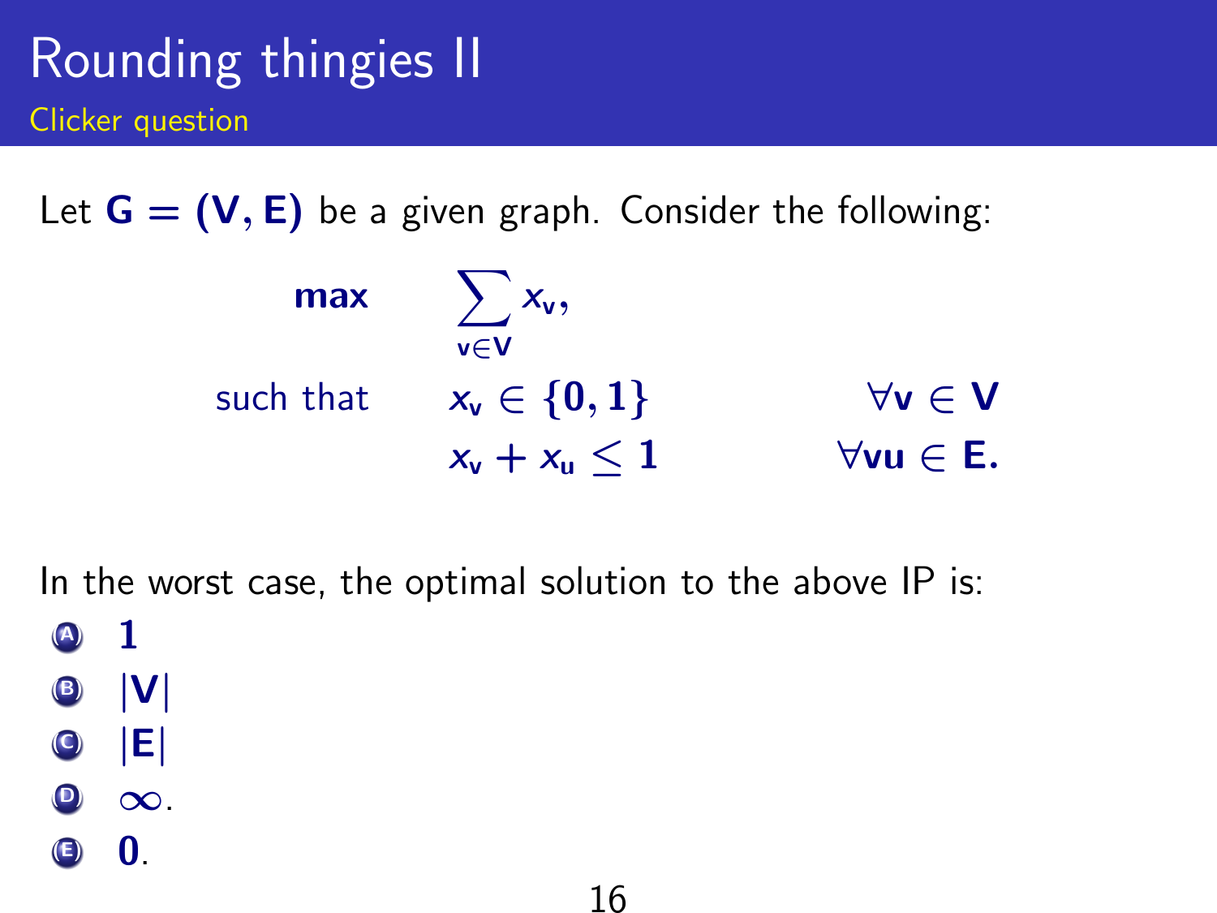# Rounding thingies II

## Clicker question

Let $\mathbf{G} = (\mathbf{V}, \mathbf{E})$ be a given graph. Consider the following:

$$
\begin{aligned}
\max \quad & \sum_{v \in V} x_v, & \\
\text{such that} \quad & x_v \in \{0, 1\} & \forall v \in V \\
& x_v + x_u \leq 1 & \forall vu \in E.
\end{aligned}
$$

In the worst case, the optimal solution to the above IP is:

- (A) $\mathbf{1}$
- (B) $|\mathbf{V}|$
- (C) $|\mathbf{E}|$
- (D) $\infty$.
- (E) $\mathbf{0}$.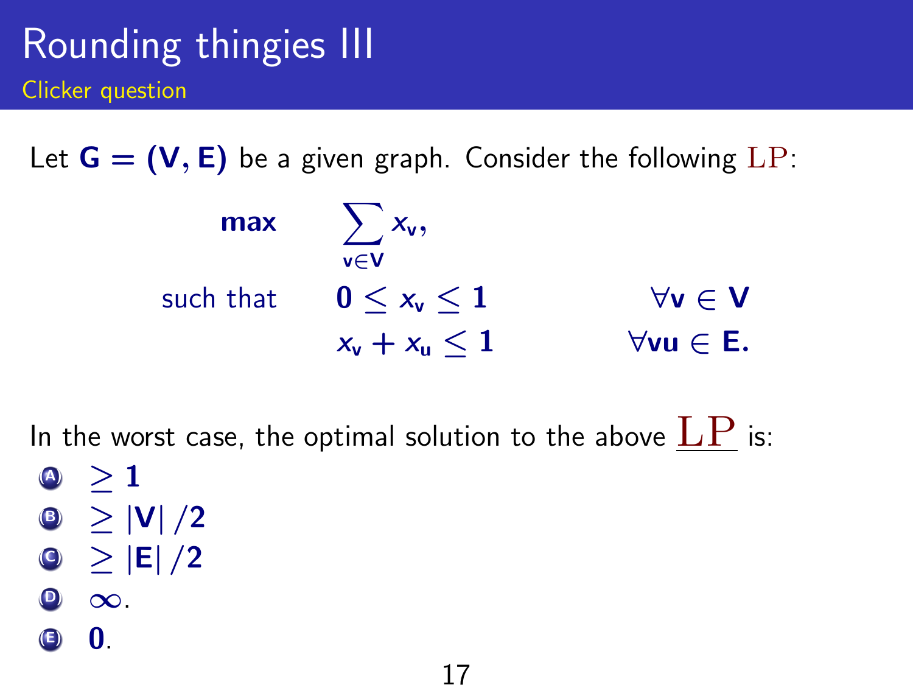# Rounding thingies III

## Clicker question

Let $\mathbf{G} = (\mathbf{V}, \mathbf{E})$ be a given graph. Consider the following LP:

$$
\begin{aligned}
\textbf{max} \quad & \sum_{\mathbf{v} \in \mathbf{V}} x_{\mathbf{v}}, & \\
\text{such that} \quad & 0 \leq x_{\mathbf{v}} \leq 1 & \forall \mathbf{v} \in \mathbf{V} \\
& x_{\mathbf{v}} + x_{\mathbf{u}} \leq 1 & \forall \mathbf{vu} \in \mathbf{E}.
\end{aligned}
$$

In the worst case, the optimal solution to the above LP is:

- (A) $\geq 1$
- (B) $\geq |\mathbf{V}| / 2$
- (C) $\geq |\mathbf{E}| / 2$
- (D) $\infty$.
- (E) $0$.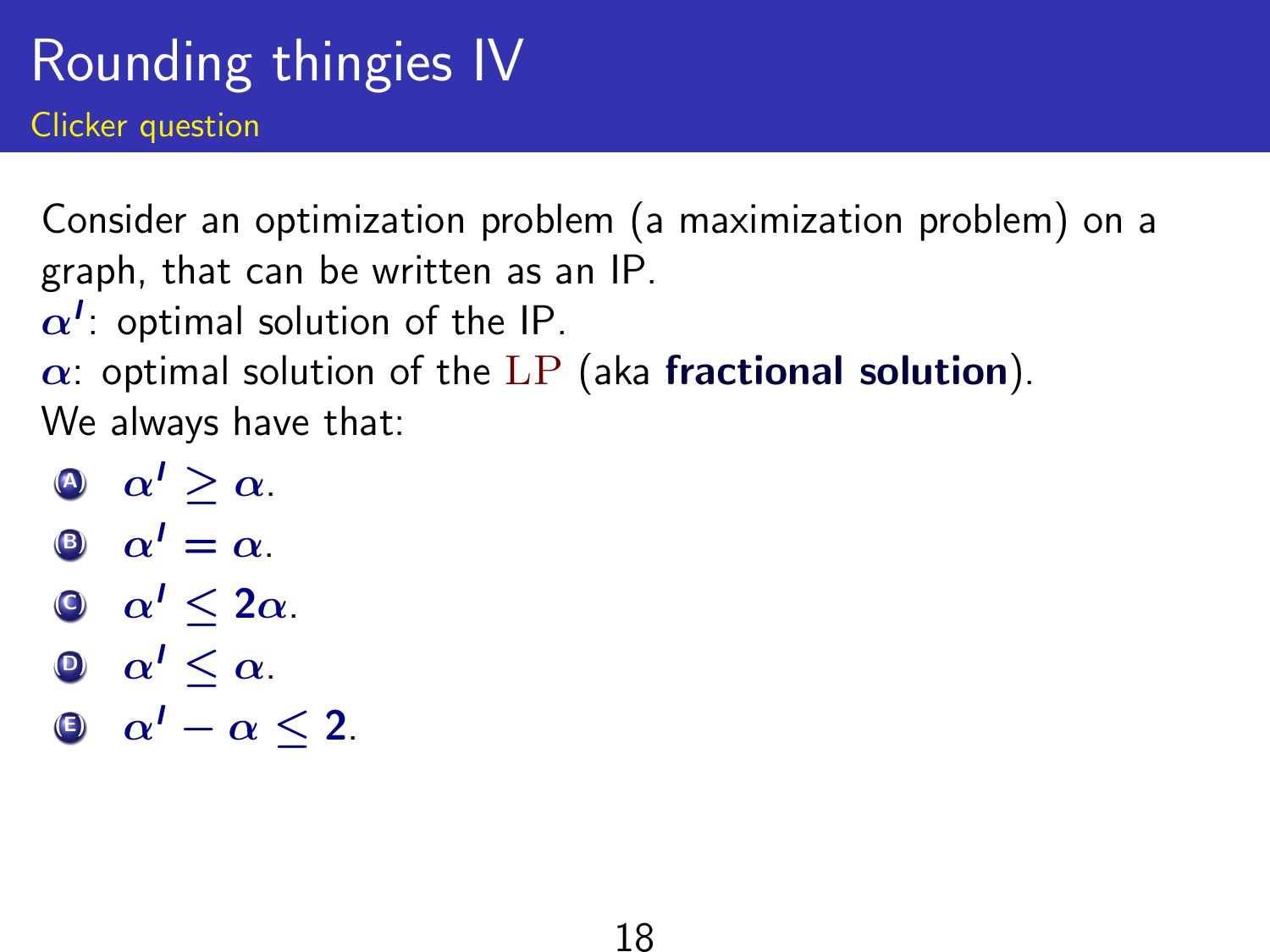# Rounding thingies IV

## Clicker question

Consider an optimization problem (a maximization problem) on a graph, that can be written as an IP.

$\alpha^I$: optimal solution of the IP.

$\alpha$: optimal solution of the LP (aka **fractional solution**).

We always have that:

- (A) $\alpha^I \geq \alpha$.
- (B) $\alpha^I = \alpha$.
- (C) $\alpha^I \leq 2\alpha$.
- (D) $\alpha^I \leq \alpha$.
- (E) $\alpha^I - \alpha \leq 2$.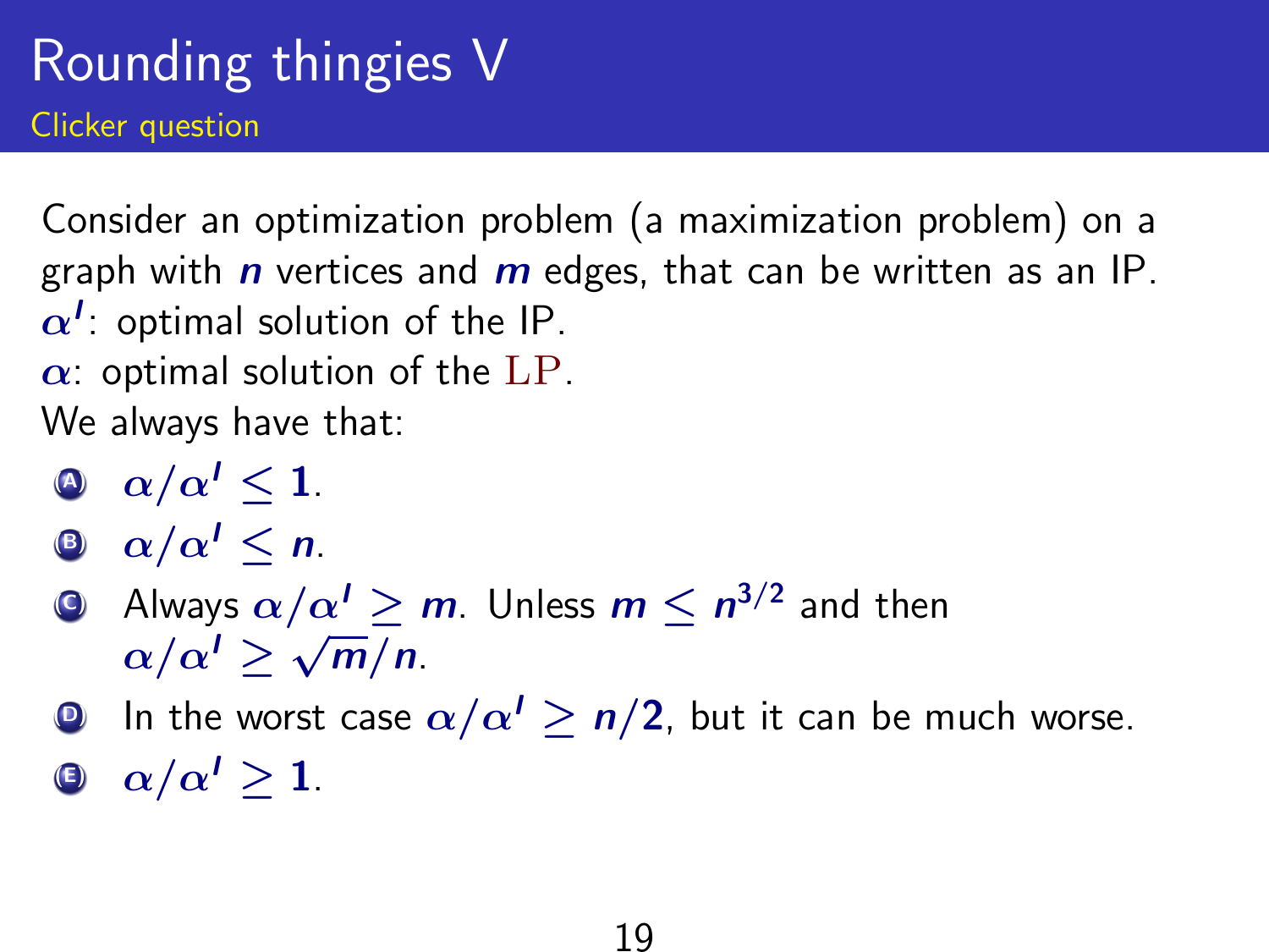# Rounding thingies V

## Clicker question

Consider an optimization problem (a maximization problem) on a graph with $n$ vertices and $m$ edges, that can be written as an IP.
$\alpha^I$: optimal solution of the IP.
$\alpha$: optimal solution of the LP.
We always have that:

- (A) $\alpha/\alpha^I \leq 1$.
- (B) $\alpha/\alpha^I \leq n$.
- (C) Always $\alpha/\alpha^I \geq m$. Unless $m \leq n^{3/2}$ and then $\alpha/\alpha^I \geq \sqrt{m}/n$.
- (D) In the worst case $\alpha/\alpha^I \geq n/2$, but it can be much worse.
- (E) $\alpha/\alpha^I \geq 1$.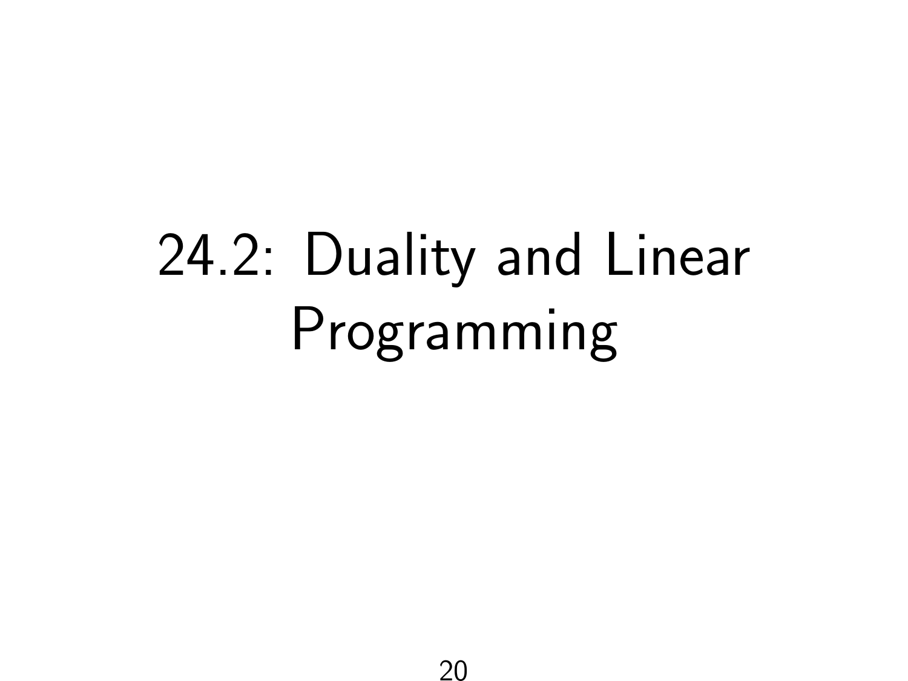# 24.2: Duality and Linear Programming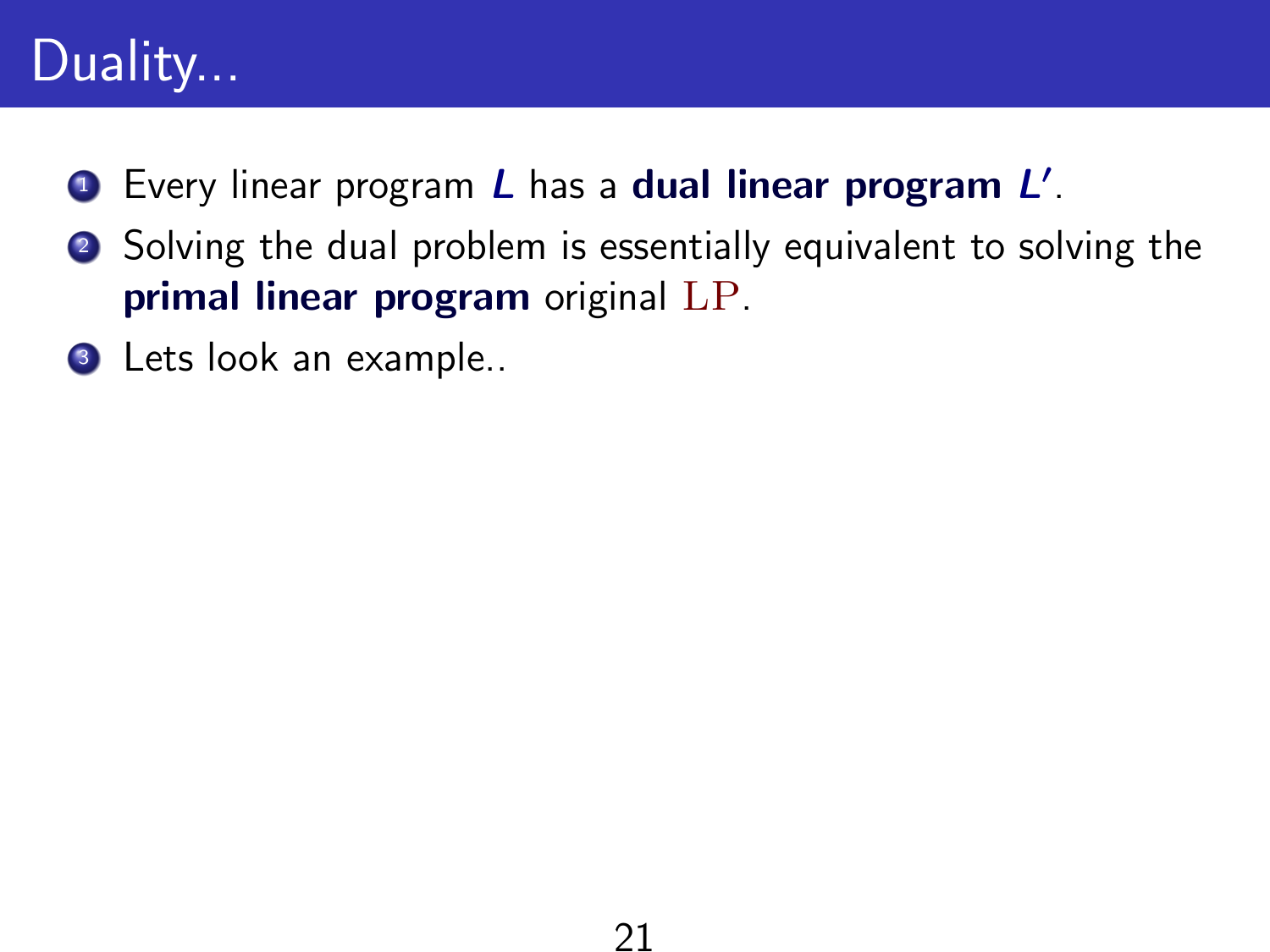# Duality...

1. Every linear program $L$ has a **dual linear program** $L'$.
2. Solving the dual problem is essentially equivalent to solving the **primal linear program** original $\mathrm{LP}$.
3. Lets look an example..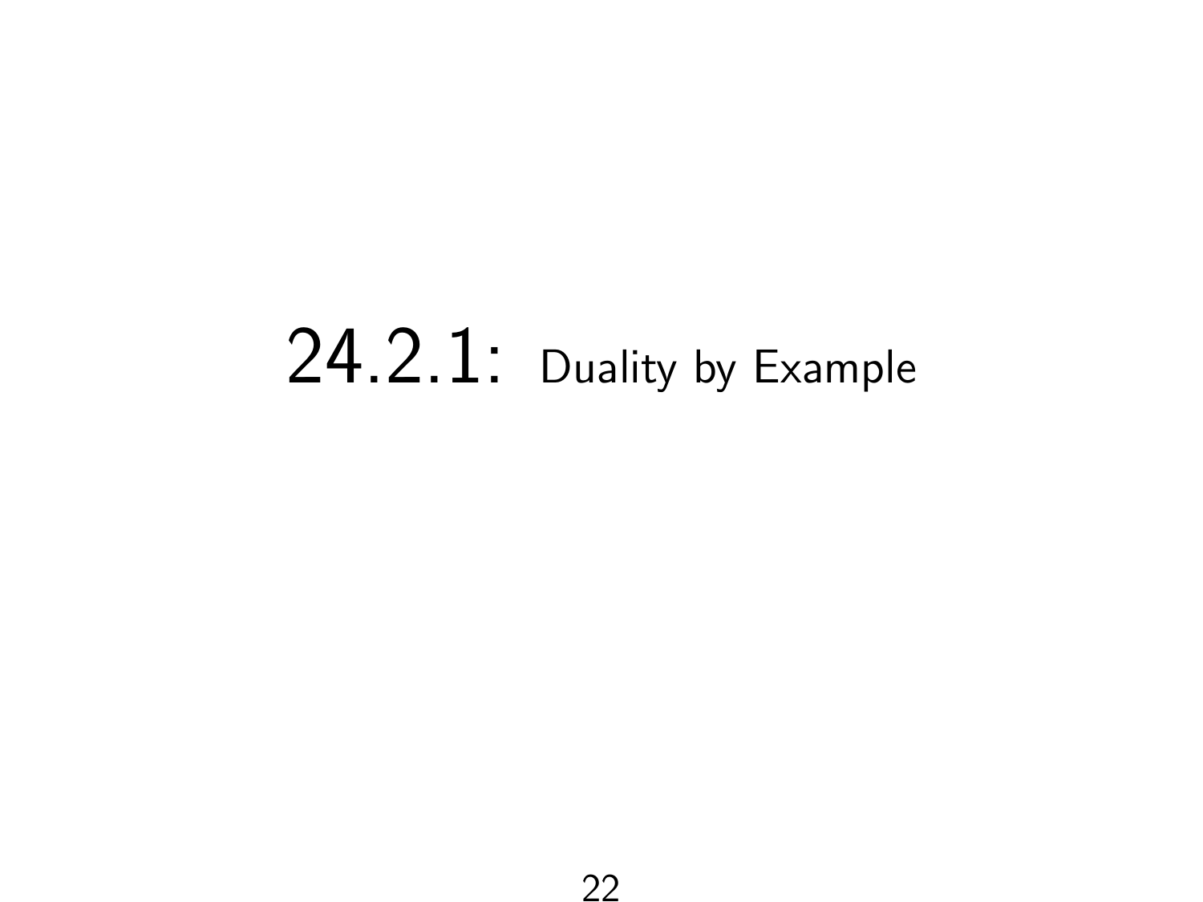# 24.2.1: Duality by Example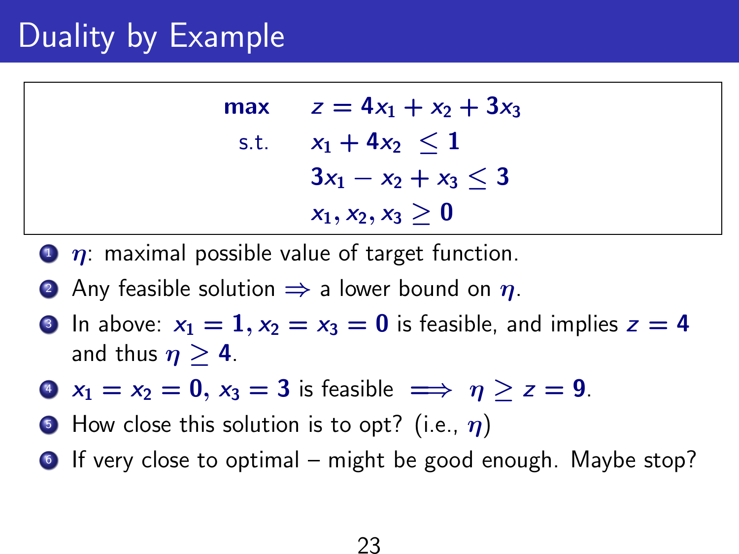# Duality by Example

$$
\begin{aligned}
\max \quad & z = 4x_1 + x_2 + 3x_3 \\
\text{s.t.} \quad & x_1 + 4x_2 \le 1 \\
& 3x_1 - x_2 + x_3 \le 3 \\
& x_1, x_2, x_3 \ge 0
\end{aligned}
$$

1. $\eta$: maximal possible value of target function.
2. Any feasible solution $\Rightarrow$ a lower bound on $\eta$.
3. In above: $x_1 = 1, x_2 = x_3 = 0$ is feasible, and implies $z = 4$ and thus $\eta \ge 4$.
4. $x_1 = x_2 = 0$, $x_3 = 3$ is feasible $\implies \eta \ge z = 9$.
5. How close this solution is to opt? (i.e., $\eta$)
6. If very close to optimal – might be good enough. Maybe stop?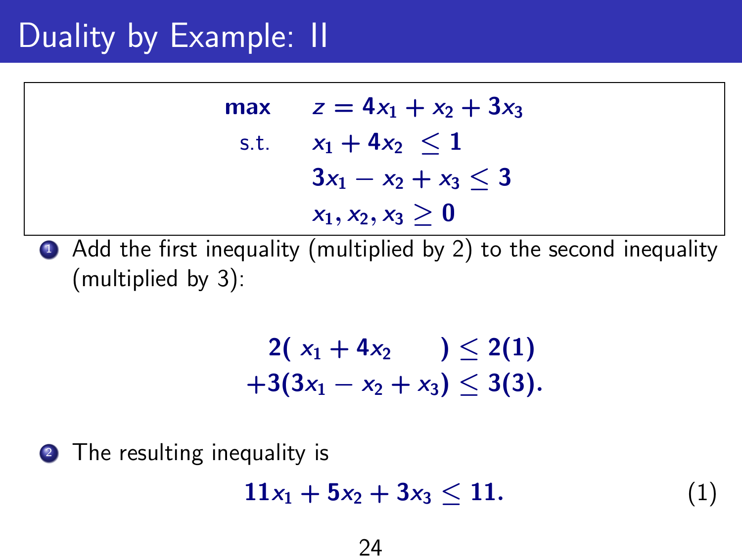# Duality by Example: II

$$
\begin{array}{ll}
\textbf{max} & z = 4x_1 + x_2 + 3x_3 \\
\text{s.t.} & x_1 + 4x_2 \leq 1 \\
& 3x_1 - x_2 + x_3 \leq 3 \\
& x_1, x_2, x_3 \geq 0
\end{array}
$$

1. Add the first inequality (multiplied by 2) to the second inequality (multiplied by 3):

$$
\begin{array}{r}
2(\; x_1 + 4x_2 \qquad) \leq 2(1) \\
+3(3x_1 - x_2 + x_3) \leq 3(3).
\end{array}
$$

2. The resulting inequality is

$$
11x_1 + 5x_2 + 3x_3 \leq 11. \tag{1}
$$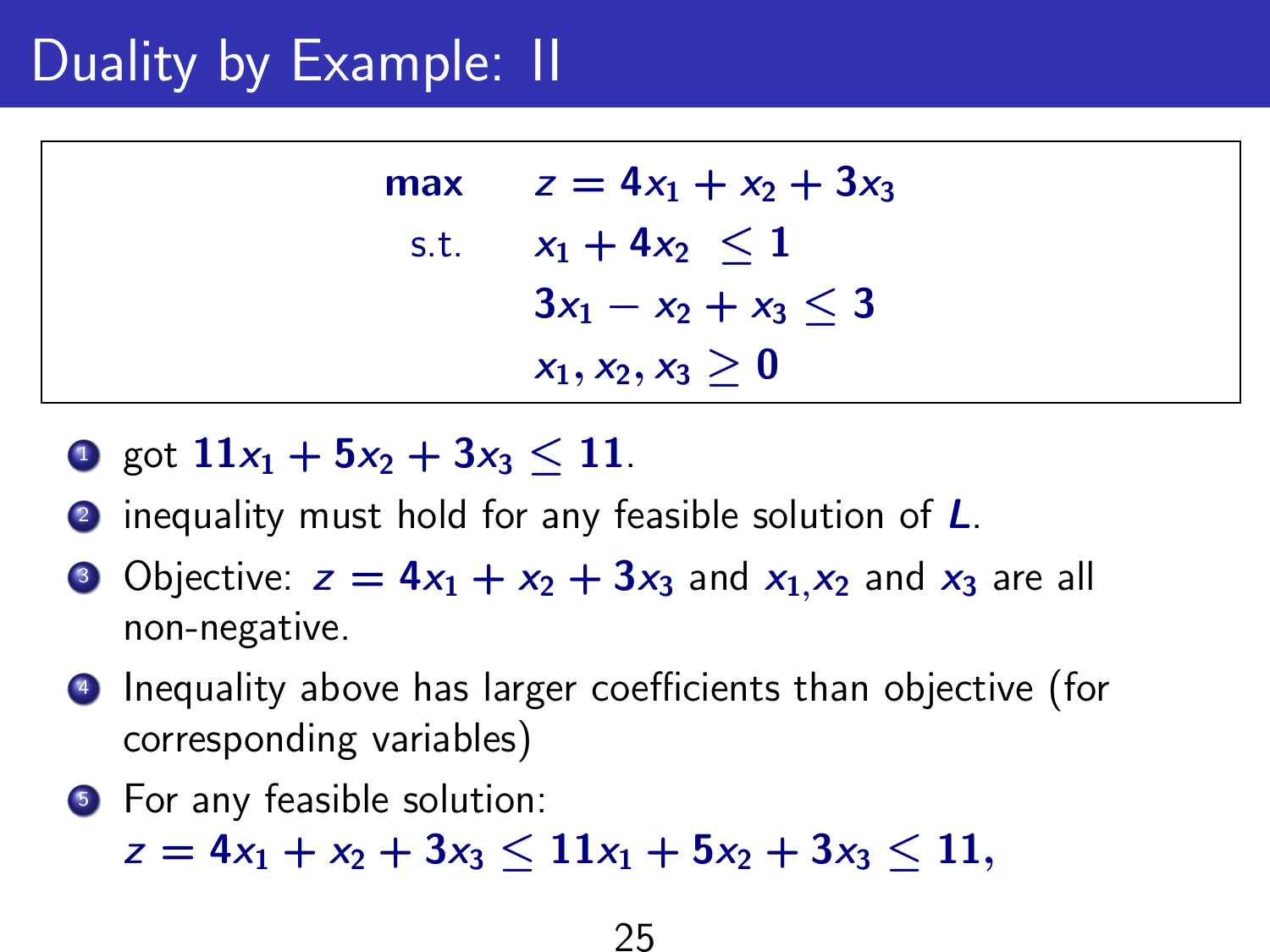# Duality by Example: II

$$
\begin{aligned}
\max \quad & z = 4x_1 + x_2 + 3x_3 \\
\text{s.t.} \quad & x_1 + 4x_2 \le 1 \\
& 3x_1 - x_2 + x_3 \le 3 \\
& x_1, x_2, x_3 \ge 0
\end{aligned}
$$

1. got $11x_1 + 5x_2 + 3x_3 \le 11$.
2. inequality must hold for any feasible solution of $L$.
3. Objective: $z = 4x_1 + x_2 + 3x_3$ and $x_1$,$x_2$ and $x_3$ are all non-negative.
4. Inequality above has larger coefficients than objective (for corresponding variables)
5. For any feasible solution:
   $z = 4x_1 + x_2 + 3x_3 \le 11x_1 + 5x_2 + 3x_3 \le 11,$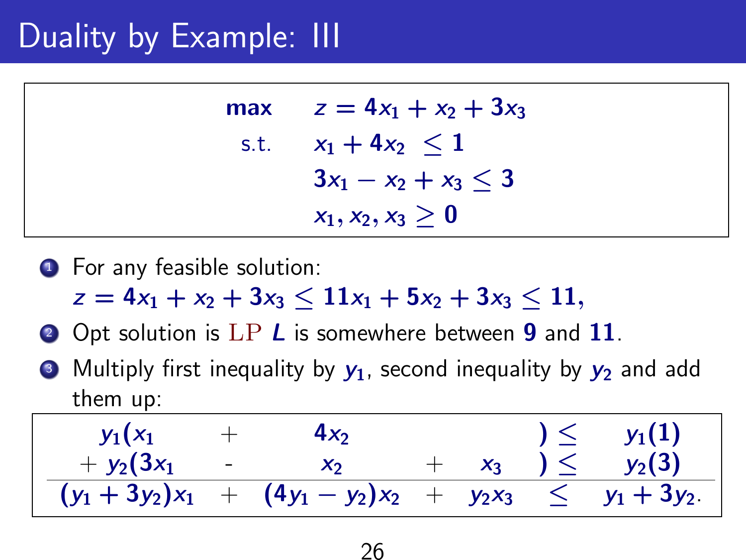# Duality by Example: III

$$
\begin{aligned}
\max \quad & z = 4x_1 + x_2 + 3x_3 \\
\text{s.t.} \quad & x_1 + 4x_2 \leq 1 \\
& 3x_1 - x_2 + x_3 \leq 3 \\
& x_1, x_2, x_3 \geq 0
\end{aligned}
$$

1. For any feasible solution:
   $z = 4x_1 + x_2 + 3x_3 \leq 11x_1 + 5x_2 + 3x_3 \leq 11,$
2. Opt solution is LP $L$ is somewhere between $\mathbf{9}$ and $\mathbf{11}$.
3. Multiply first inequality by $y_1$, second inequality by $y_2$ and add them up:

$$
\begin{array}{ccccccc}
y_1(x_1 & + & 4x_2 & & & ) \leq & y_1(1) \\
+\, y_2(3x_1 & - & x_2 & + & x_3 & ) \leq & y_2(3) \\
\hline
(y_1 + 3y_2)x_1 & + & (4y_1 - y_2)x_2 & + & y_2 x_3 & \leq & y_1 + 3y_2.
\end{array}
$$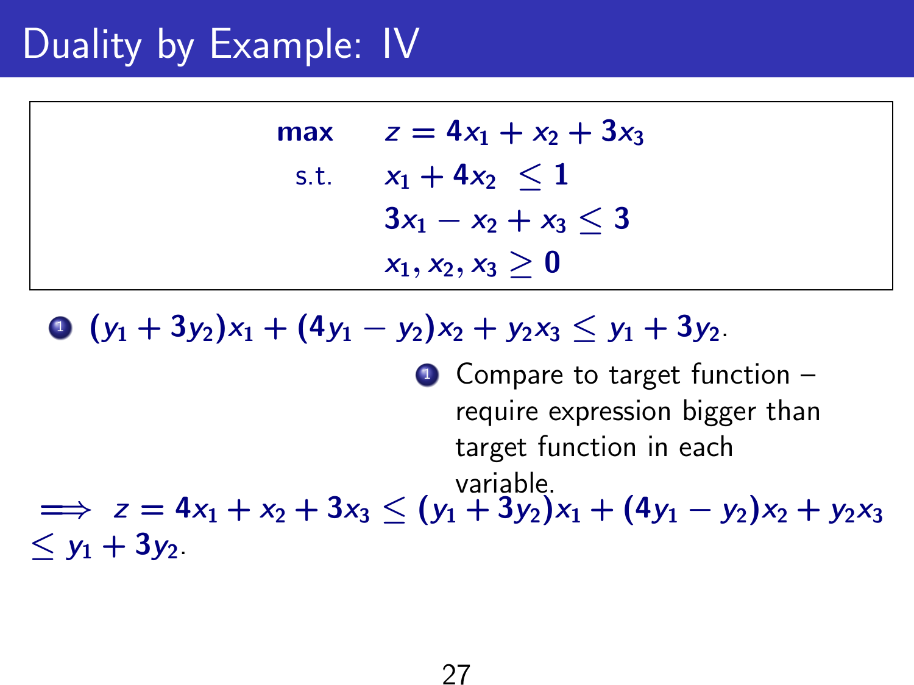# Duality by Example: IV

$$
\begin{aligned}
\textbf{max} \quad & z = 4x_1 + x_2 + 3x_3 \\
\text{s.t.} \quad & x_1 + 4x_2 \leq 1 \\
& 3x_1 - x_2 + x_3 \leq 3 \\
& x_1, x_2, x_3 \geq 0
\end{aligned}
$$

1. $(y_1 + 3y_2)x_1 + (4y_1 - y_2)x_2 + y_2 x_3 \leq y_1 + 3y_2.$
   1. Compare to target function – require expression bigger than target function in each variable.

$$\implies z = 4x_1 + x_2 + 3x_3 \leq (y_1 + 3y_2)x_1 + (4y_1 - y_2)x_2 + y_2 x_3 \leq y_1 + 3y_2.$$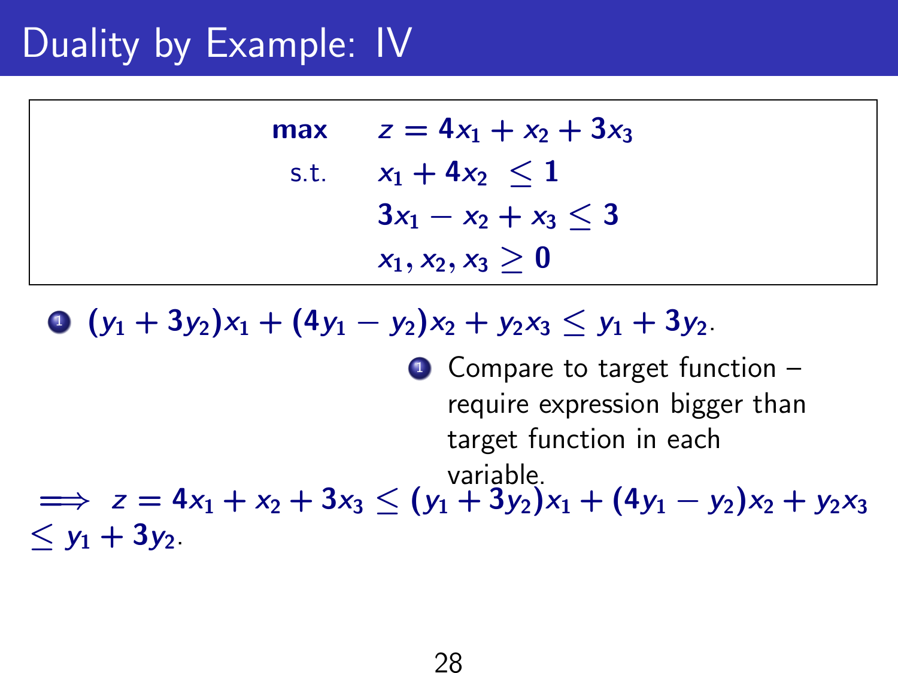# Duality by Example: IV

$$
\begin{aligned}
\textbf{max} \quad & z = 4x_1 + x_2 + 3x_3 \\
\text{s.t.} \quad & x_1 + 4x_2 \leq 1 \\
& 3x_1 - x_2 + x_3 \leq 3 \\
& x_1, x_2, x_3 \geq 0
\end{aligned}
$$

1. $(y_1 + 3y_2)x_1 + (4y_1 - y_2)x_2 + y_2 x_3 \leq y_1 + 3y_2$.
   1. Compare to target function – require expression bigger than target function in each variable.

$\implies z = 4x_1 + x_2 + 3x_3 \leq (y_1 + 3y_2)x_1 + (4y_1 - y_2)x_2 + y_2 x_3 \leq y_1 + 3y_2$.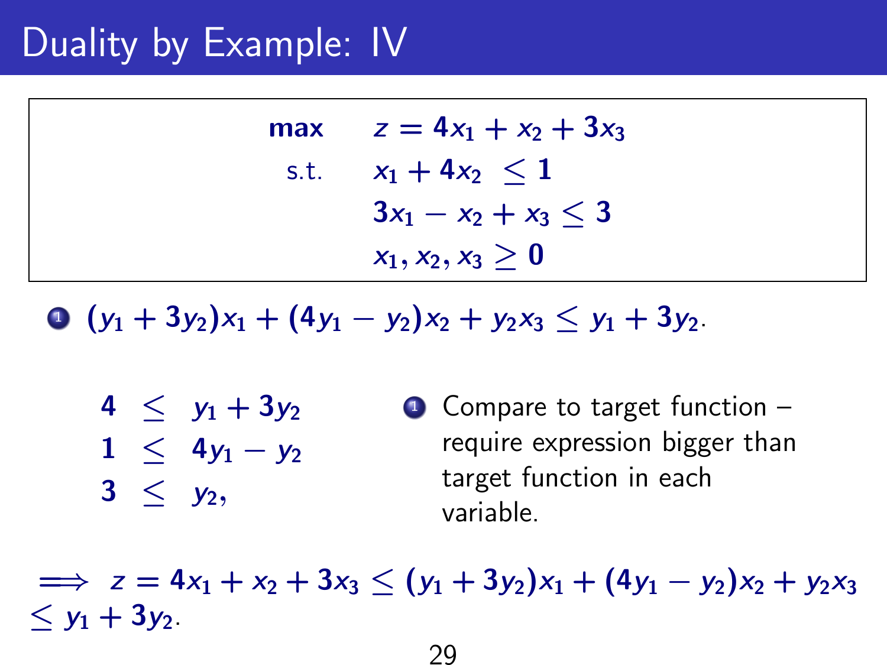# Duality by Example: IV

$$
\begin{aligned}
\max \quad & z = 4x_1 + x_2 + 3x_3 \\
\text{s.t.} \quad & x_1 + 4x_2 \leq 1 \\
& 3x_1 - x_2 + x_3 \leq 3 \\
& x_1, x_2, x_3 \geq 0
\end{aligned}
$$

1. $(y_1 + 3y_2)x_1 + (4y_1 - y_2)x_2 + y_2 x_3 \leq y_1 + 3y_2$.

$$
\begin{aligned}
4 &\leq y_1 + 3y_2 \\
1 &\leq 4y_1 - y_2 \\
3 &\leq y_2,
\end{aligned}
$$

1. Compare to target function – require expression bigger than target function in each variable.

$\implies z = 4x_1 + x_2 + 3x_3 \leq (y_1 + 3y_2)x_1 + (4y_1 - y_2)x_2 + y_2 x_3 \leq y_1 + 3y_2$.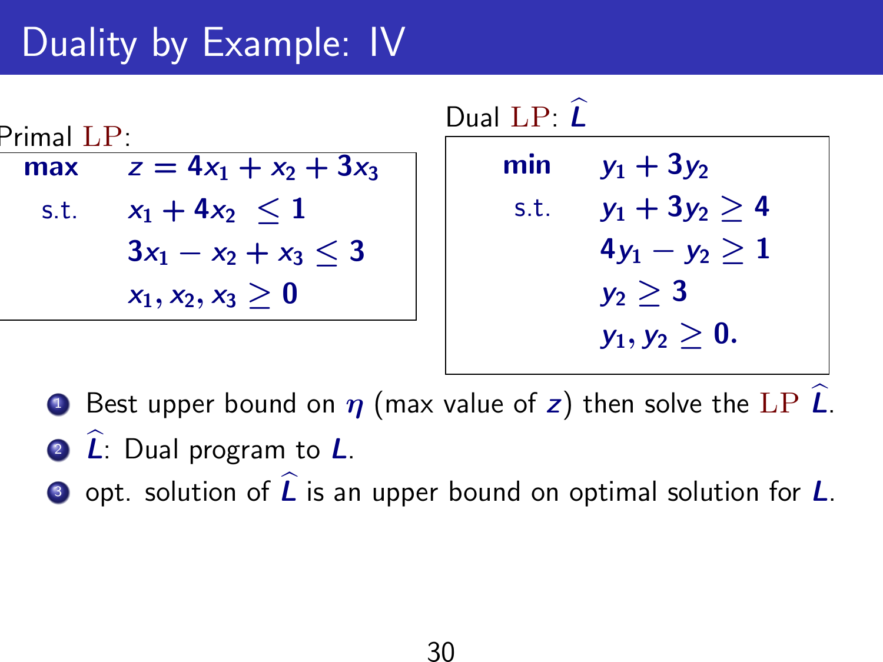# Duality by Example: IV

Primal LP:

$$
\begin{aligned}
\textbf{max} \quad & z = 4x_1 + x_2 + 3x_3 \\
\text{s.t.} \quad & x_1 + 4x_2 \leq 1 \\
& 3x_1 - x_2 + x_3 \leq 3 \\
& x_1, x_2, x_3 \geq 0
\end{aligned}
$$

Dual LP: $\widehat{L}$

$$
\begin{aligned}
\textbf{min} \quad & y_1 + 3y_2 \\
\text{s.t.} \quad & y_1 + 3y_2 \geq 4 \\
& 4y_1 - y_2 \geq 1 \\
& y_2 \geq 3 \\
& y_1, y_2 \geq 0.
\end{aligned}
$$

1. Best upper bound on $\eta$ (max value of $z$) then solve the LP $\widehat{L}$.
2. $\widehat{L}$: Dual program to $L$.
3. opt. solution of $\widehat{L}$ is an upper bound on optimal solution for $L$.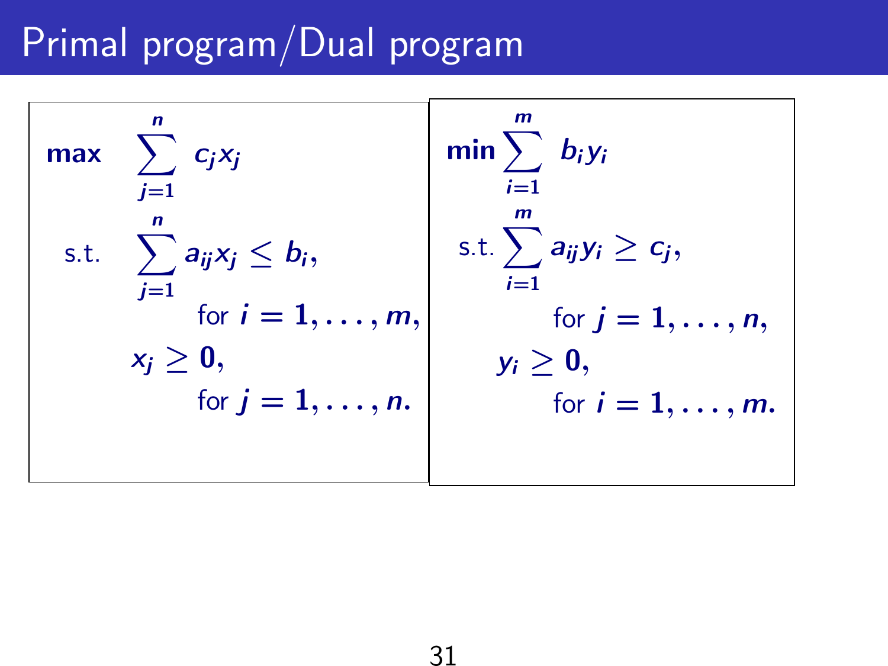# Primal program/Dual program

**Primal program:**

$$
\begin{aligned}
\max \quad & \sum_{j=1}^{n} c_j x_j \\
\text{s.t.} \quad & \sum_{j=1}^{n} a_{ij} x_j \leq b_i, \\
& \qquad \text{for } i = 1, \ldots, m, \\
& x_j \geq 0, \\
& \qquad \text{for } j = 1, \ldots, n.
\end{aligned}
$$

**Dual program:**

$$
\begin{aligned}
\min \quad & \sum_{i=1}^{m} b_i y_i \\
\text{s.t.} \quad & \sum_{i=1}^{m} a_{ij} y_i \geq c_j, \\
& \qquad \text{for } j = 1, \ldots, n, \\
& y_i \geq 0, \\
& \qquad \text{for } i = 1, \ldots, m.
\end{aligned}
$$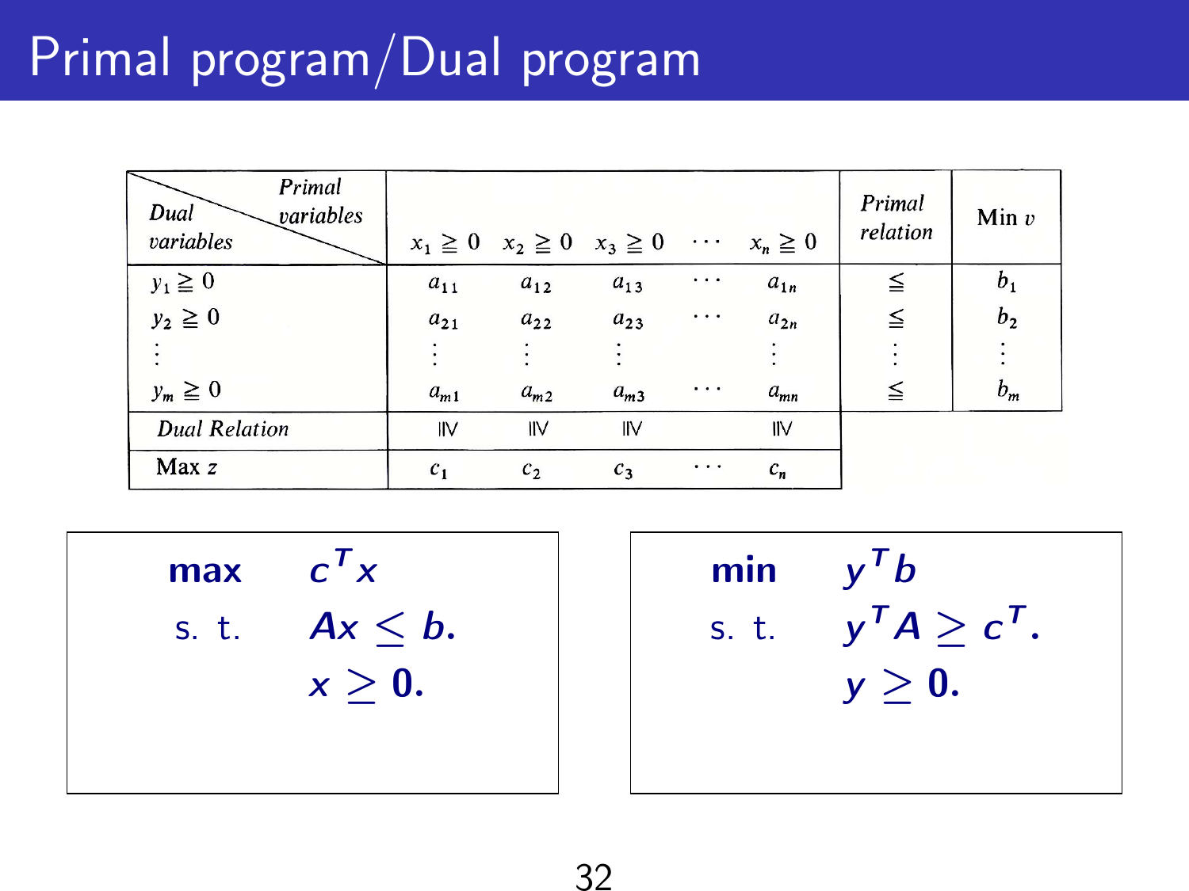# Primal program/Dual program

| Dual variables \ Primal variables | $x_1 \geqq 0$ | $x_2 \geqq 0$ | $x_3 \geqq 0$ | $\cdots$ | $x_n \geqq 0$ | Primal relation | Min $v$ |
|---|---|---|---|---|---|---|---|
| $y_1 \geqq 0$ | $a_{11}$ | $a_{12}$ | $a_{13}$ | $\cdots$ | $a_{1n}$ | $\leqq$ | $b_1$ |
| $y_2 \geqq 0$ | $a_{21}$ | $a_{22}$ | $a_{23}$ | $\cdots$ | $a_{2n}$ | $\leqq$ | $b_2$ |
| $\vdots$ | $\vdots$ | $\vdots$ | $\vdots$ | | $\vdots$ | $\vdots$ | $\vdots$ |
| $y_m \geqq 0$ | $a_{m1}$ | $a_{m2}$ | $a_{m3}$ | $\cdots$ | $a_{mn}$ | $\leqq$ | $b_m$ |
| Dual Relation | $\geqq$ | $\geqq$ | $\geqq$ | | $\geqq$ | | |
| Max $z$ | $c_1$ | $c_2$ | $c_3$ | $\cdots$ | $c_n$ | | |

$$
\begin{aligned}
\textbf{max} \quad & c^T x \\
\text{s. t.} \quad & Ax \leq b. \\
& x \geq 0.
\end{aligned}
$$

$$
\begin{aligned}
\textbf{min} \quad & y^T b \\
\text{s. t.} \quad & y^T A \geq c^T. \\
& y \geq 0.
\end{aligned}
$$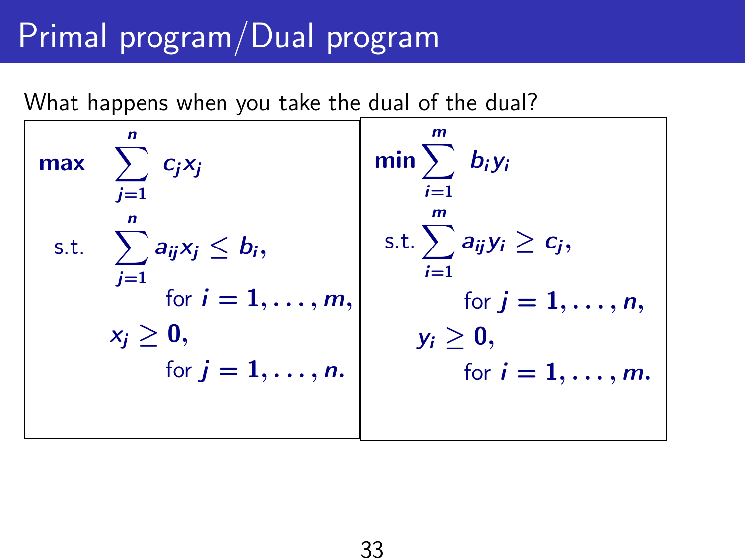# Primal program/Dual program

What happens when you take the dual of the dual?

$$
\begin{aligned}
\max \quad & \sum_{j=1}^{n} c_j x_j \\
\text{s.t.} \quad & \sum_{j=1}^{n} a_{ij} x_j \le b_i, \\
& \qquad \text{for } i = 1, \ldots, m, \\
& x_j \ge 0, \\
& \qquad \text{for } j = 1, \ldots, n.
\end{aligned}
$$

$$
\begin{aligned}
\min \quad & \sum_{i=1}^{m} b_i y_i \\
\text{s.t.} \quad & \sum_{i=1}^{m} a_{ij} y_i \ge c_j, \\
& \qquad \text{for } j = 1, \ldots, n, \\
& y_i \ge 0, \\
& \qquad \text{for } i = 1, \ldots, m.
\end{aligned}
$$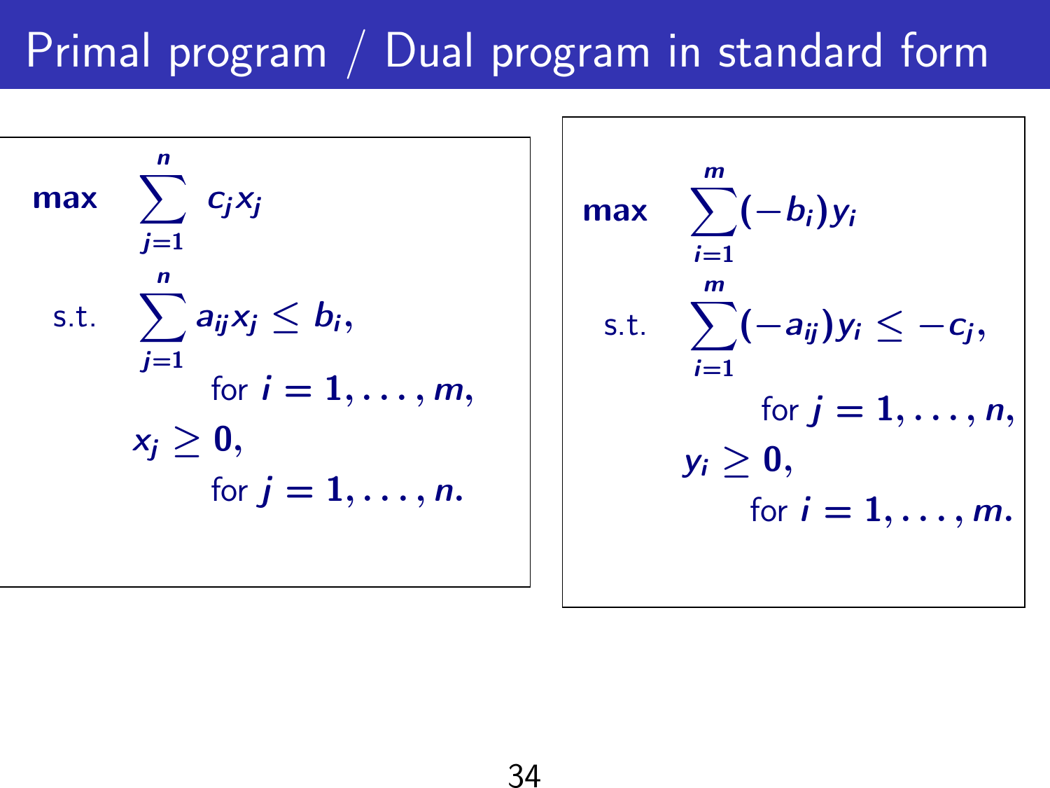# Primal program / Dual program in standard form

$$
\begin{aligned}
\textbf{max} \quad & \sum_{j=1}^{n} c_j x_j \\
\text{s.t.} \quad & \sum_{j=1}^{n} a_{ij} x_j \leq b_i, \\
& \qquad \text{for } i = 1, \ldots, m, \\
& x_j \geq 0, \\
& \qquad \text{for } j = 1, \ldots, n.
\end{aligned}
$$

$$
\begin{aligned}
\textbf{max} \quad & \sum_{i=1}^{m} (-b_i) y_i \\
\text{s.t.} \quad & \sum_{i=1}^{m} (-a_{ij}) y_i \leq -c_j, \\
& \qquad \text{for } j = 1, \ldots, n, \\
& y_i \geq 0, \\
& \qquad \text{for } i = 1, \ldots, m.
\end{aligned}
$$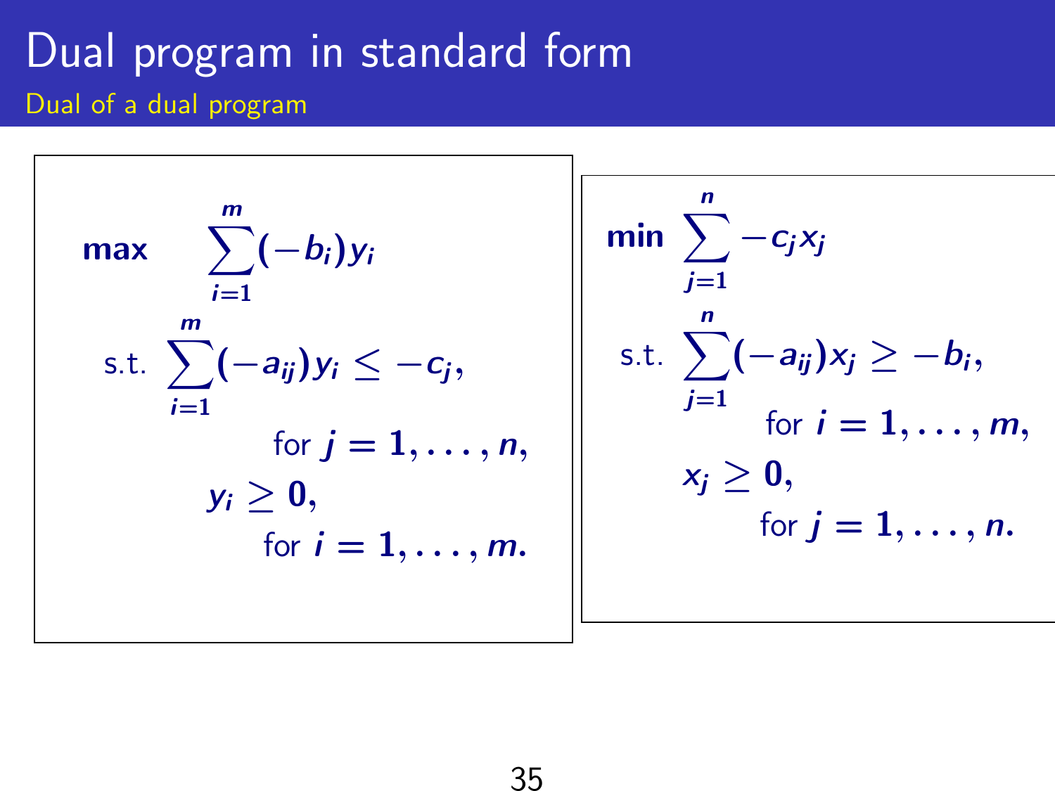# Dual program in standard form

## Dual of a dual program

$$
\begin{aligned}
\max \quad & \sum_{i=1}^{m} (-b_i) y_i \\
\text{s.t.} \quad & \sum_{i=1}^{m} (-a_{ij}) y_i \leq -c_j, \\
& \qquad \text{for } j = 1, \ldots, n, \\
& y_i \geq 0, \\
& \qquad \text{for } i = 1, \ldots, m.
\end{aligned}
$$

$$
\begin{aligned}
\min \quad & \sum_{j=1}^{n} -c_j x_j \\
\text{s.t.} \quad & \sum_{j=1}^{n} (-a_{ij}) x_j \geq -b_i, \\
& \qquad \text{for } i = 1, \ldots, m, \\
& x_j \geq 0, \\
& \qquad \text{for } j = 1, \ldots, n.
\end{aligned}
$$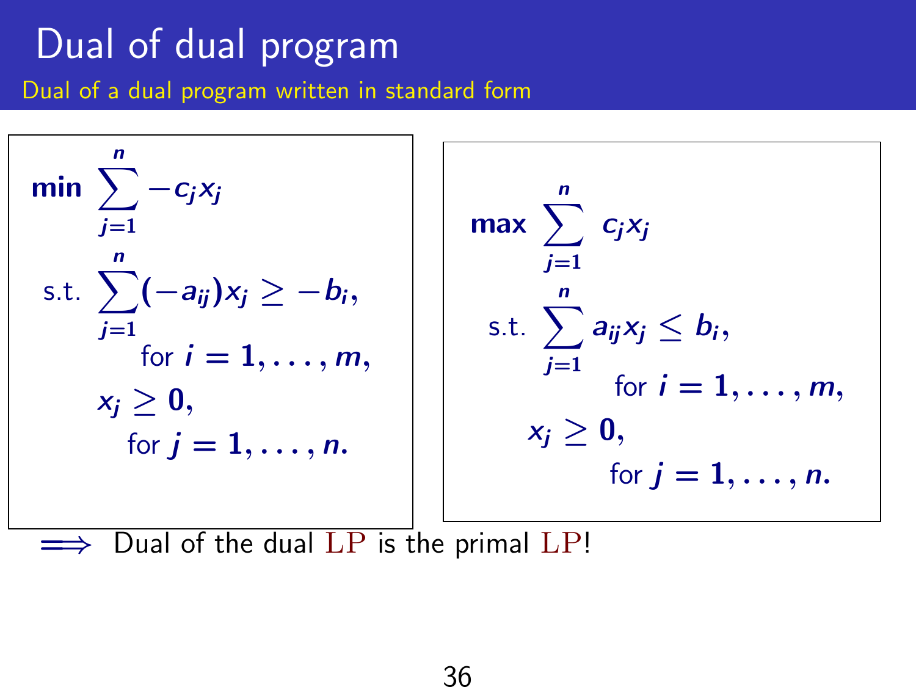# Dual of dual program

Dual of a dual program written in standard form

$$
\begin{aligned}
\min \ & \sum_{j=1}^{n} -c_j x_j \\
\text{s.t. } & \sum_{j=1}^{n} (-a_{ij}) x_j \geq -b_i, \\
& \quad \text{for } i = 1, \ldots, m, \\
& x_j \geq 0, \\
& \quad \text{for } j = 1, \ldots, n.
\end{aligned}
$$

$$
\begin{aligned}
\max \ & \sum_{j=1}^{n} c_j x_j \\
\text{s.t. } & \sum_{j=1}^{n} a_{ij} x_j \leq b_i, \\
& \quad \text{for } i = 1, \ldots, m, \\
& x_j \geq 0, \\
& \quad \text{for } j = 1, \ldots, n.
\end{aligned}
$$

$\Longrightarrow$ Dual of the dual LP is the primal LP!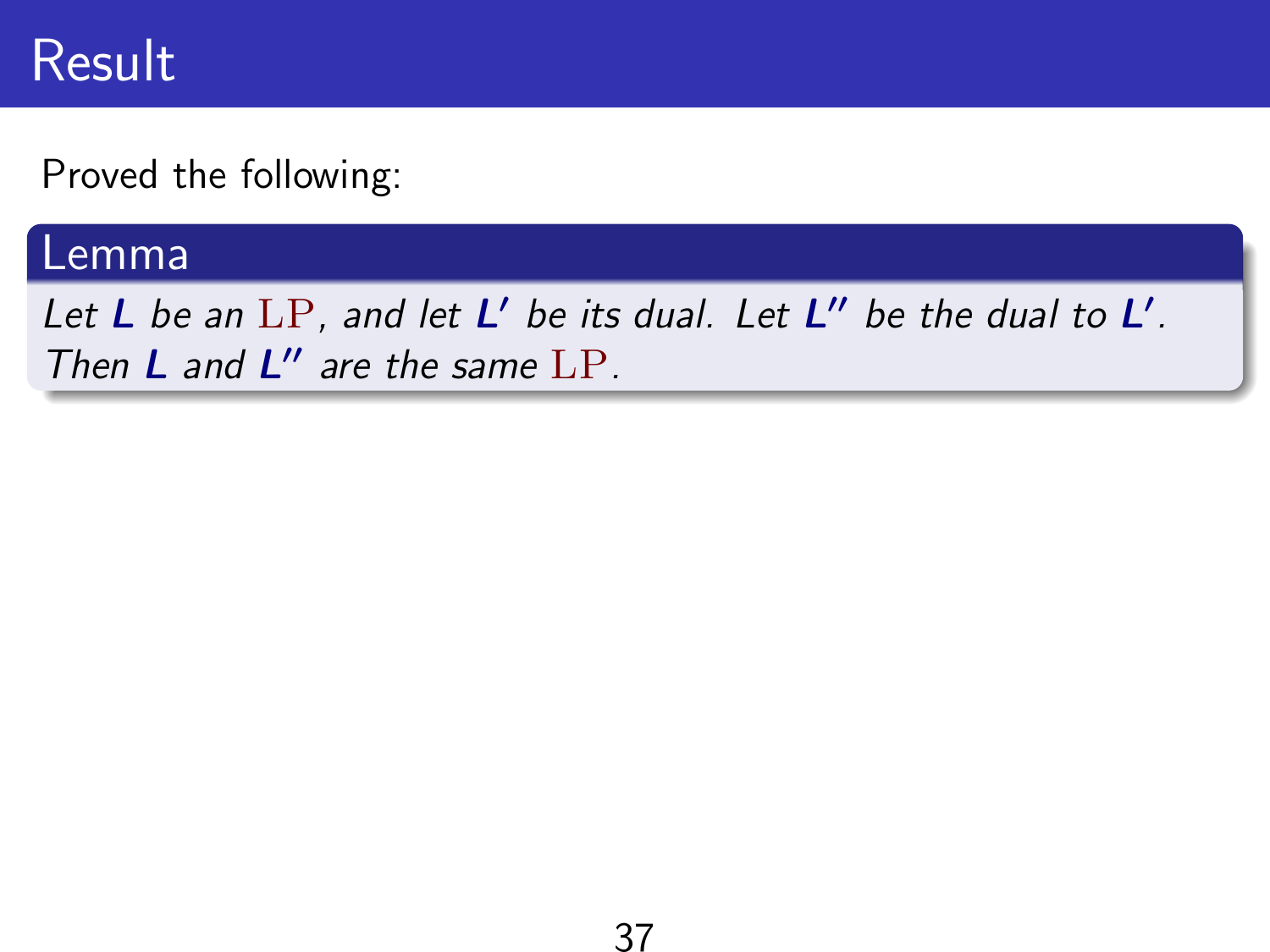# Result

Proved the following:

**Lemma**

*Let* $\mathbf{L}$ *be an* LP, *and let* $\mathbf{L'}$ *be its dual. Let* $\mathbf{L''}$ *be the dual to* $\mathbf{L'}$*. Then* $\mathbf{L}$ *and* $\mathbf{L''}$ *are the same* LP.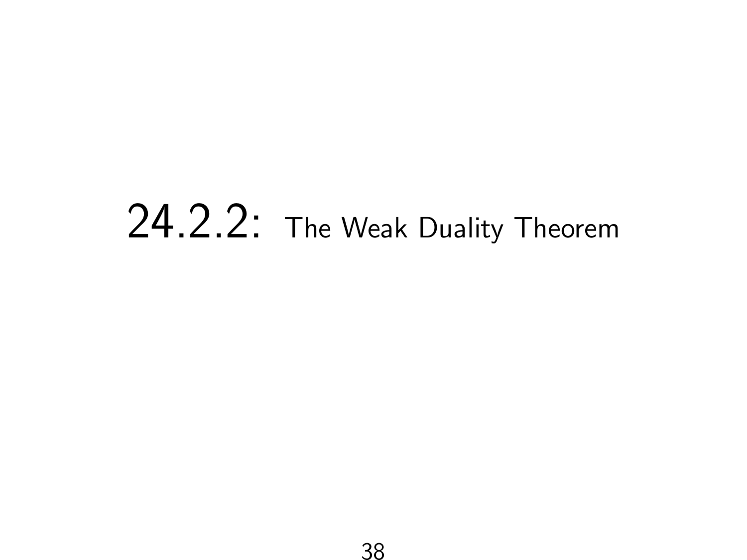# 24.2.2: The Weak Duality Theorem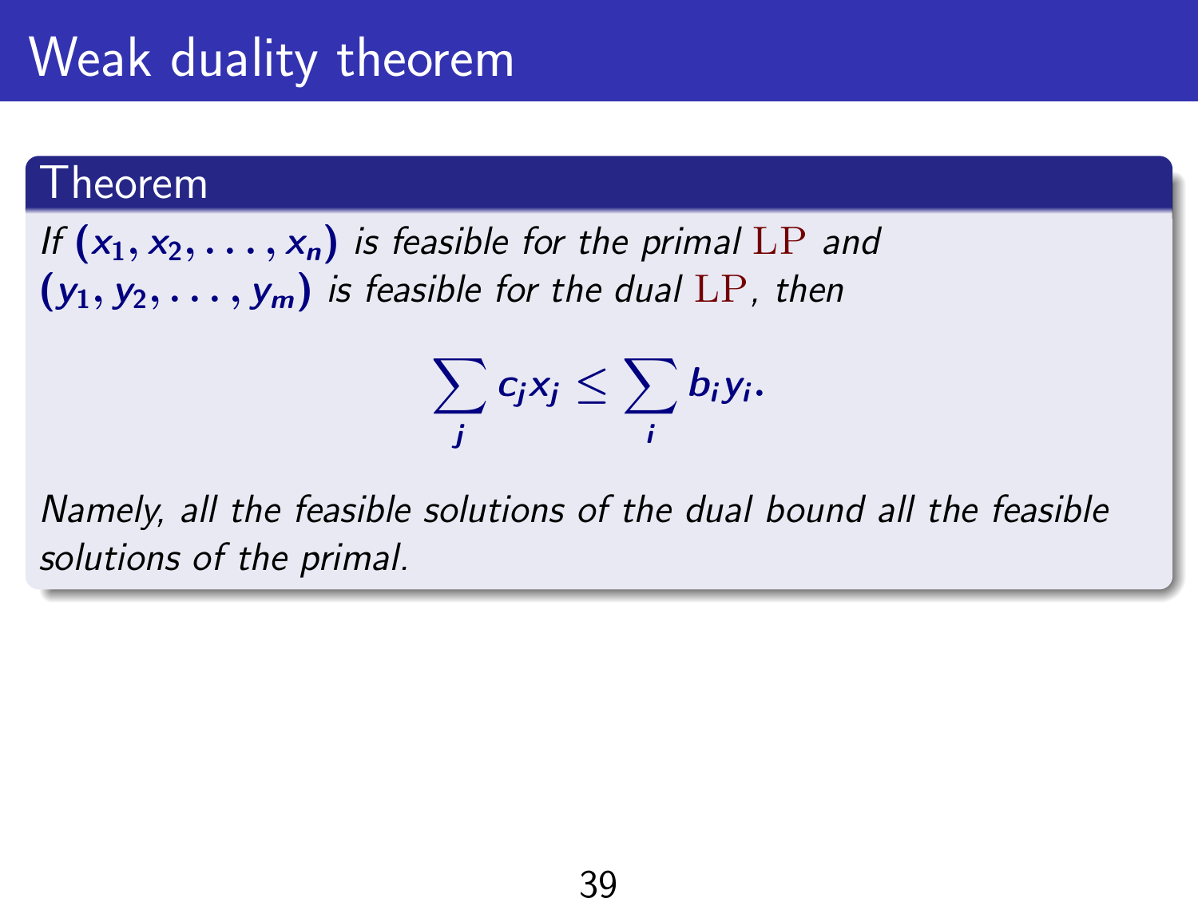# Weak duality theorem

**Theorem**

*If $(x_1, x_2, \ldots, x_n)$ is feasible for the primal LP and $(y_1, y_2, \ldots, y_m)$ is feasible for the dual LP, then*

$$\sum_j c_j x_j \le \sum_i b_i y_i.$$

*Namely, all the feasible solutions of the dual bound all the feasible solutions of the primal.*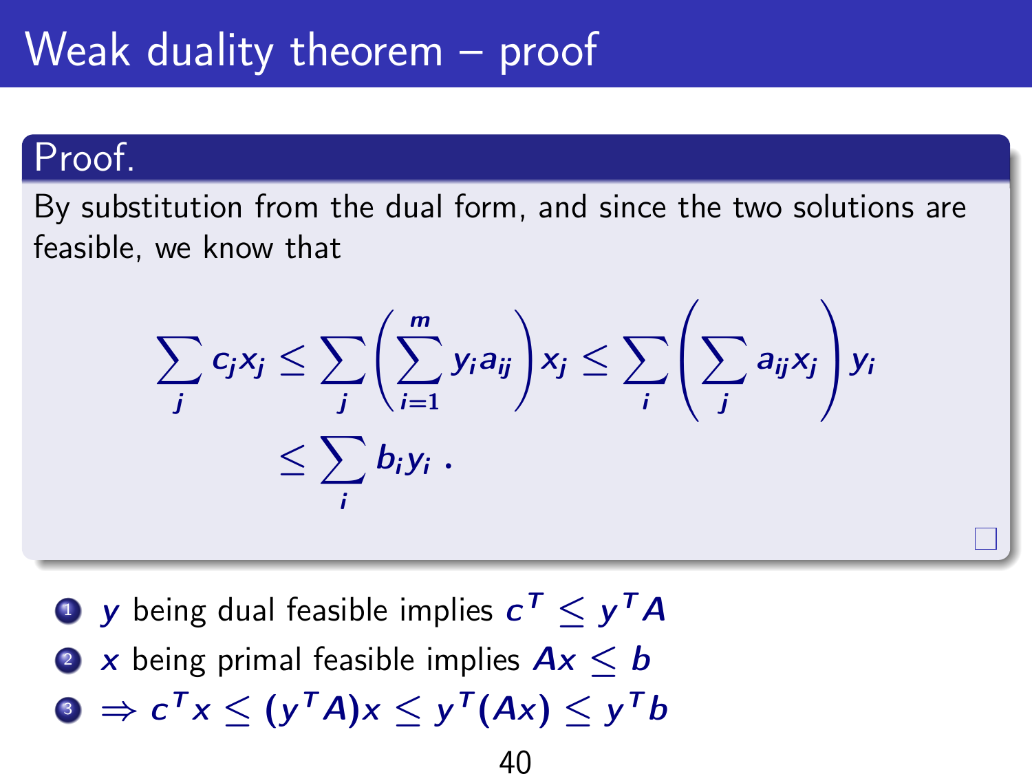# Weak duality theorem – proof

**Proof.**

By substitution from the dual form, and since the two solutions are feasible, we know that

$$\sum_j c_j x_j \leq \sum_j \left( \sum_{i=1}^{m} y_i a_{ij} \right) x_j \leq \sum_i \left( \sum_j a_{ij} x_j \right) y_i$$
$$\leq \sum_i b_i y_i \ .$$

□

1. $y$ being dual feasible implies $c^T \leq y^T A$
2. $x$ being primal feasible implies $Ax \leq b$
3. $\Rightarrow c^T x \leq (y^T A) x \leq y^T (Ax) \leq y^T b$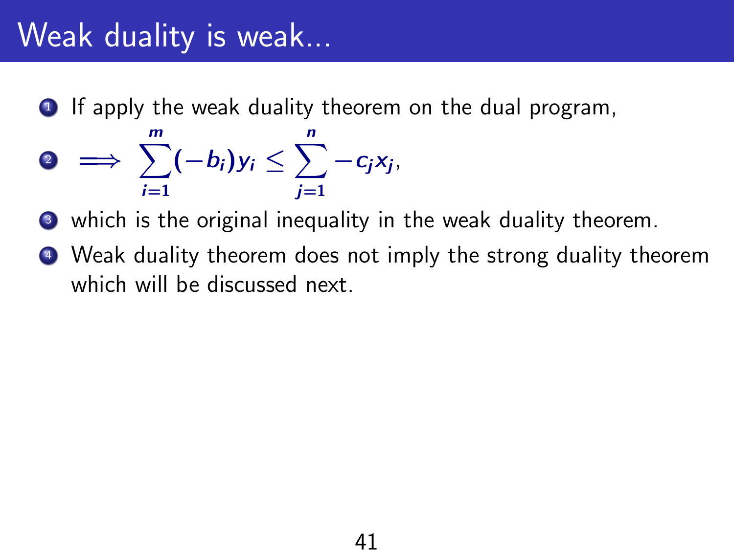# Weak duality is weak...

1. If apply the weak duality theorem on the dual program,
2. $$\implies \sum_{i=1}^{m}(-b_i)y_i \leq \sum_{j=1}^{n} -c_j x_j,$$
3. which is the original inequality in the weak duality theorem.
4. Weak duality theorem does not imply the strong duality theorem which will be discussed next.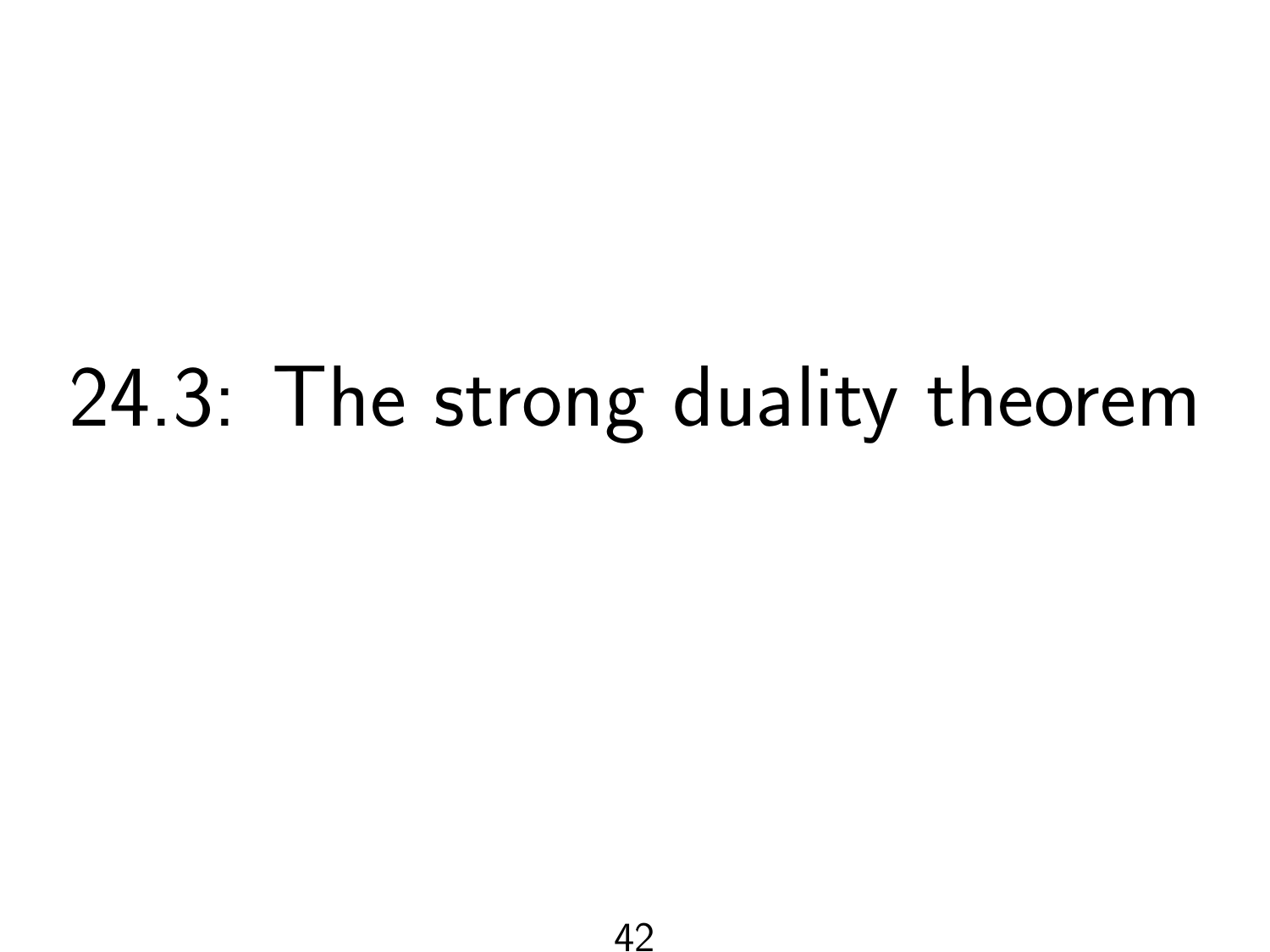# 24.3: The strong duality theorem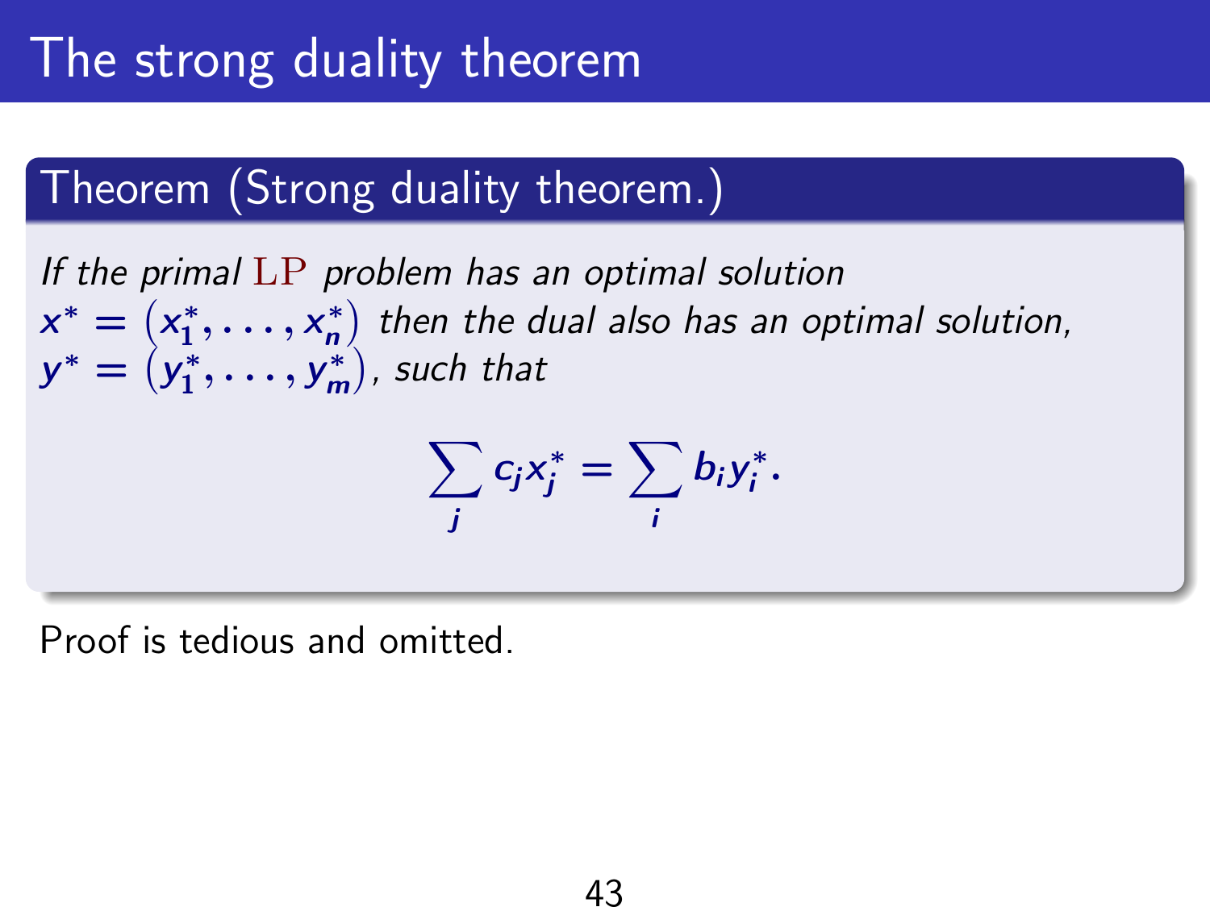# The strong duality theorem

**Theorem (Strong duality theorem.)**

*If the primal* LP *problem has an optimal solution* $x^* = (x_1^*, \ldots, x_n^*)$ *then the dual also has an optimal solution,* $y^* = (y_1^*, \ldots, y_m^*)$*, such that*

$$\sum_j c_j x_j^* = \sum_i b_i y_i^*.$$

Proof is tedious and omitted.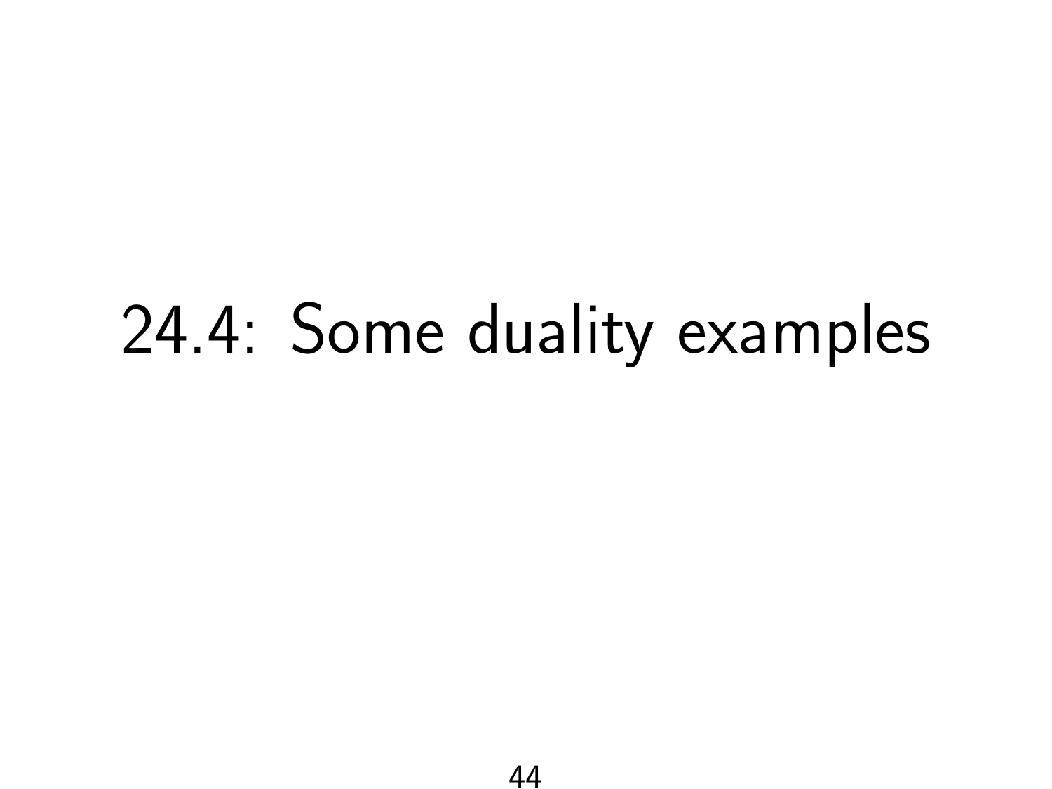# 24.4: Some duality examples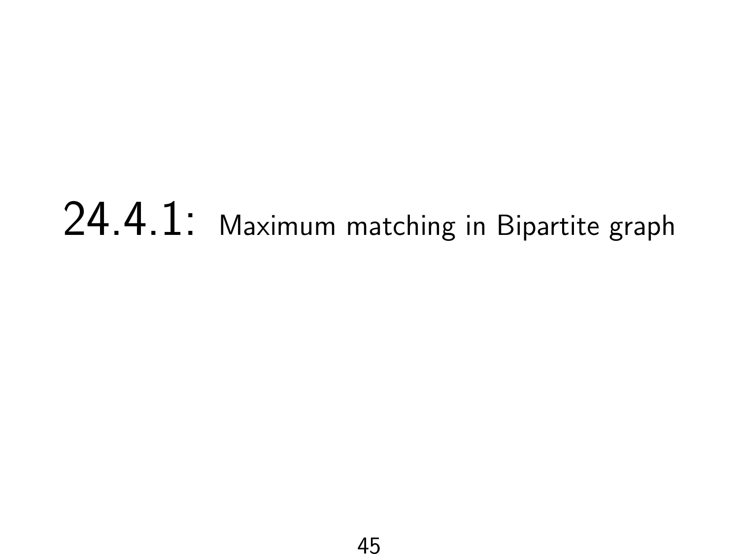# 24.4.1: Maximum matching in Bipartite graph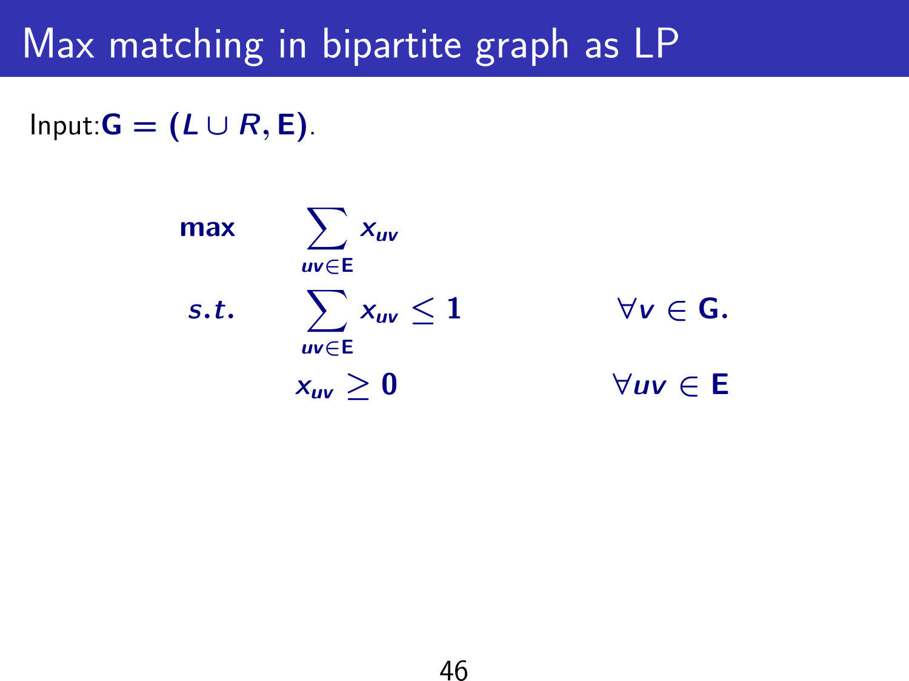# Max matching in bipartite graph as LP

Input: $\mathbf{G} = (L \cup R, \mathbf{E})$.

$$
\begin{aligned}
\max \quad & \sum_{uv \in \mathbf{E}} x_{uv} & \\
s.t. \quad & \sum_{uv \in \mathbf{E}} x_{uv} \leq 1 & \forall v \in \mathbf{G}. \\
& x_{uv} \geq 0 & \forall uv \in \mathbf{E}
\end{aligned}
$$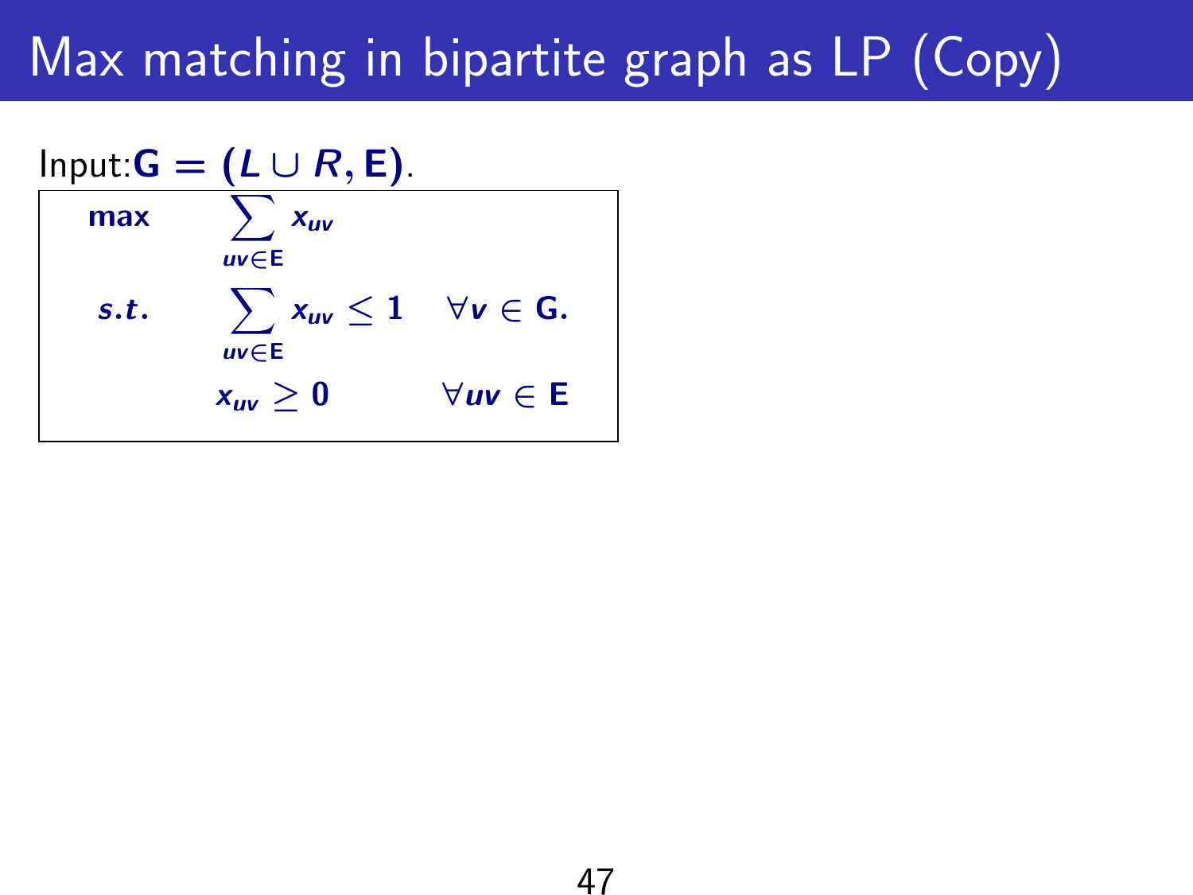# Max matching in bipartite graph as LP (Copy)

Input: $\mathbf{G} = (L \cup R, \mathbf{E})$.

$$
\begin{array}{lll}
\max & \displaystyle\sum_{uv \in \mathbf{E}} x_{uv} & \\
s.t. & \displaystyle\sum_{uv \in \mathbf{E}} x_{uv} \leq 1 & \forall v \in \mathbf{G}. \\
& x_{uv} \geq 0 & \forall uv \in \mathbf{E}
\end{array}
$$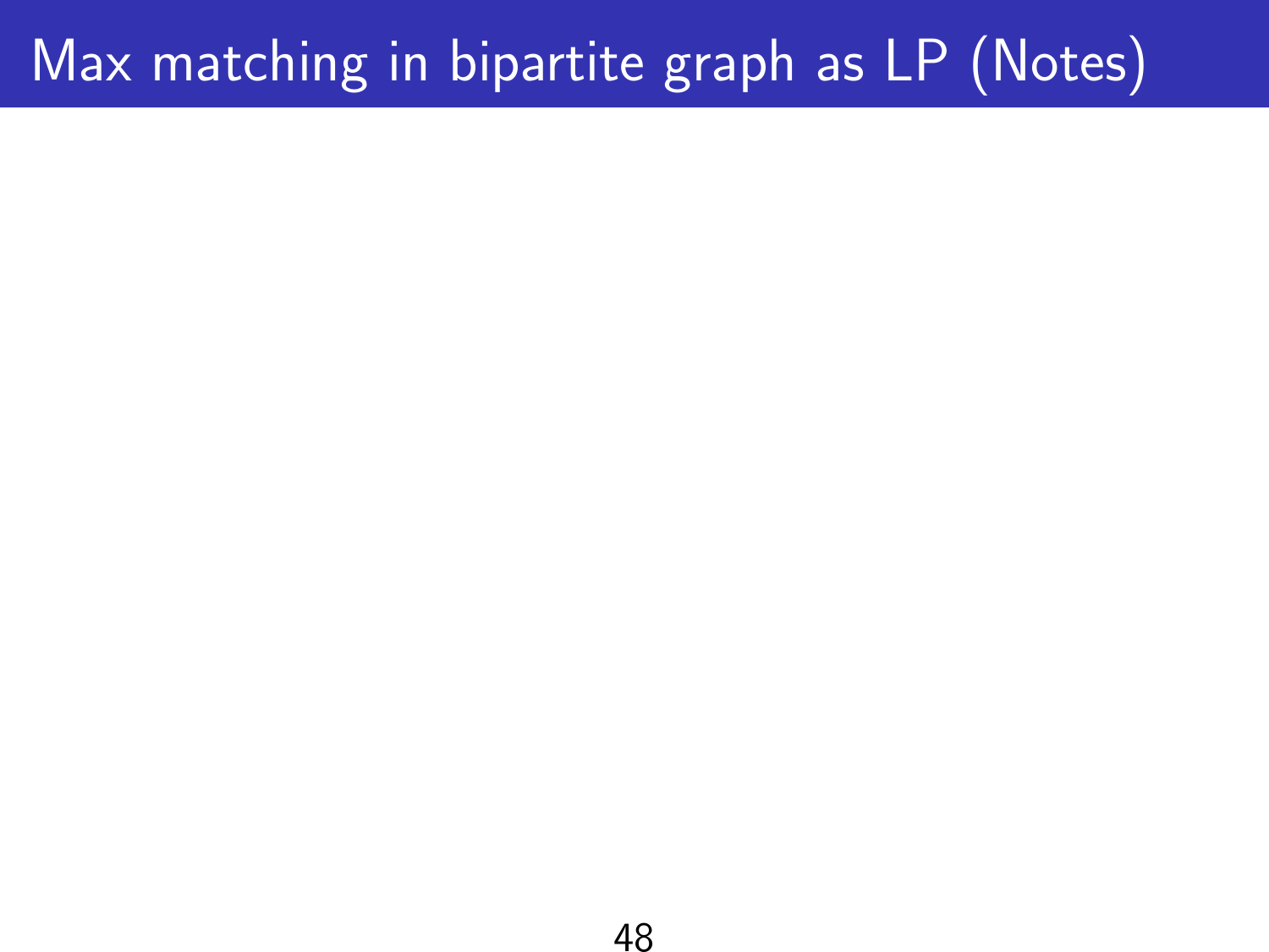# Max matching in bipartite graph as LP (Notes)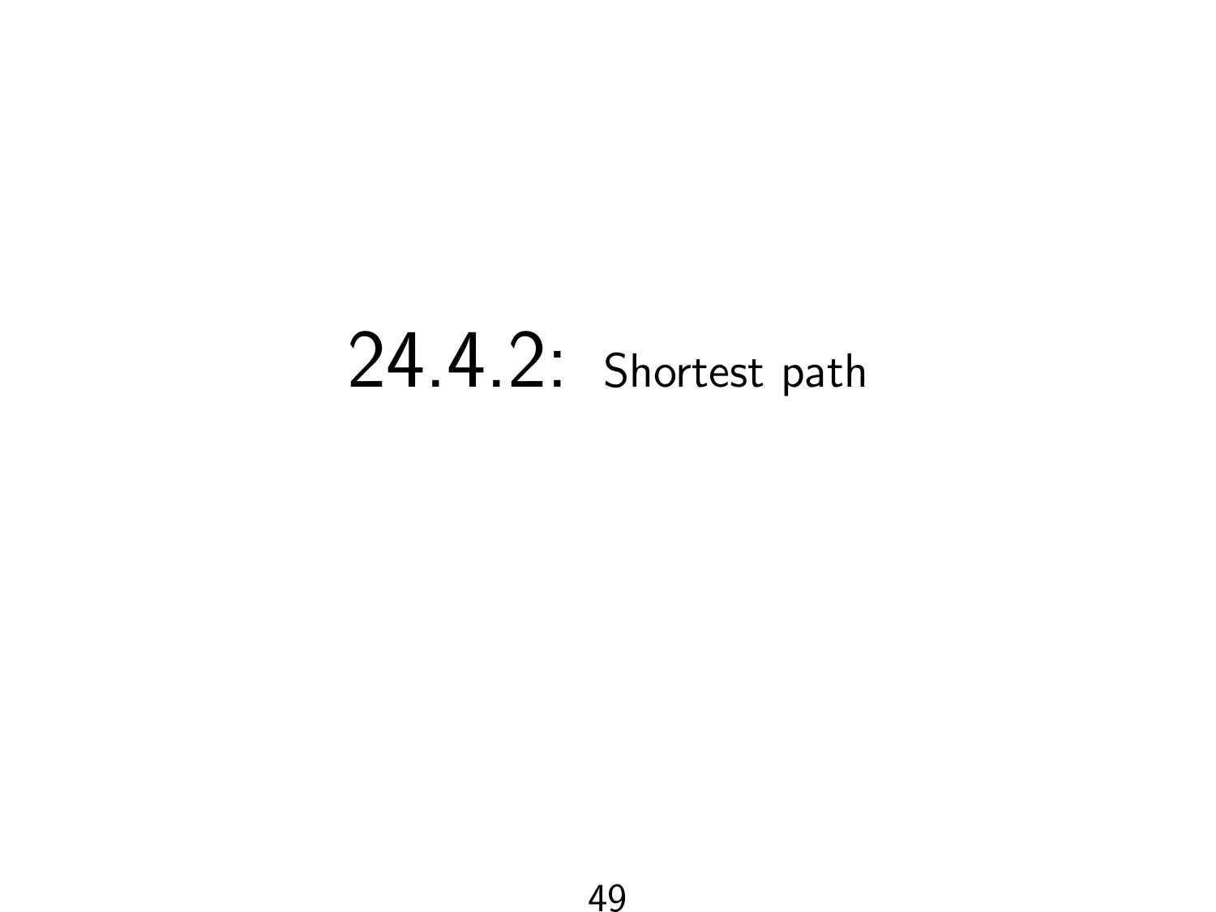# 24.4.2: Shortest path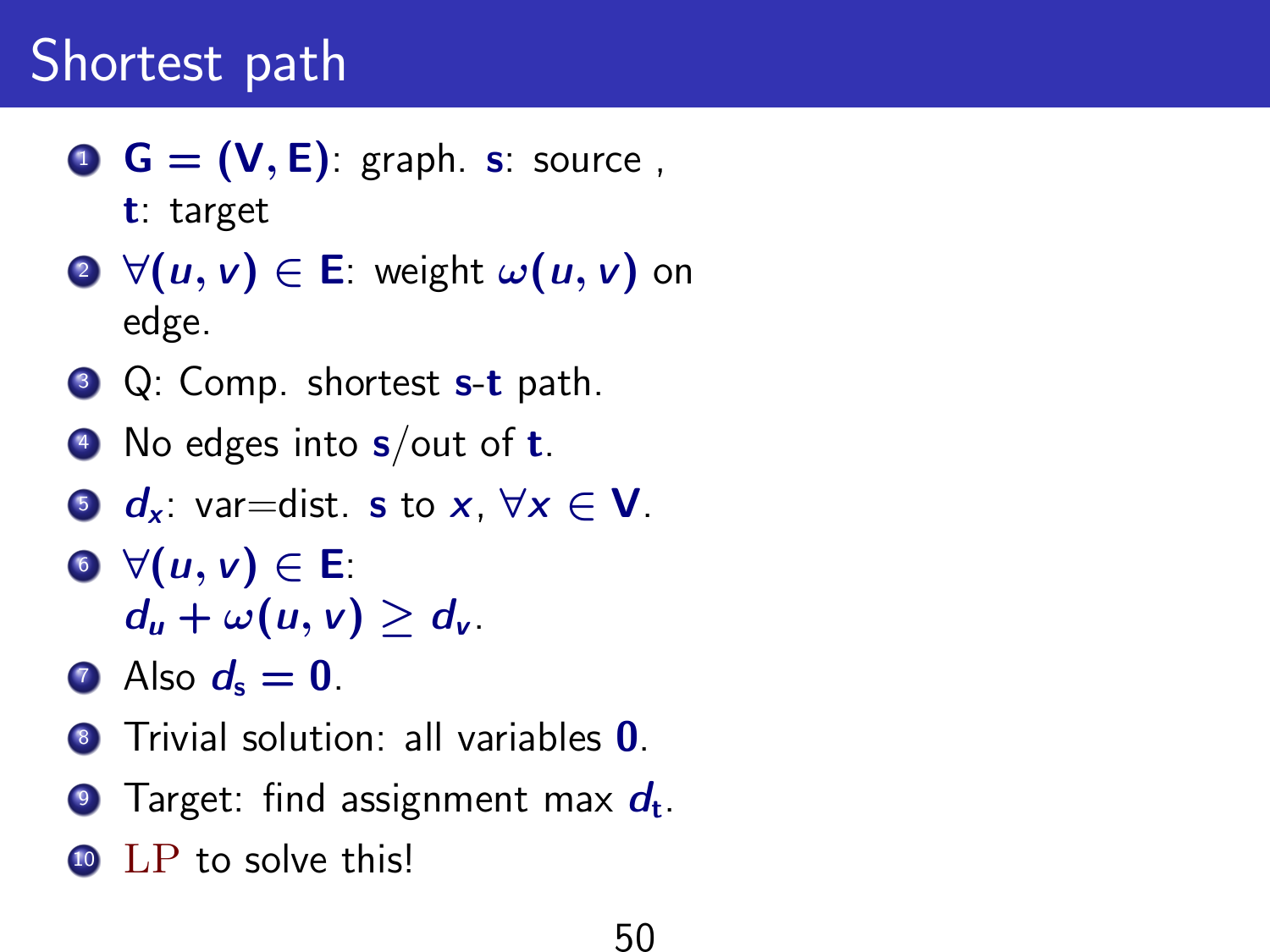# Shortest path

1. $\mathbf{G = (V, E)}$: graph. $\mathbf{s}$: source , $\mathbf{t}$: target
2. $\forall (u, v) \in \mathbf{E}$: weight $\omega(u, v)$ on edge.
3. Q: Comp. shortest $\mathbf{s}$-$\mathbf{t}$ path.
4. No edges into $\mathbf{s}$/out of $\mathbf{t}$.
5. $d_x$: var=dist. $\mathbf{s}$ to $x$, $\forall x \in \mathbf{V}$.
6. $\forall (u, v) \in \mathbf{E}$: $d_u + \omega(u, v) \geq d_v$.
7. Also $d_\mathbf{s} = \mathbf{0}$.
8. Trivial solution: all variables $\mathbf{0}$.
9. Target: find assignment max $d_\mathbf{t}$.
10. LP to solve this!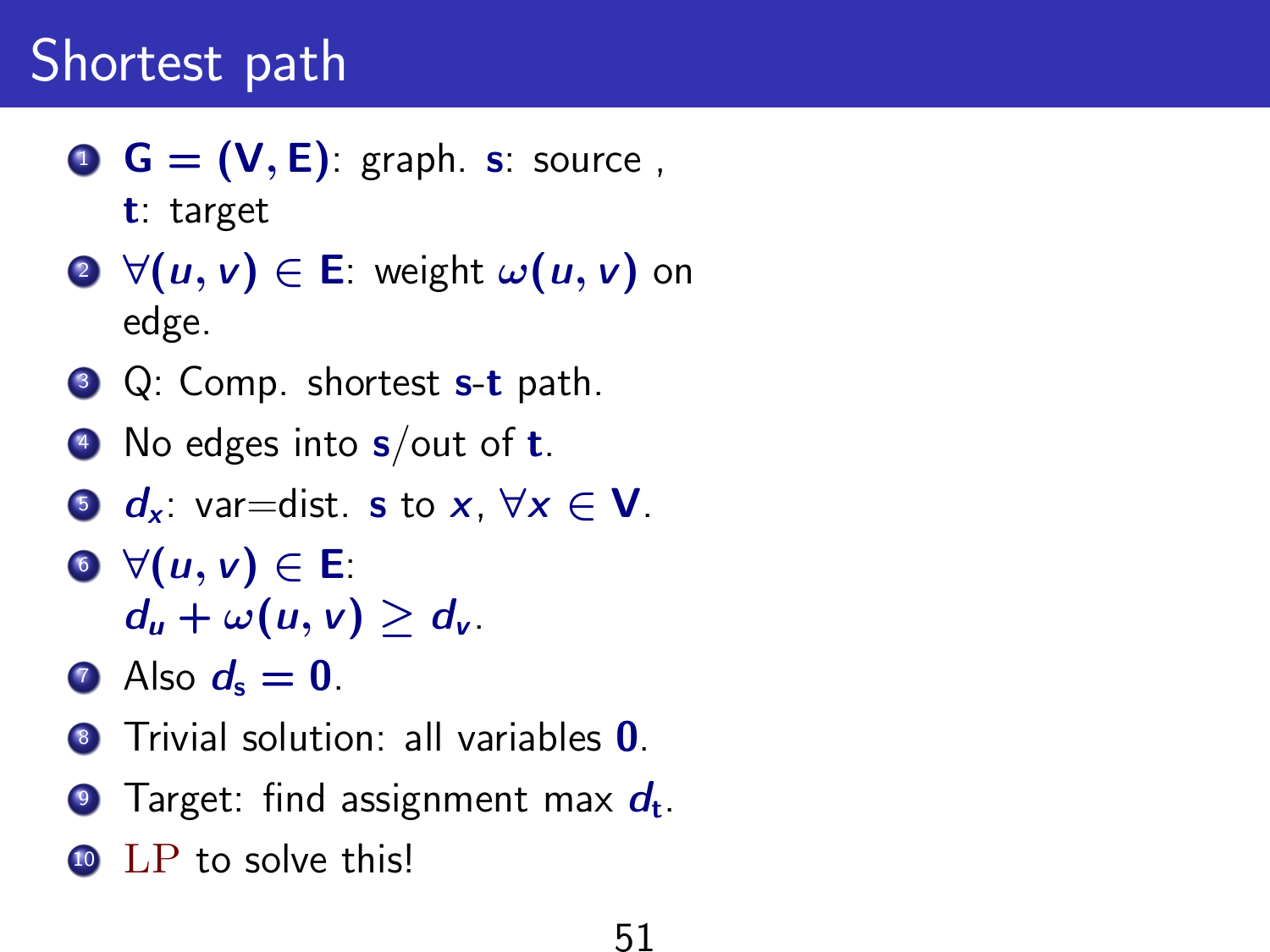# Shortest path

1. $\mathbf{G = (V, E)}$: graph. $\mathbf{s}$: source , $\mathbf{t}$: target
2. $\forall (u, v) \in \mathbf{E}$: weight $\omega(u, v)$ on edge.
3. Q: Comp. shortest $\mathbf{s}$-$\mathbf{t}$ path.
4. No edges into $\mathbf{s}$/out of $\mathbf{t}$.
5. $d_x$: var=dist. $\mathbf{s}$ to $x$, $\forall x \in \mathbf{V}$.
6. $\forall (u, v) \in \mathbf{E}$: $d_u + \omega(u, v) \geq d_v$.
7. Also $d_s = 0$.
8. Trivial solution: all variables $\mathbf{0}$.
9. Target: find assignment max $d_t$.
10. LP to solve this!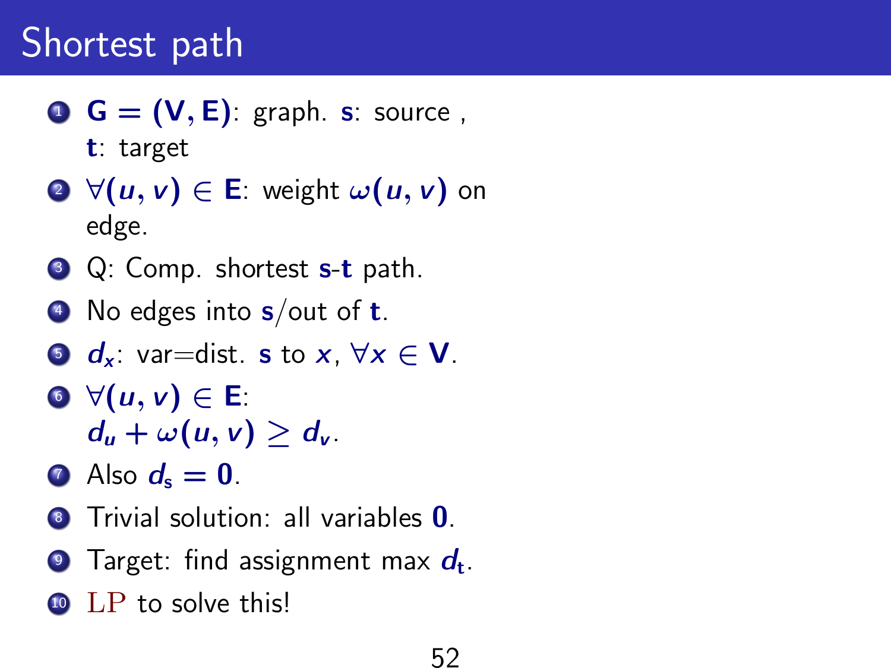# Shortest path

1. $\mathbf{G = (V, E)}$: graph. $\mathbf{s}$: source , $\mathbf{t}$: target
2. $\forall(u, v) \in \mathbf{E}$: weight $\omega(u, v)$ on edge.
3. Q: Comp. shortest $\mathbf{s}$-$\mathbf{t}$ path.
4. No edges into $\mathbf{s}$/out of $\mathbf{t}$.
5. $d_x$: var=dist. $\mathbf{s}$ to $x$, $\forall x \in \mathbf{V}$.
6. $\forall(u, v) \in \mathbf{E}$: $d_u + \omega(u, v) \geq d_v$.
7. Also $d_s = 0$.
8. Trivial solution: all variables $\mathbf{0}$.
9. Target: find assignment max $d_t$.
10. LP to solve this!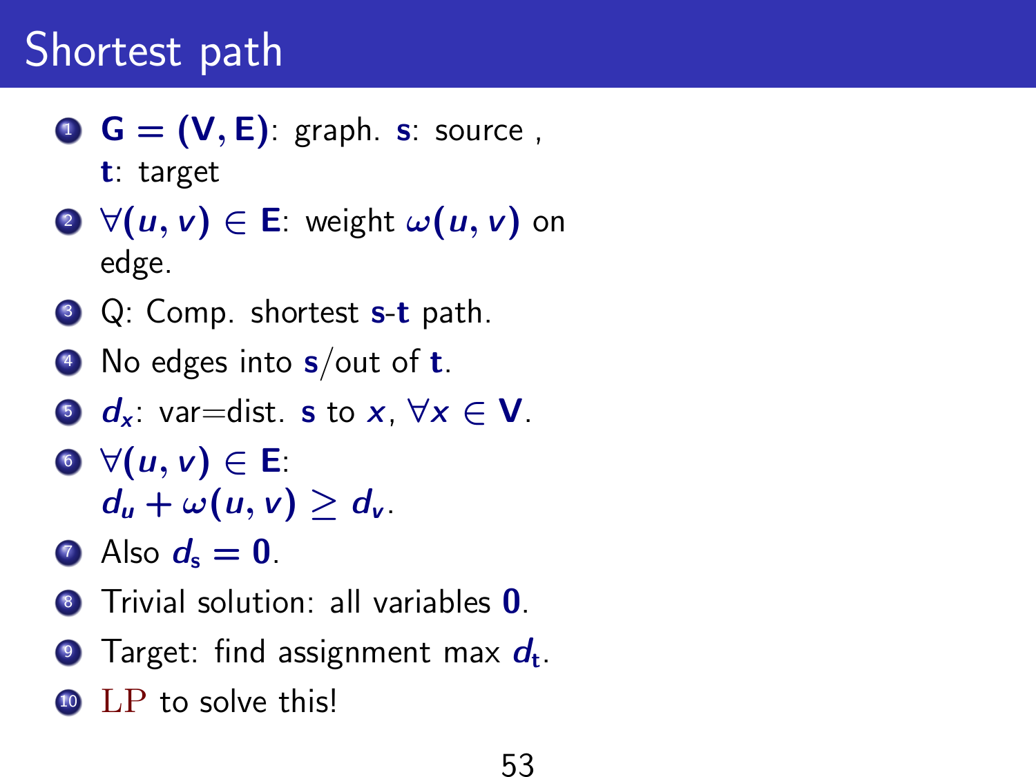# Shortest path

1. $\mathbf{G = (V, E)}$: graph. $\mathbf{s}$: source , $\mathbf{t}$: target
2. $\forall (u, v) \in \mathbf{E}$: weight $\omega(u, v)$ on edge.
3. Q: Comp. shortest $\mathbf{s}$-$\mathbf{t}$ path.
4. No edges into $\mathbf{s}$/out of $\mathbf{t}$.
5. $d_x$: var=dist. $\mathbf{s}$ to $x$, $\forall x \in \mathbf{V}$.
6. $\forall (u, v) \in \mathbf{E}$: $d_u + \omega(u, v) \geq d_v$.
7. Also $d_s = 0$.
8. Trivial solution: all variables $\mathbf{0}$.
9. Target: find assignment max $d_t$.
10. LP to solve this!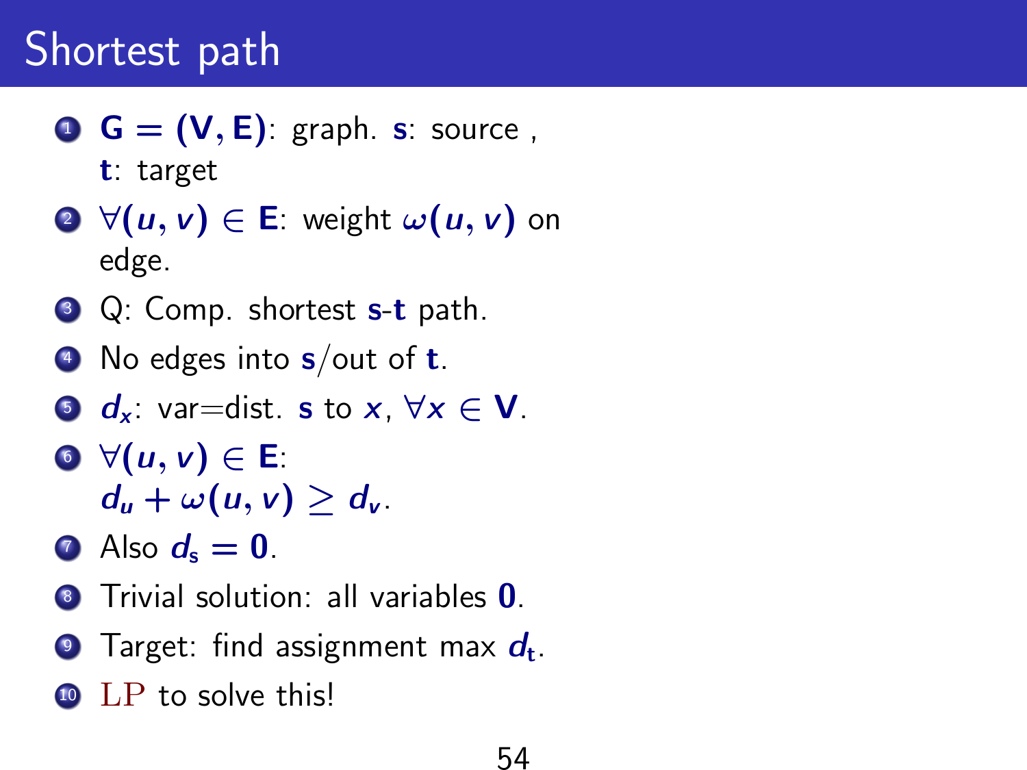# Shortest path

1. $\mathbf{G = (V, E)}$: graph. $\mathbf{s}$: source , $\mathbf{t}$: target
2. $\forall (u, v) \in \mathbf{E}$: weight $\omega(u, v)$ on edge.
3. Q: Comp. shortest $\mathbf{s}$-$\mathbf{t}$ path.
4. No edges into $\mathbf{s}$/out of $\mathbf{t}$.
5. $d_x$: var=dist. $\mathbf{s}$ to $x$, $\forall x \in \mathbf{V}$.
6. $\forall (u, v) \in \mathbf{E}$: $d_u + \omega(u, v) \geq d_v$.
7. Also $d_s = 0$.
8. Trivial solution: all variables $\mathbf{0}$.
9. Target: find assignment max $d_t$.
10. LP to solve this!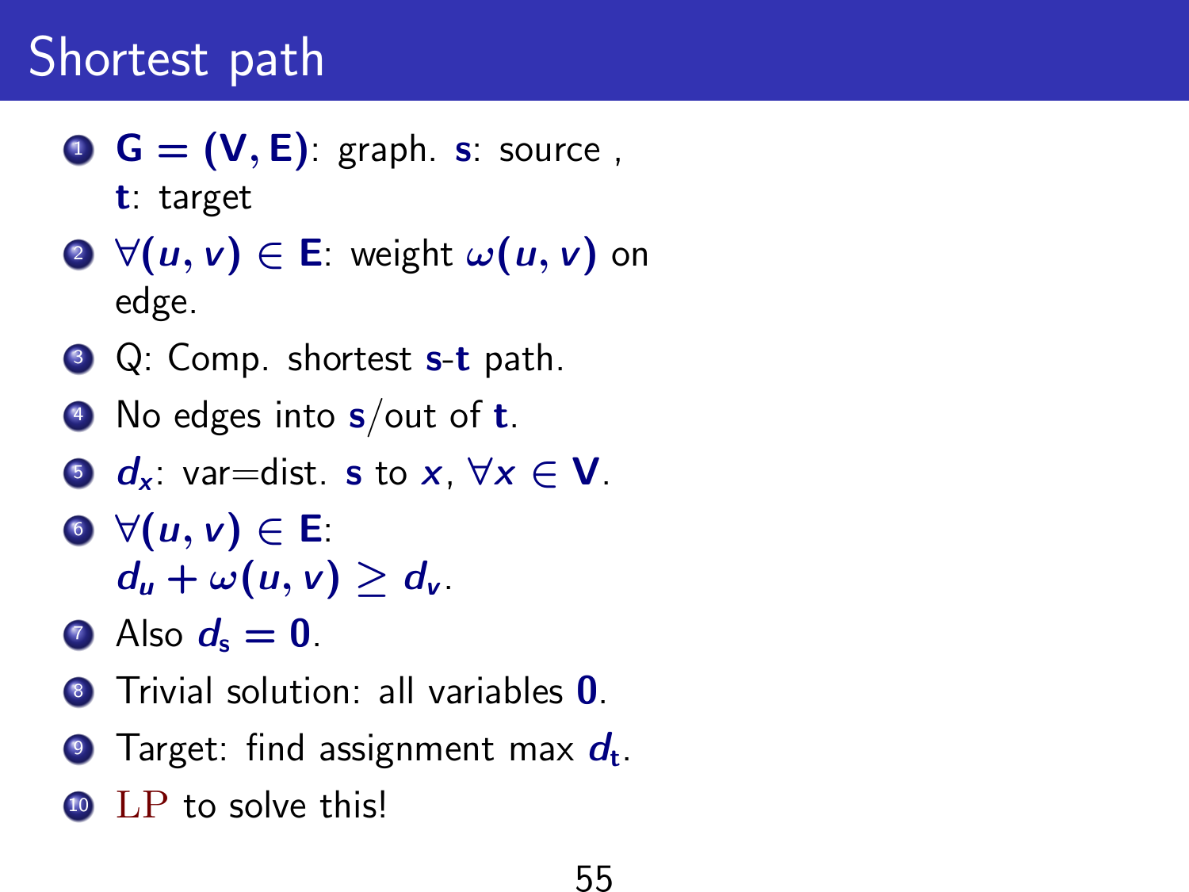# Shortest path

1. $\mathbf{G} = (\mathbf{V}, \mathbf{E})$: graph. $\mathbf{s}$: source , $\mathbf{t}$: target
2. $\forall (u, v) \in \mathbf{E}$: weight $\omega(u, v)$ on edge.
3. Q: Comp. shortest $\mathbf{s}$-$\mathbf{t}$ path.
4. No edges into $\mathbf{s}$/out of $\mathbf{t}$.
5. $d_x$: var=dist. $\mathbf{s}$ to $x$, $\forall x \in \mathbf{V}$.
6. $\forall (u, v) \in \mathbf{E}$: $d_u + \omega(u, v) \geq d_v$.
7. Also $d_s = 0$.
8. Trivial solution: all variables $\mathbf{0}$.
9. Target: find assignment max $d_t$.
10. LP to solve this!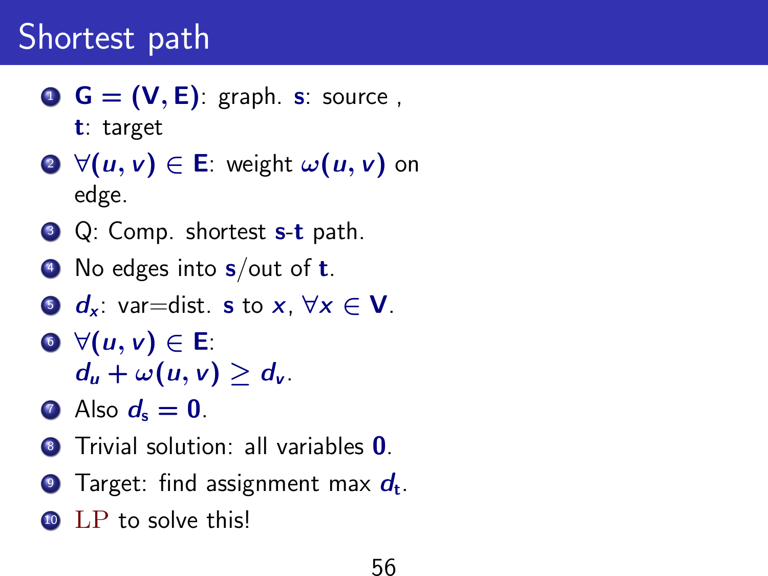# Shortest path

1. $\mathbf{G} = (\mathbf{V}, \mathbf{E})$: graph. **s**: source , **t**: target
2. $\forall (u, v) \in \mathbf{E}$: weight $\omega(u, v)$ on edge.
3. Q: Comp. shortest **s**-**t** path.
4. No edges into **s**/out of **t**.
5. $d_x$: var=dist. **s** to $x$, $\forall x \in \mathbf{V}$.
6. $\forall (u, v) \in \mathbf{E}$: $d_u + \omega(u, v) \geq d_v$.
7. Also $d_s = 0$.
8. Trivial solution: all variables $\mathbf{0}$.
9. Target: find assignment max $d_t$.
10. LP to solve this!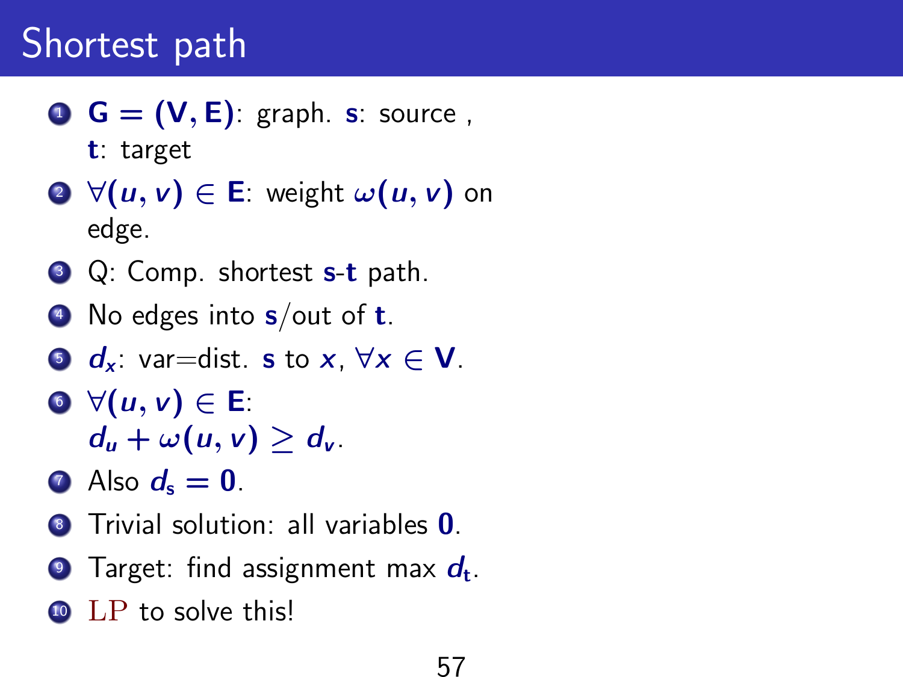# Shortest path

1. $\mathbf{G = (V, E)}$: graph. $\mathbf{s}$: source , $\mathbf{t}$: target
2. $\forall (u, v) \in \mathbf{E}$: weight $\omega(u, v)$ on edge.
3. Q: Comp. shortest $\mathbf{s}$-$\mathbf{t}$ path.
4. No edges into $\mathbf{s}$/out of $\mathbf{t}$.
5. $d_x$: var=dist. $\mathbf{s}$ to $x$, $\forall x \in \mathbf{V}$.
6. $\forall (u, v) \in \mathbf{E}$: $d_u + \omega(u, v) \geq d_v$.
7. Also $d_s = 0$.
8. Trivial solution: all variables $\mathbf{0}$.
9. Target: find assignment max $d_t$.
10. LP to solve this!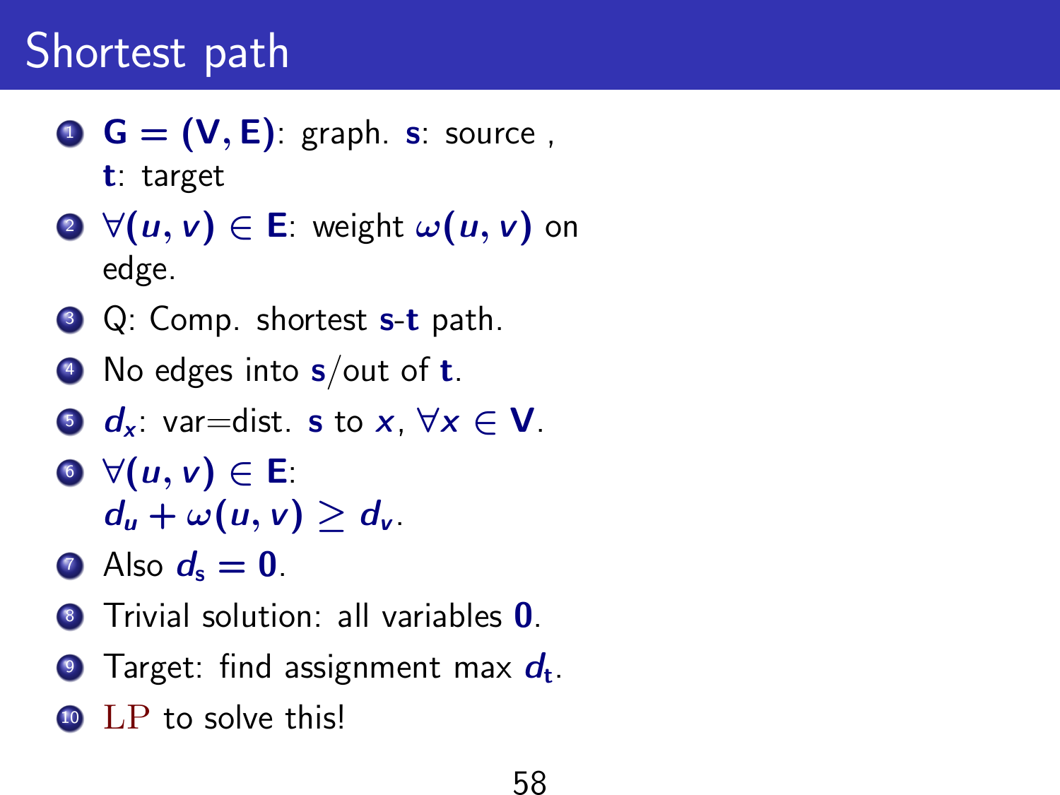# Shortest path

1. $\mathbf{G = (V, E)}$: graph. $\mathbf{s}$: source , $\mathbf{t}$: target
2. $\forall (u, v) \in \mathbf{E}$: weight $\omega(u, v)$ on edge.
3. Q: Comp. shortest $\mathbf{s}$-$\mathbf{t}$ path.
4. No edges into $\mathbf{s}$/out of $\mathbf{t}$.
5. $d_x$: var=dist. $\mathbf{s}$ to $x$, $\forall x \in \mathbf{V}$.
6. $\forall (u, v) \in \mathbf{E}$: $d_u + \omega(u, v) \geq d_v$.
7. Also $d_\mathbf{s} = 0$.
8. Trivial solution: all variables $0$.
9. Target: find assignment max $d_\mathbf{t}$.
10. LP to solve this!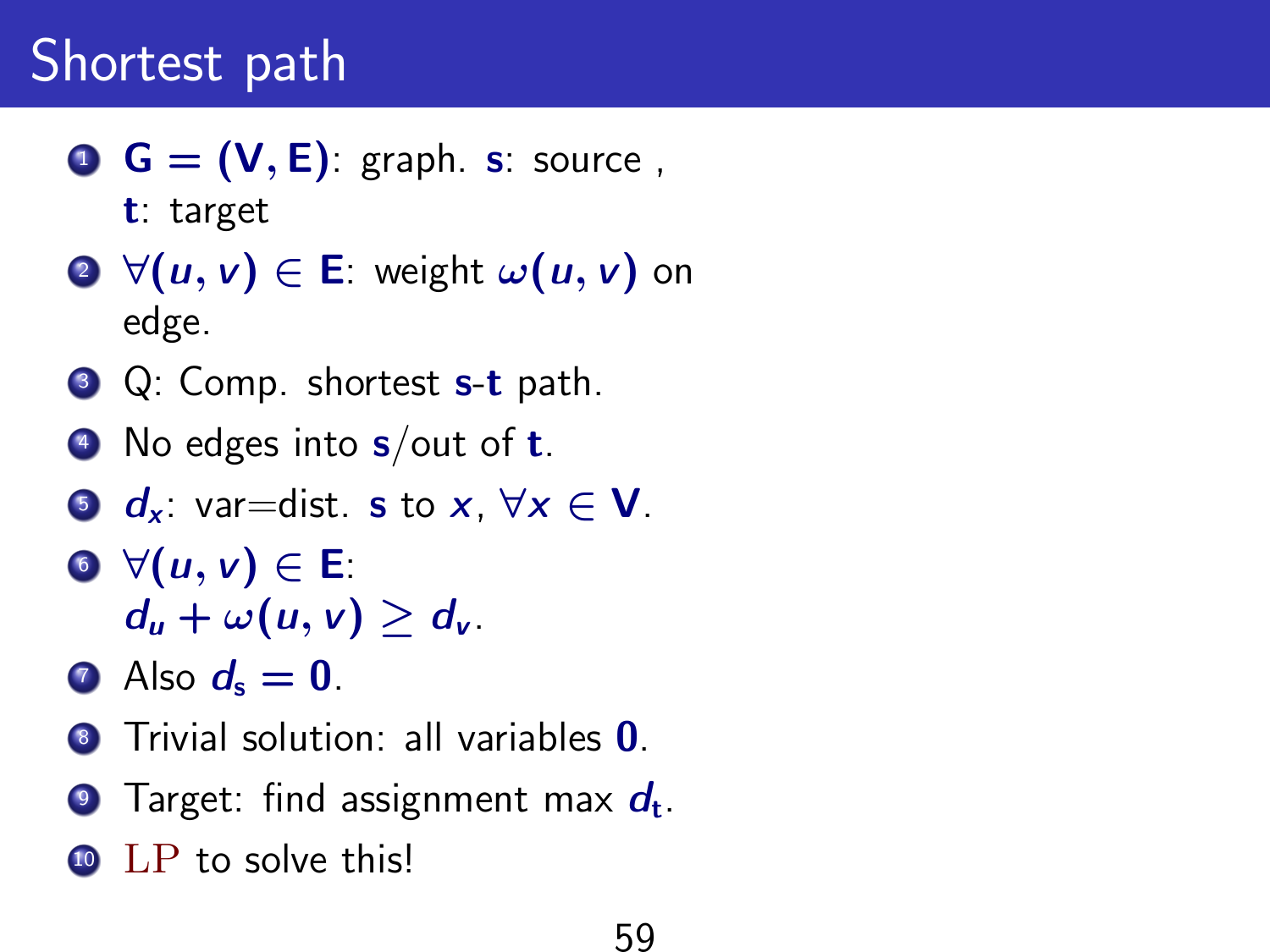# Shortest path

1. $\mathbf{G = (V, E)}$: graph. $\mathbf{s}$: source , $\mathbf{t}$: target
2. $\forall (u, v) \in \mathbf{E}$: weight $\omega(u, v)$ on edge.
3. Q: Comp. shortest $\mathbf{s}$-$\mathbf{t}$ path.
4. No edges into $\mathbf{s}$/out of $\mathbf{t}$.
5. $d_x$: var=dist. $\mathbf{s}$ to $x$, $\forall x \in \mathbf{V}$.
6. $\forall (u, v) \in \mathbf{E}$: $d_u + \omega(u, v) \geq d_v$.
7. Also $d_{\mathbf{s}} = 0$.
8. Trivial solution: all variables $\mathbf{0}$.
9. Target: find assignment max $d_{\mathbf{t}}$.
10. LP to solve this!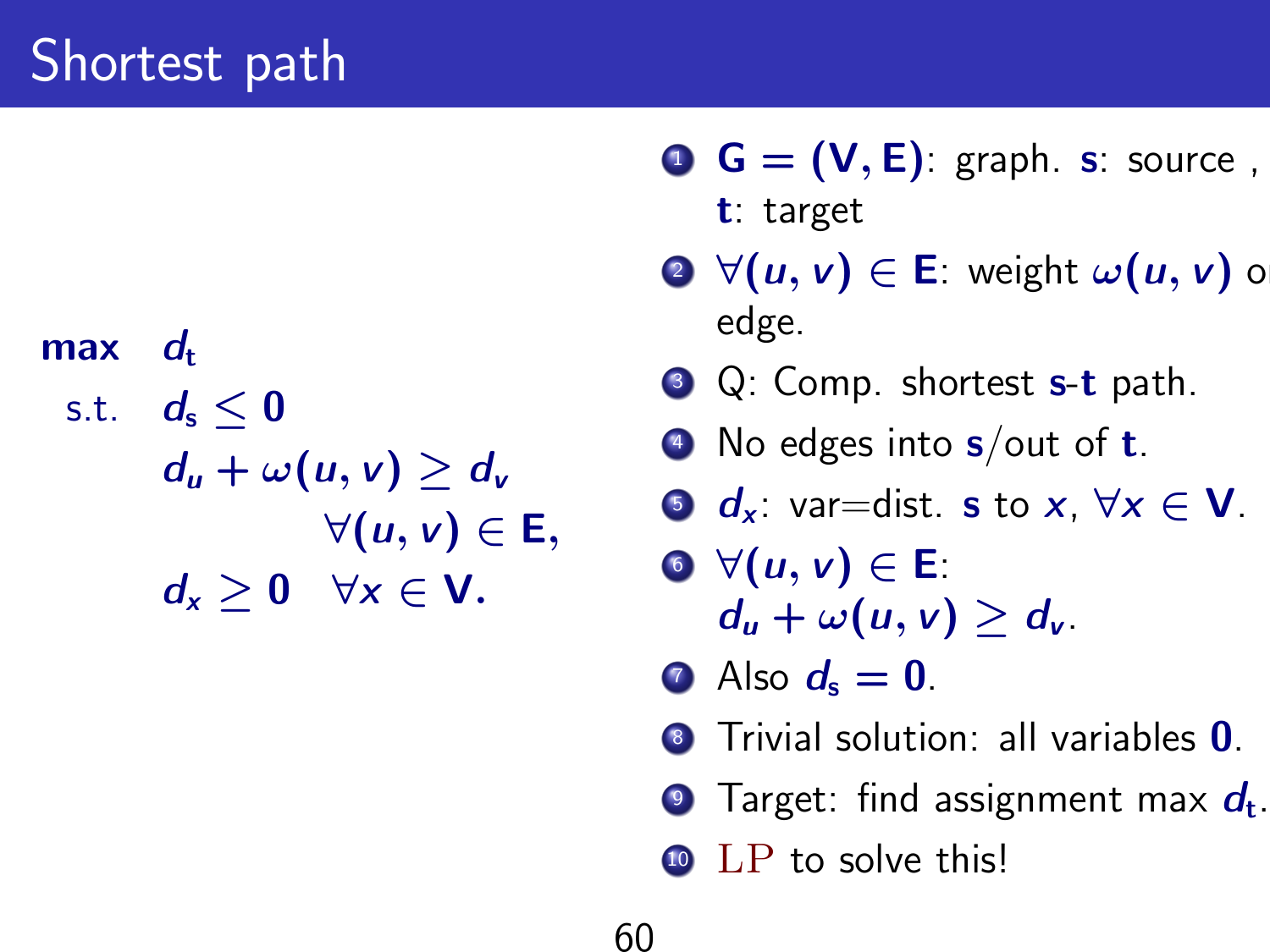# Shortest path

$$
\begin{aligned}
\max \quad & d_t \\
\text{s.t.} \quad & d_s \leq 0 \\
& d_u + \omega(u, v) \geq d_v \\
& \qquad\qquad \forall (u, v) \in \mathbf{E}, \\
& d_x \geq 0 \quad \forall x \in \mathbf{V}.
\end{aligned}
$$

1. $\mathbf{G} = (\mathbf{V}, \mathbf{E})$: graph. $\mathbf{s}$: source , $\mathbf{t}$: target
2. $\forall (u, v) \in \mathbf{E}$: weight $\omega(u, v)$ on edge.
3. Q: Comp. shortest $\mathbf{s}$-$\mathbf{t}$ path.
4. No edges into $\mathbf{s}$/out of $\mathbf{t}$.
5. $d_x$: var=dist. $\mathbf{s}$ to $x$, $\forall x \in \mathbf{V}$.
6. $\forall (u, v) \in \mathbf{E}$: $d_u + \omega(u, v) \geq d_v$.
7. Also $d_s = 0$.
8. Trivial solution: all variables $0$.
9. Target: find assignment max $d_t$.
10. LP to solve this!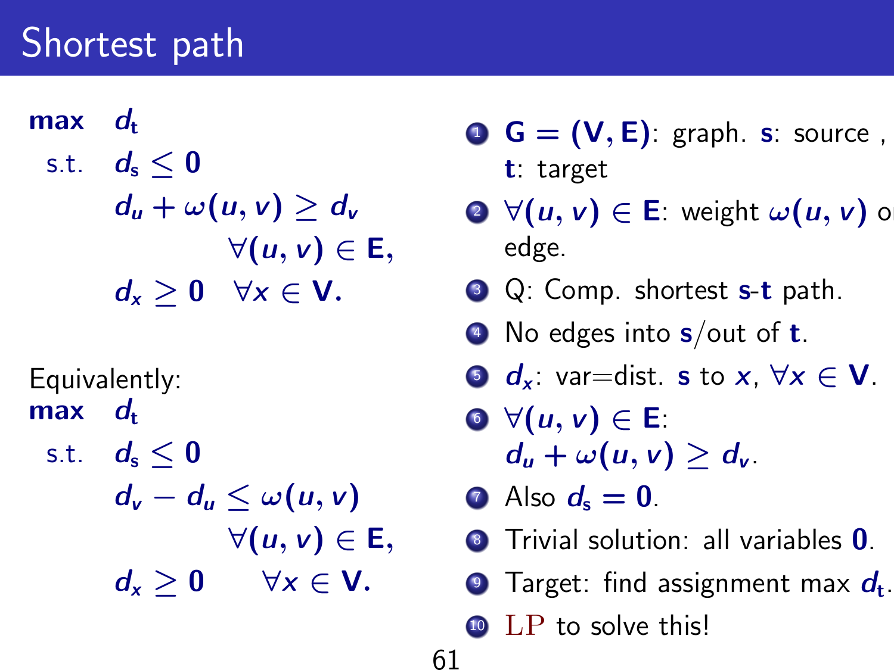# Shortest path

$$
\begin{aligned}
\textbf{max} \quad & d_t \\
\text{s.t.} \quad & d_s \leq 0 \\
& d_u + \omega(u, v) \geq d_v \quad \forall (u, v) \in \mathbf{E}, \\
& d_x \geq 0 \quad \forall x \in \mathbf{V}.
\end{aligned}
$$

Equivalently:

$$
\begin{aligned}
\textbf{max} \quad & d_t \\
\text{s.t.} \quad & d_s \leq 0 \\
& d_v - d_u \leq \omega(u, v) \quad \forall (u, v) \in \mathbf{E}, \\
& d_x \geq 0 \quad \forall x \in \mathbf{V}.
\end{aligned}
$$

1. $\mathbf{G} = (\mathbf{V}, \mathbf{E})$: graph. $\mathbf{s}$: source , $\mathbf{t}$: target
2. $\forall (u, v) \in \mathbf{E}$: weight $\omega(u, v)$ on edge.
3. Q: Comp. shortest $\mathbf{s}$-$\mathbf{t}$ path.
4. No edges into $\mathbf{s}$/out of $\mathbf{t}$.
5. $d_x$: var=dist. $\mathbf{s}$ to $x$, $\forall x \in \mathbf{V}$.
6. $\forall (u, v) \in \mathbf{E}$: $d_u + \omega(u, v) \geq d_v$.
7. Also $d_s = 0$.
8. Trivial solution: all variables $\mathbf{0}$.
9. Target: find assignment max $d_t$.
10. LP to solve this!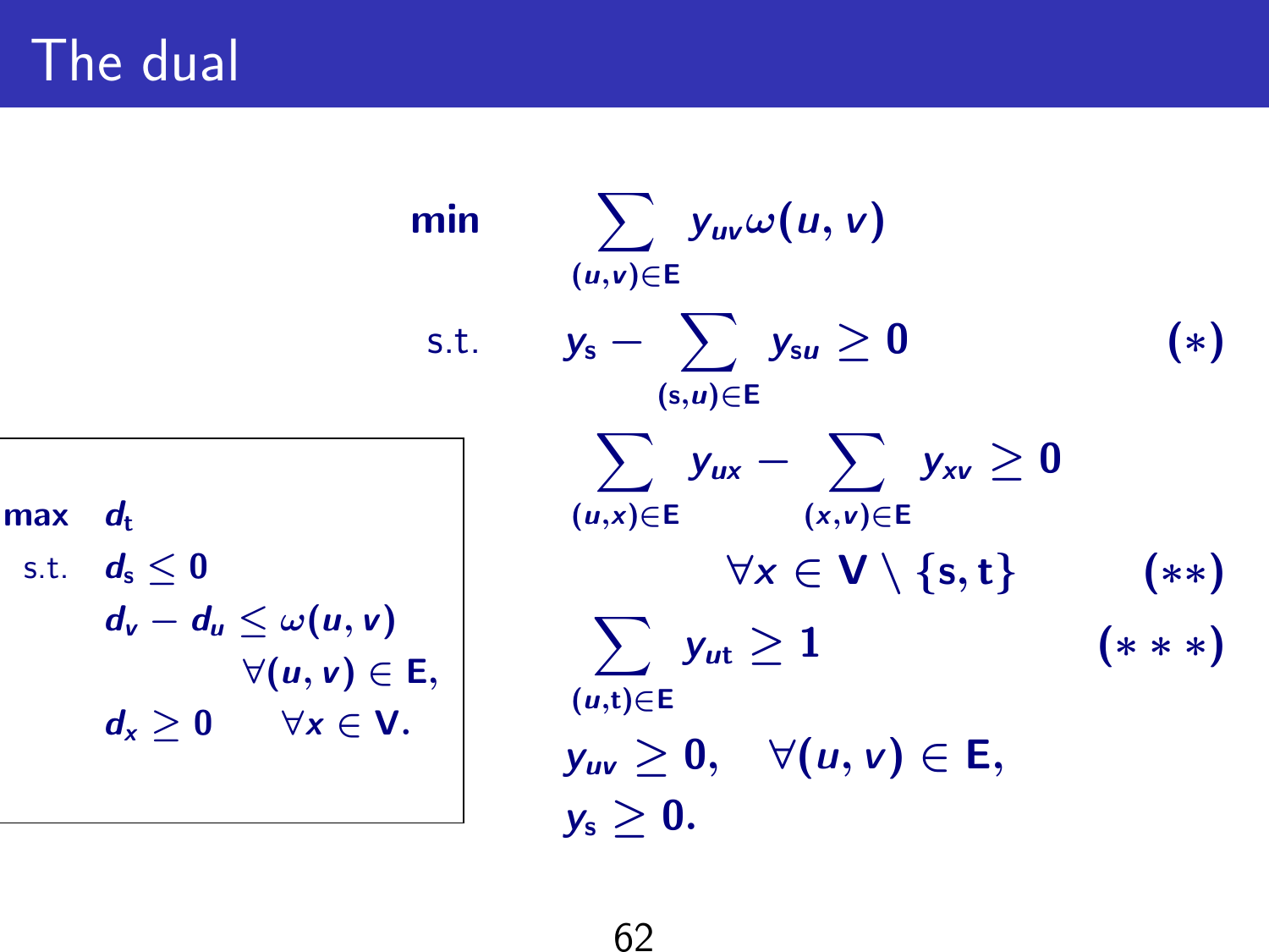# The dual

$$
\begin{aligned}
\min \quad & \sum_{(u,v)\in E} y_{uv}\,\omega(u,v) \\
\text{s.t.} \quad & y_s - \sum_{(s,u)\in E} y_{su} \geq 0 & (*) \\
& \sum_{(u,x)\in E} y_{ux} - \sum_{(x,v)\in E} y_{xv} \geq 0 \quad \forall x \in V \setminus \{s,t\} & (**) \\
& \sum_{(u,t)\in E} y_{ut} \geq 1 & (***) \\
& y_{uv} \geq 0, \quad \forall (u,v) \in E, \\
& y_s \geq 0.
\end{aligned}
$$

$$
\begin{aligned}
\max \quad & d_t \\
\text{s.t.} \quad & d_s \leq 0 \\
& d_v - d_u \leq \omega(u,v) \quad \forall (u,v) \in E, \\
& d_x \geq 0 \quad \forall x \in V.
\end{aligned}
$$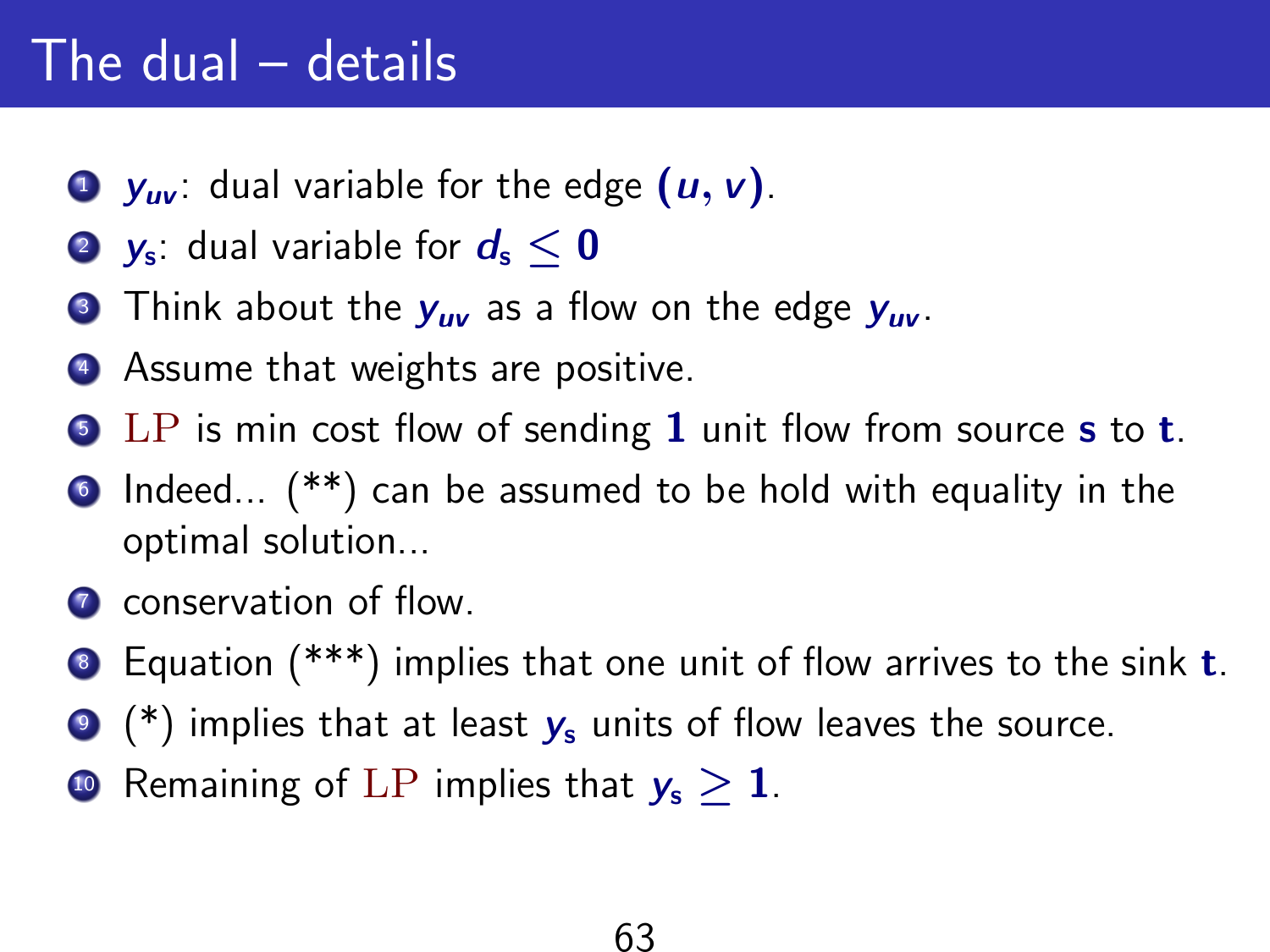# The dual – details

1. $y_{uv}$: dual variable for the edge $(u, v)$.
2. $y_s$: dual variable for $d_s \leq 0$
3. Think about the $y_{uv}$ as a flow on the edge $y_{uv}$.
4. Assume that weights are positive.
5. LP is min cost flow of sending $\mathbf{1}$ unit flow from source $\mathbf{s}$ to $\mathbf{t}$.
6. Indeed... (**) can be assumed to be hold with equality in the optimal solution...
7. conservation of flow.
8. Equation (***) implies that one unit of flow arrives to the sink $\mathbf{t}$.
9. (*) implies that at least $y_s$ units of flow leaves the source.
10. Remaining of LP implies that $y_s \geq \mathbf{1}$.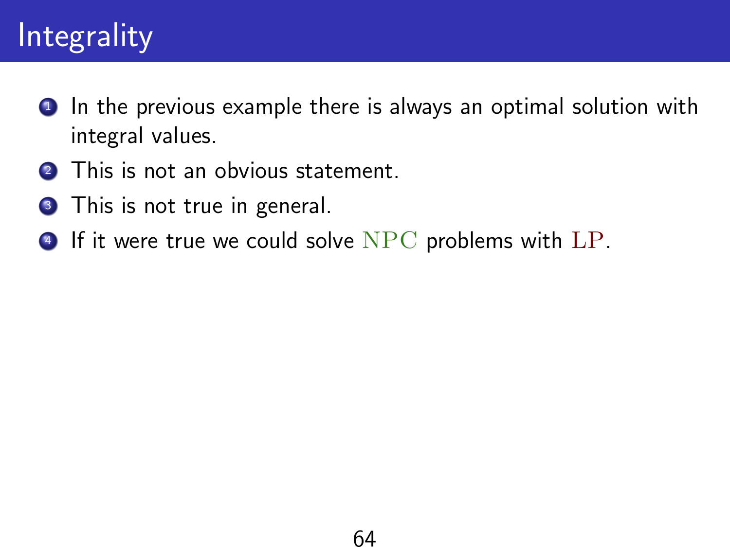# Integrality

1. In the previous example there is always an optimal solution with integral values.
2. This is not an obvious statement.
3. This is not true in general.
4. If it were true we could solve $\mathrm{NPC}$ problems with $\mathrm{LP}$.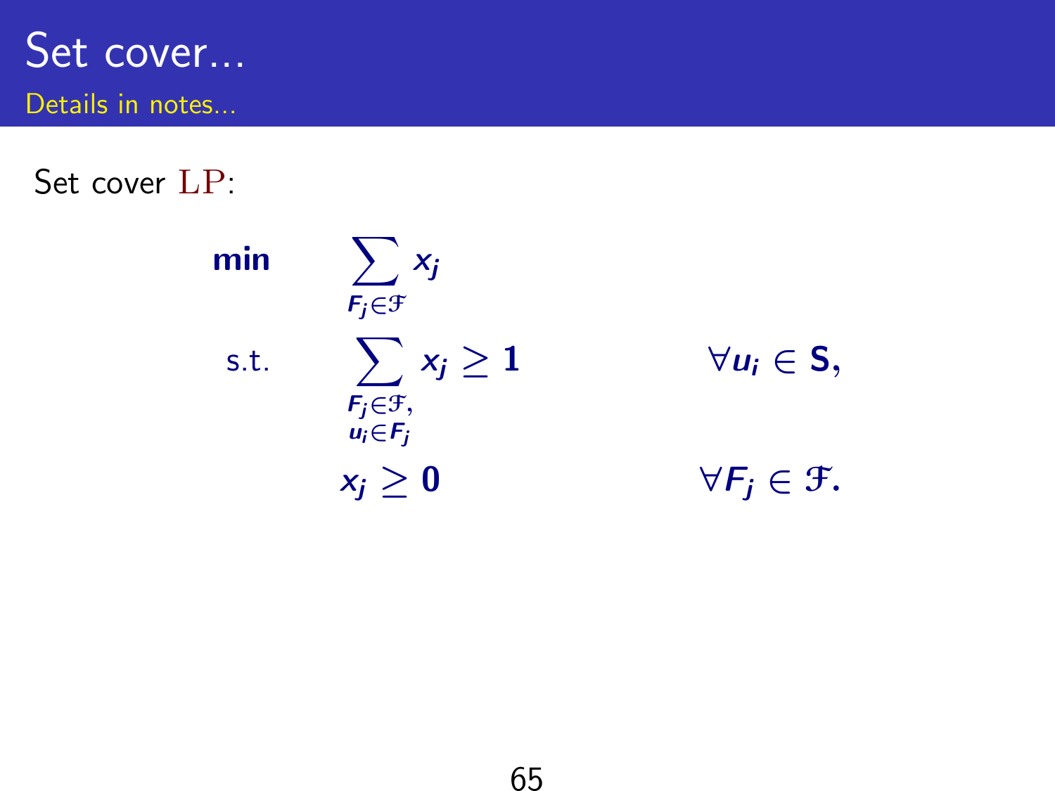# Set cover...

Details in notes...

Set cover LP:

$$
\begin{aligned}
\textbf{min} \quad & \sum_{F_j \in \mathcal{F}} x_j \\
\text{s.t.} \quad & \sum_{\substack{F_j \in \mathcal{F}, \\ u_i \in F_j}} x_j \geq 1 & \forall u_i \in \mathsf{S}, \\
& x_j \geq 0 & \forall F_j \in \mathcal{F}.
\end{aligned}
$$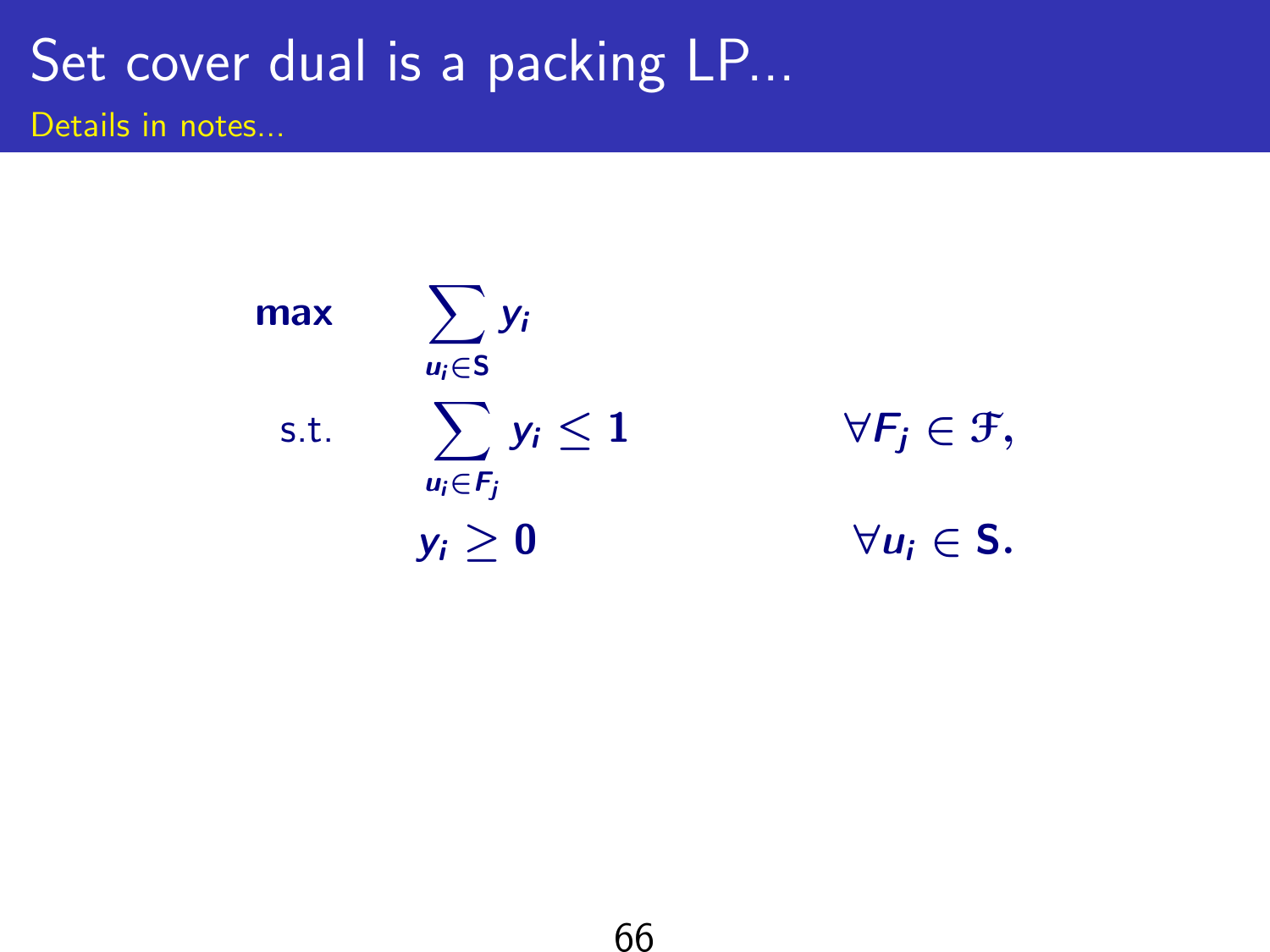# Set cover dual is a packing LP...

Details in notes...

$$
\begin{aligned}
\textbf{max} \quad & \sum_{u_i \in \mathsf{S}} y_i & \\
\text{s.t.} \quad & \sum_{u_i \in F_j} y_i \leq 1 & \forall F_j \in \mathfrak{F}, \\
& y_i \geq 0 & \forall u_i \in \mathsf{S}.
\end{aligned}
$$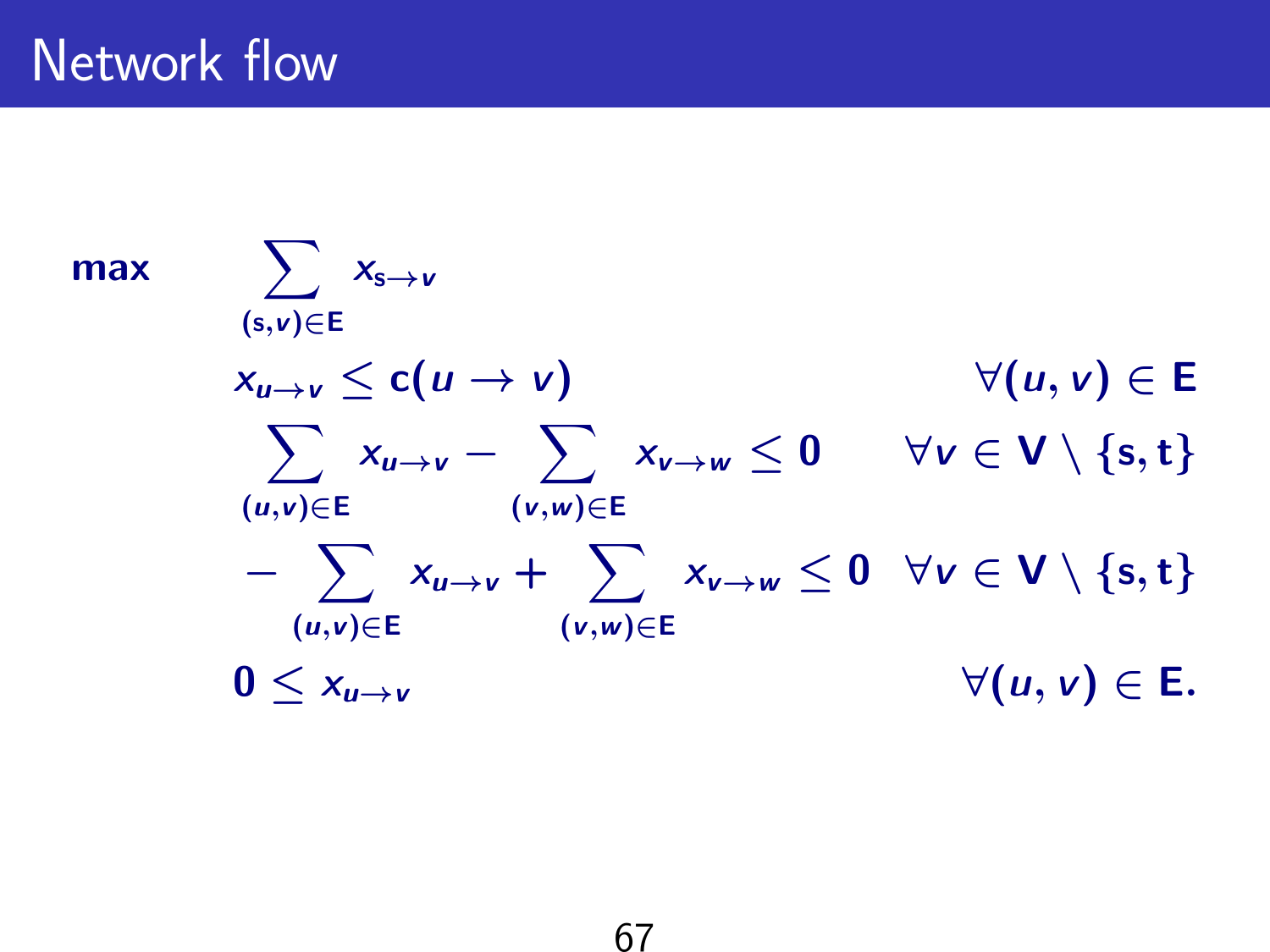# Network flow

$$
\begin{array}{lll}
\textbf{max} & \displaystyle\sum_{(s,v)\in E} x_{s\to v} & \\
& x_{u\to v} \le c(u \to v) & \forall (u,v) \in E \\
& \displaystyle\sum_{(u,v)\in E} x_{u\to v} - \sum_{(v,w)\in E} x_{v\to w} \le 0 & \forall v \in V \setminus \{s,t\} \\
& \displaystyle -\sum_{(u,v)\in E} x_{u\to v} + \sum_{(v,w)\in E} x_{v\to w} \le 0 & \forall v \in V \setminus \{s,t\} \\
& 0 \le x_{u\to v} & \forall (u,v) \in E.
\end{array}
$$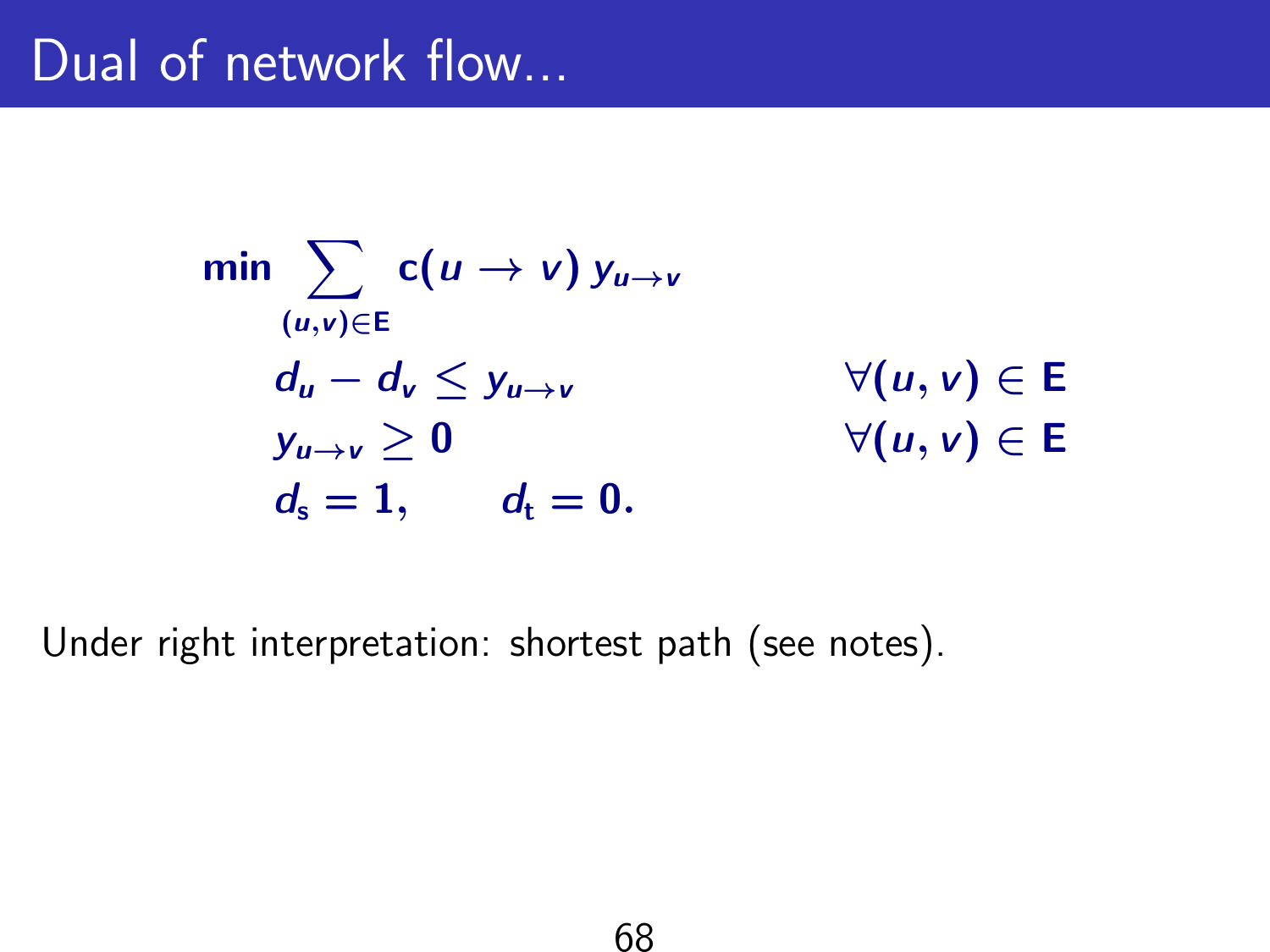# Dual of network flow...

$$
\begin{aligned}
\min \sum_{(u,v)\in E} & c(u \to v)\, y_{u\to v} \\
& d_u - d_v \leq y_{u\to v} & \forall (u,v) \in E \\
& y_{u\to v} \geq 0 & \forall (u,v) \in E \\
& d_s = 1, \qquad d_t = 0.
\end{aligned}
$$

Under right interpretation: shortest path (see notes).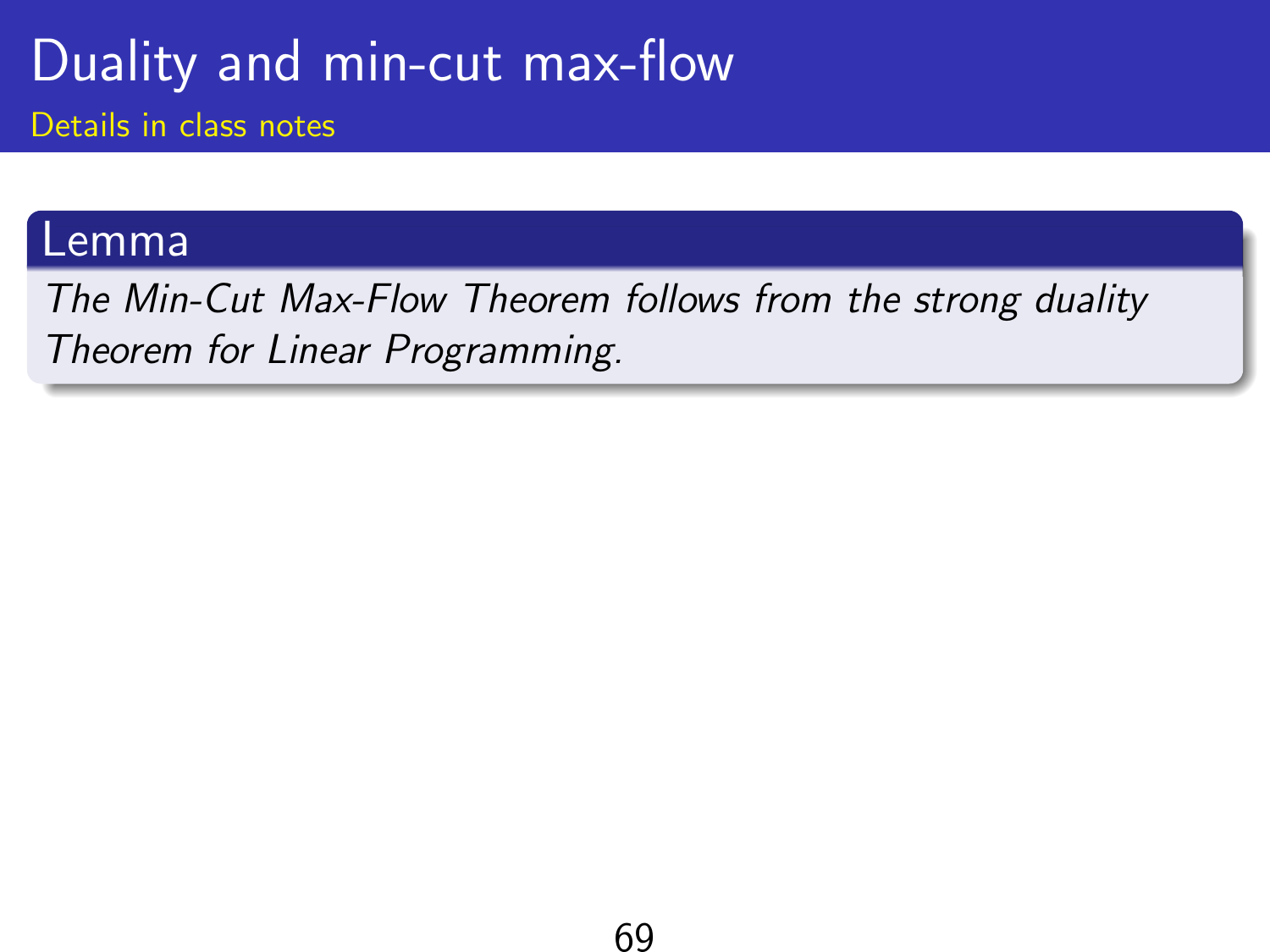# Duality and min-cut max-flow

Details in class notes

### Lemma

*The Min-Cut Max-Flow Theorem follows from the strong duality Theorem for Linear Programming.*